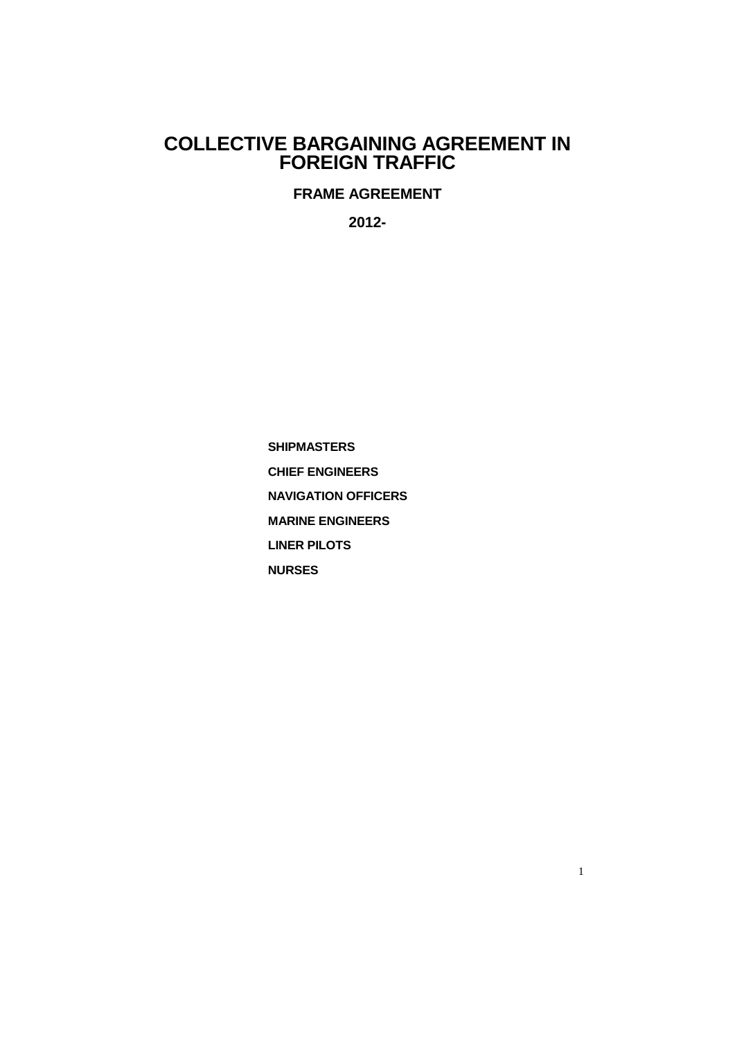# COLLECTIVE BARGAINING AGREEMENT IN FOREIGN TRAFFIC

**FRAME AGREEMENT**

**2012-**

**SHIPMASTERS**

**CHIEF ENGINEERS**

**NAVIGATION OFFICERS**

**MARINE ENGINEERS**

**LINER PILOTS**

**NURSES**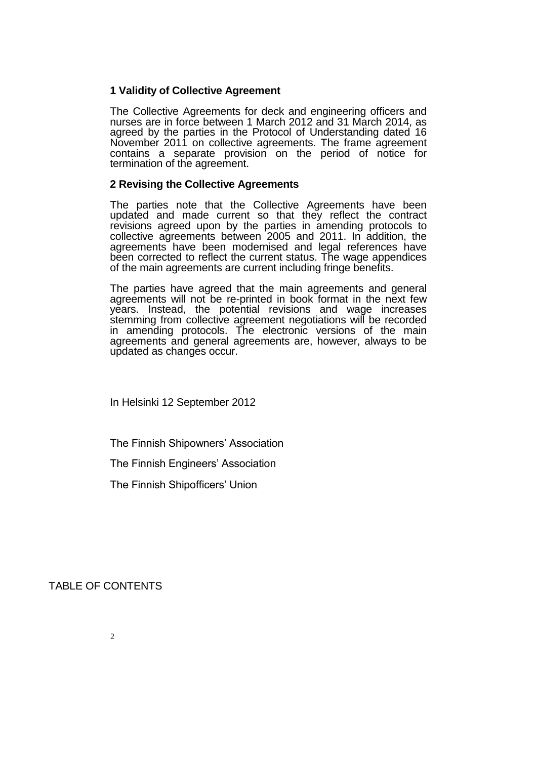## 1 Validity of Collective Agreement

The Collective Agreements for deck and engineering officers and nurses are in force between 1 March 2012 and 31 March 2014, as agreed by the parties in the Protocol of Understanding dated 16 November 2011 on collective agreements. The frame agreement contains a separate provision on the period of notice for termination of the agreement.

## 2 Revising the Collective Agreements

The parties note that the Collective Agreements have been updated and made current so that they reflect the contract revisions agreed upon by the parties in amending protocols to collective agreements between 2005 and 2011. In addition, the agreements have been modernised and legal references have been corrected to reflect the current status. The wage appendices of the main agreements are current including fringe benefits.

The parties have agreed that the main agreements and general agreements will not be re-printed in book format in the next few years. Instead, the potential revisions and wage increases stemming from collective agreement negotiations will be recorded in amending protocols. The electronic versions of the main agreements and general agreements are, however, always to be updated as changes occur.

In Helsinki 12 September 2012

The Finnish Shipowners' Association

The Finnish Engineers' Association

The Finnish Shipofficers' Union

TABLE OF CONTENTS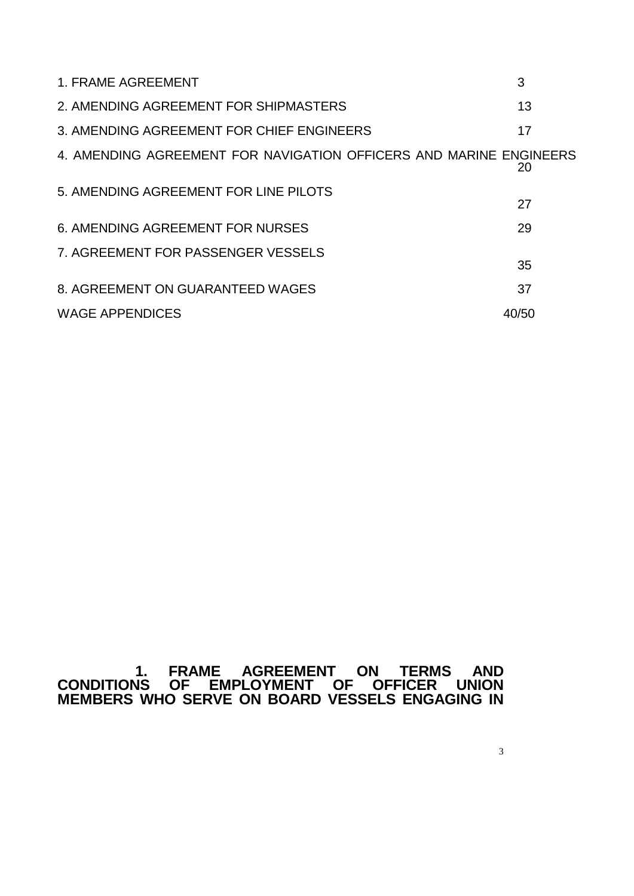| | |
|---|---|
| 1. FRAME AGREEMENT | 3 |
| 2. AMENDING AGREEMENT FOR SHIPMASTERS | 13 |
| 3. AMENDING AGREEMENT FOR CHIEF ENGINEERS | 17 |
| 4. AMENDING AGREEMENT FOR NAVIGATION OFFICERS AND MARINE ENGINEERS | 20 |
| 5. AMENDING AGREEMENT FOR LINE PILOTS | 27 |
| 6. AMENDING AGREEMENT FOR NURSES | 29 |
| 7. AGREEMENT FOR PASSENGER VESSELS | 35 |
| 8. AGREEMENT ON GUARANTEED WAGES | 37 |
| WAGE APPENDICES | 40/50 |

# 1. FRAME AGREEMENT ON TERMS AND CONDITIONS OF EMPLOYMENT OF OFFICER UNION MEMBERS WHO SERVE ON BOARD VESSELS ENGAGING IN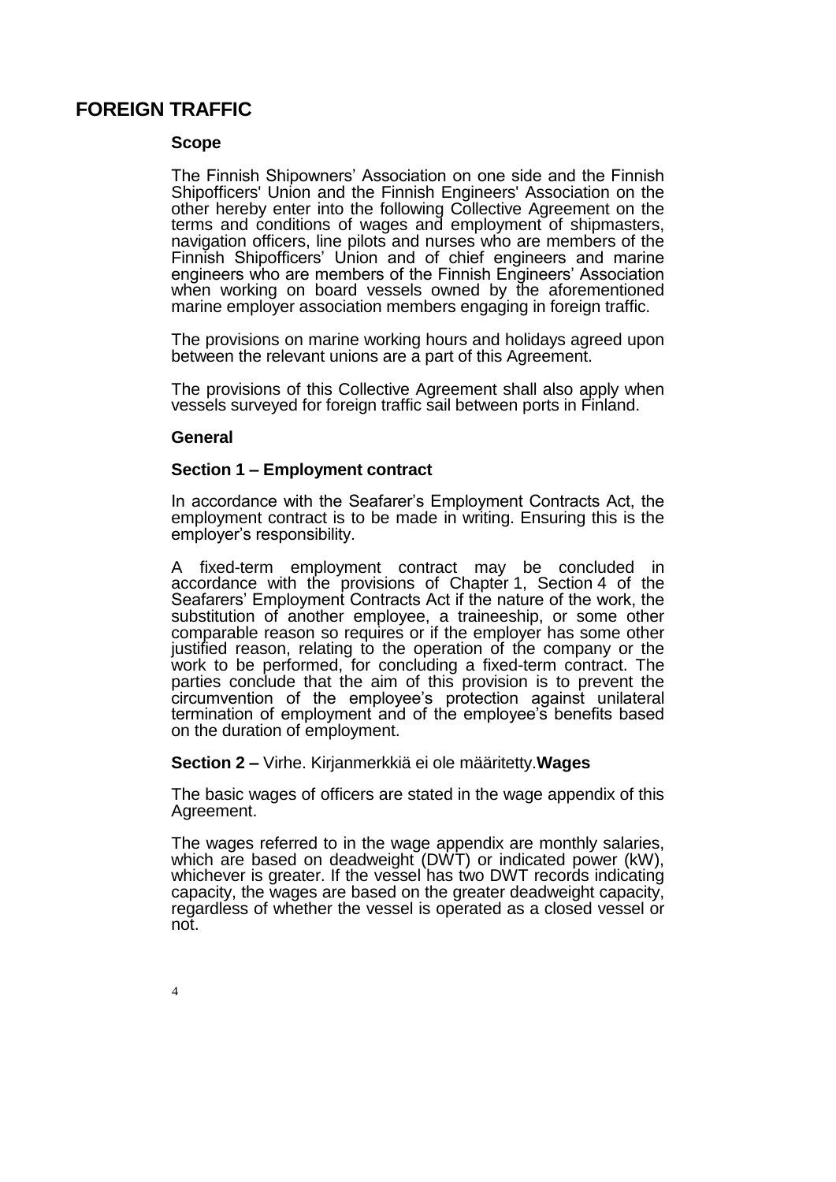# FOREIGN TRAFFIC

### Scope

The Finnish Shipowners' Association on one side and the Finnish Shipofficers' Union and the Finnish Engineers' Association on the other hereby enter into the following Collective Agreement on the terms and conditions of wages and employment of shipmasters, navigation officers, line pilots and nurses who are members of the Finnish Shipofficers' Union and of chief engineers and marine engineers who are members of the Finnish Engineers' Association when working on board vessels owned by the aforementioned marine employer association members engaging in foreign traffic.

The provisions on marine working hours and holidays agreed upon between the relevant unions are a part of this Agreement.

The provisions of this Collective Agreement shall also apply when vessels surveyed for foreign traffic sail between ports in Finland.

### General

### Section 1 – Employment contract

In accordance with the Seafarer's Employment Contracts Act, the employment contract is to be made in writing. Ensuring this is the employer's responsibility.

A fixed-term employment contract may be concluded in accordance with the provisions of Chapter 1, Section 4 of the Seafarers' Employment Contracts Act if the nature of the work, the substitution of another employee, a traineeship, or some other comparable reason so requires or if the employer has some other justified reason, relating to the operation of the company or the work to be performed, for concluding a fixed-term contract. The parties conclude that the aim of this provision is to prevent the circumvention of the employee's protection against unilateral termination of employment and of the employee's benefits based on the duration of employment.

### Section 2 – Virhe. Kirjanmerkkiä ei ole määritetty.Wages

The basic wages of officers are stated in the wage appendix of this Agreement.

The wages referred to in the wage appendix are monthly salaries, which are based on deadweight (DWT) or indicated power (kW), whichever is greater. If the vessel has two DWT records indicating capacity, the wages are based on the greater deadweight capacity, regardless of whether the vessel is operated as a closed vessel or not.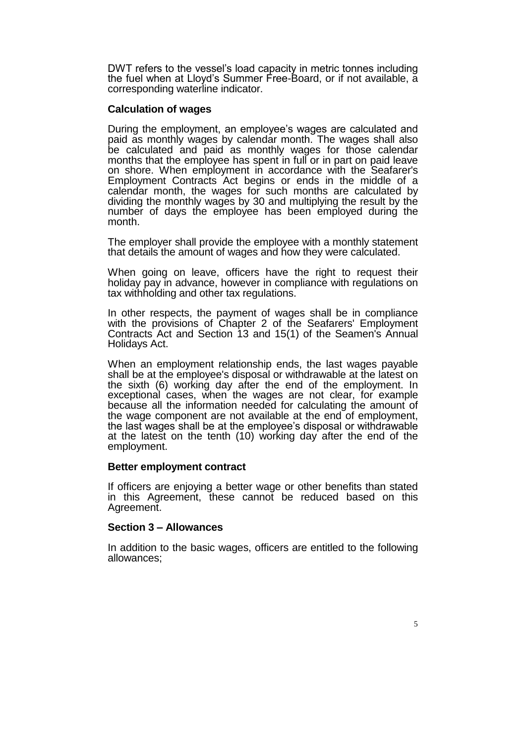DWT refers to the vessel's load capacity in metric tonnes including the fuel when at Lloyd's Summer Free-Board, or if not available, a corresponding waterline indicator.

**Calculation of wages**

During the employment, an employee's wages are calculated and paid as monthly wages by calendar month. The wages shall also be calculated and paid as monthly wages for those calendar months that the employee has spent in full or in part on paid leave on shore. When employment in accordance with the Seafarer's Employment Contracts Act begins or ends in the middle of a calendar month, the wages for such months are calculated by dividing the monthly wages by 30 and multiplying the result by the number of days the employee has been employed during the month.

The employer shall provide the employee with a monthly statement that details the amount of wages and how they were calculated.

When going on leave, officers have the right to request their holiday pay in advance, however in compliance with regulations on tax withholding and other tax regulations.

In other respects, the payment of wages shall be in compliance with the provisions of Chapter 2 of the Seafarers' Employment Contracts Act and Section 13 and 15(1) of the Seamen's Annual Holidays Act.

When an employment relationship ends, the last wages payable shall be at the employee's disposal or withdrawable at the latest on the sixth (6) working day after the end of the employment. In exceptional cases, when the wages are not clear, for example because all the information needed for calculating the amount of the wage component are not available at the end of employment, the last wages shall be at the employee's disposal or withdrawable at the latest on the tenth (10) working day after the end of the employment.

**Better employment contract**

If officers are enjoying a better wage or other benefits than stated in this Agreement, these cannot be reduced based on this Agreement.

**Section 3 – Allowances**

In addition to the basic wages, officers are entitled to the following allowances;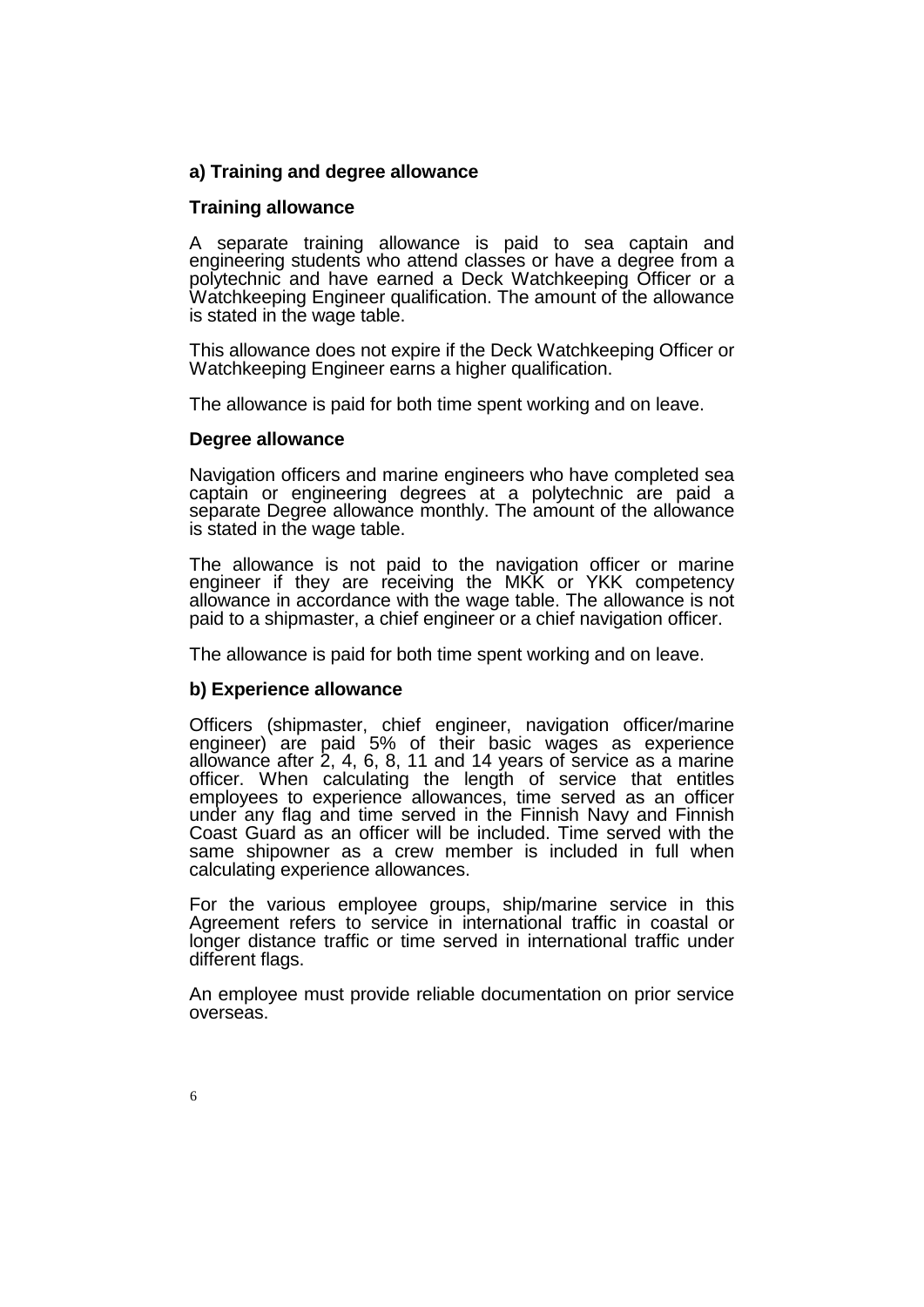### a) Training and degree allowance

#### Training allowance

A separate training allowance is paid to sea captain and engineering students who attend classes or have a degree from a polytechnic and have earned a Deck Watchkeeping Officer or a Watchkeeping Engineer qualification. The amount of the allowance is stated in the wage table.

This allowance does not expire if the Deck Watchkeeping Officer or Watchkeeping Engineer earns a higher qualification.

The allowance is paid for both time spent working and on leave.

#### Degree allowance

Navigation officers and marine engineers who have completed sea captain or engineering degrees at a polytechnic are paid a separate Degree allowance monthly. The amount of the allowance is stated in the wage table.

The allowance is not paid to the navigation officer or marine engineer if they are receiving the MKK or YKK competency allowance in accordance with the wage table. The allowance is not paid to a shipmaster, a chief engineer or a chief navigation officer.

The allowance is paid for both time spent working and on leave.

### b) Experience allowance

Officers (shipmaster, chief engineer, navigation officer/marine engineer) are paid 5% of their basic wages as experience allowance after 2, 4, 6, 8, 11 and 14 years of service as a marine officer. When calculating the length of service that entitles employees to experience allowances, time served as an officer under any flag and time served in the Finnish Navy and Finnish Coast Guard as an officer will be included. Time served with the same shipowner as a crew member is included in full when calculating experience allowances.

For the various employee groups, ship/marine service in this Agreement refers to service in international traffic in coastal or longer distance traffic or time served in international traffic under different flags.

An employee must provide reliable documentation on prior service overseas.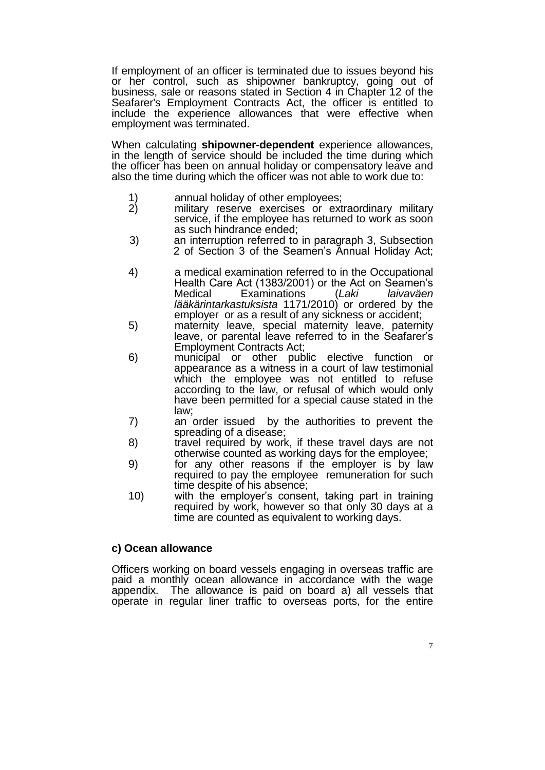If employment of an officer is terminated due to issues beyond his or her control, such as shipowner bankruptcy, going out of business, sale or reasons stated in Section 4 in Chapter 12 of the Seafarer's Employment Contracts Act, the officer is entitled to include the experience allowances that were effective when employment was terminated.

When calculating **shipowner-dependent** experience allowances, in the length of service should be included the time during which the officer has been on annual holiday or compensatory leave and also the time during which the officer was not able to work due to:

1) annual holiday of other employees;
2) military reserve exercises or extraordinary military service, if the employee has returned to work as soon as such hindrance ended;
3) an interruption referred to in paragraph 3, Subsection 2 of Section 3 of the Seamen's Annual Holiday Act;
4) a medical examination referred to in the Occupational Health Care Act (1383/2001) or the Act on Seamen's Medical Examinations (*Laki laivaväen lääkärintarkastuksista* 1171/2010) or ordered by the employer or as a result of any sickness or accident;
5) maternity leave, special maternity leave, paternity leave, or parental leave referred to in the Seafarer's Employment Contracts Act;
6) municipal or other public elective function or appearance as a witness in a court of law testimonial which the employee was not entitled to refuse according to the law, or refusal of which would only have been permitted for a special cause stated in the law;
7) an order issued by the authorities to prevent the spreading of a disease;
8) travel required by work, if these travel days are not otherwise counted as working days for the employee;
9) for any other reasons if the employer is by law required to pay the employee remuneration for such time despite of his absence;
10) with the employer's consent, taking part in training required by work, however so that only 30 days at a time are counted as equivalent to working days.

**c) Ocean allowance**

Officers working on board vessels engaging in overseas traffic are paid a monthly ocean allowance in accordance with the wage appendix. The allowance is paid on board a) all vessels that operate in regular liner traffic to overseas ports, for the entire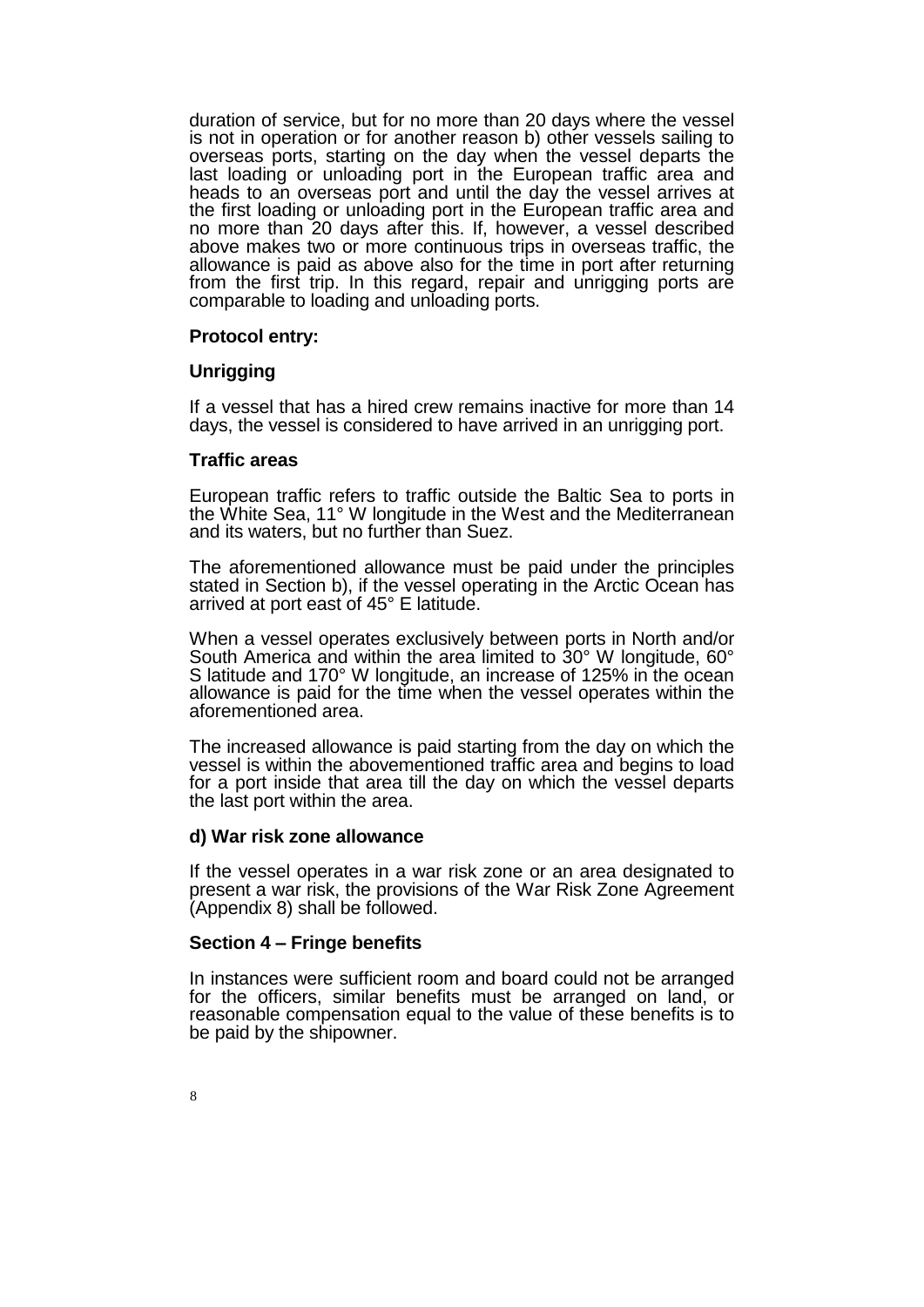duration of service, but for no more than 20 days where the vessel is not in operation or for another reason b) other vessels sailing to overseas ports, starting on the day when the vessel departs the last loading or unloading port in the European traffic area and heads to an overseas port and until the day the vessel arrives at the first loading or unloading port in the European traffic area and no more than 20 days after this. If, however, a vessel described above makes two or more continuous trips in overseas traffic, the allowance is paid as above also for the time in port after returning from the first trip. In this regard, repair and unrigging ports are comparable to loading and unloading ports.

**Protocol entry:**

**Unrigging**

If a vessel that has a hired crew remains inactive for more than 14 days, the vessel is considered to have arrived in an unrigging port.

**Traffic areas**

European traffic refers to traffic outside the Baltic Sea to ports in the White Sea, 11° W longitude in the West and the Mediterranean and its waters, but no further than Suez.

The aforementioned allowance must be paid under the principles stated in Section b), if the vessel operating in the Arctic Ocean has arrived at port east of 45° E latitude.

When a vessel operates exclusively between ports in North and/or South America and within the area limited to 30° W longitude, 60° S latitude and 170° W longitude, an increase of 125% in the ocean allowance is paid for the time when the vessel operates within the aforementioned area.

The increased allowance is paid starting from the day on which the vessel is within the abovementioned traffic area and begins to load for a port inside that area till the day on which the vessel departs the last port within the area.

**d) War risk zone allowance**

If the vessel operates in a war risk zone or an area designated to present a war risk, the provisions of the War Risk Zone Agreement (Appendix 8) shall be followed.

**Section 4 – Fringe benefits**

In instances were sufficient room and board could not be arranged for the officers, similar benefits must be arranged on land, or reasonable compensation equal to the value of these benefits is to be paid by the shipowner.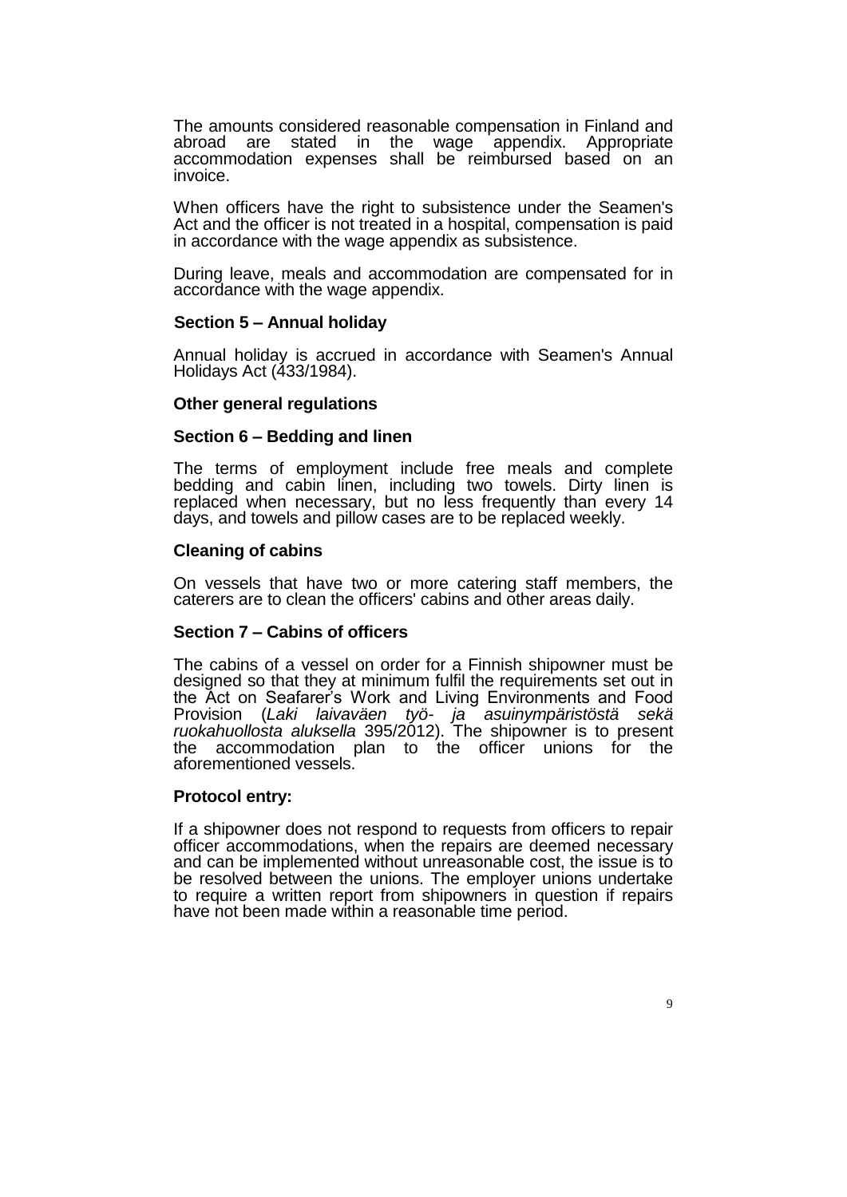The amounts considered reasonable compensation in Finland and abroad are stated in the wage appendix. Appropriate accommodation expenses shall be reimbursed based on an invoice.

When officers have the right to subsistence under the Seamen's Act and the officer is not treated in a hospital, compensation is paid in accordance with the wage appendix as subsistence.

During leave, meals and accommodation are compensated for in accordance with the wage appendix.

### Section 5 – Annual holiday

Annual holiday is accrued in accordance with Seamen's Annual Holidays Act (433/1984).

### Other general regulations

### Section 6 – Bedding and linen

The terms of employment include free meals and complete bedding and cabin linen, including two towels. Dirty linen is replaced when necessary, but no less frequently than every 14 days, and towels and pillow cases are to be replaced weekly.

### Cleaning of cabins

On vessels that have two or more catering staff members, the caterers are to clean the officers' cabins and other areas daily.

### Section 7 – Cabins of officers

The cabins of a vessel on order for a Finnish shipowner must be designed so that they at minimum fulfil the requirements set out in the Act on Seafarer's Work and Living Environments and Food Provision (*Laki laivaväen työ- ja asuinympäristöstä sekä ruokahuollosta aluksella* 395/2012). The shipowner is to present the accommodation plan to the officer unions for the aforementioned vessels.

### Protocol entry:

If a shipowner does not respond to requests from officers to repair officer accommodations, when the repairs are deemed necessary and can be implemented without unreasonable cost, the issue is to be resolved between the unions. The employer unions undertake to require a written report from shipowners in question if repairs have not been made within a reasonable time period.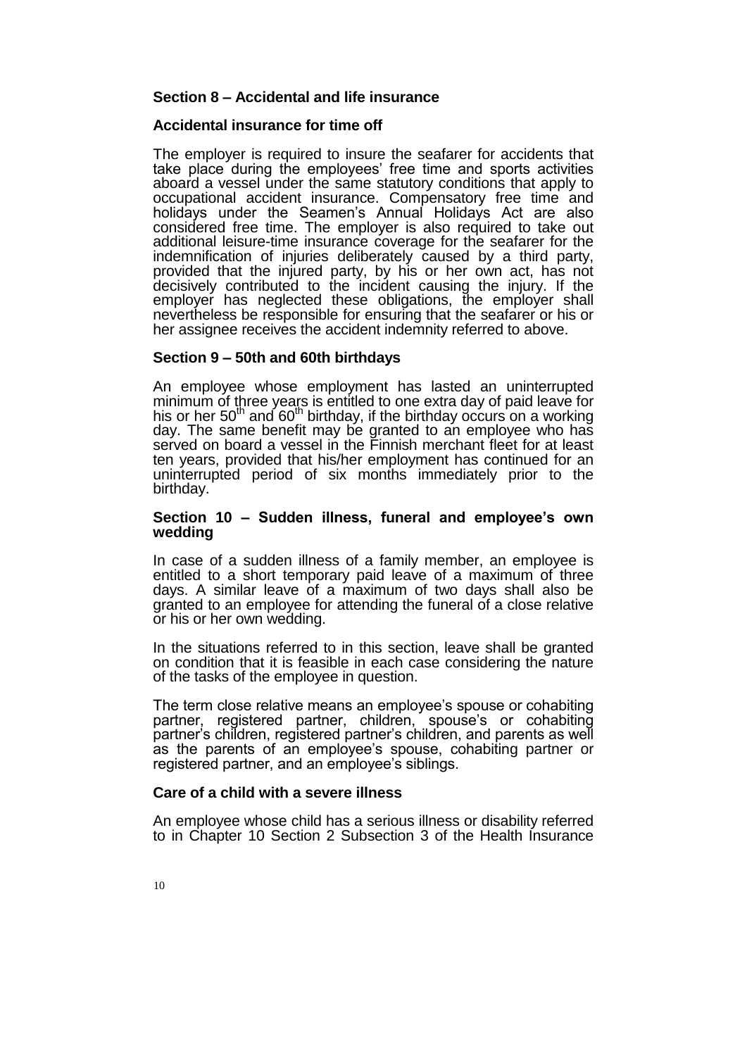## Section 8 – Accidental and life insurance

### Accidental insurance for time off

The employer is required to insure the seafarer for accidents that take place during the employees' free time and sports activities aboard a vessel under the same statutory conditions that apply to occupational accident insurance. Compensatory free time and holidays under the Seamen's Annual Holidays Act are also considered free time. The employer is also required to take out additional leisure-time insurance coverage for the seafarer for the indemnification of injuries deliberately caused by a third party, provided that the injured party, by his or her own act, has not decisively contributed to the incident causing the injury. If the employer has neglected these obligations, the employer shall nevertheless be responsible for ensuring that the seafarer or his or her assignee receives the accident indemnity referred to above.

## Section 9 – 50th and 60th birthdays

An employee whose employment has lasted an uninterrupted minimum of three years is entitled to one extra day of paid leave for his or her 50th and 60th birthday, if the birthday occurs on a working day. The same benefit may be granted to an employee who has served on board a vessel in the Finnish merchant fleet for at least ten years, provided that his/her employment has continued for an uninterrupted period of six months immediately prior to the birthday.

## Section 10 – Sudden illness, funeral and employee's own wedding

In case of a sudden illness of a family member, an employee is entitled to a short temporary paid leave of a maximum of three days. A similar leave of a maximum of two days shall also be granted to an employee for attending the funeral of a close relative or his or her own wedding.

In the situations referred to in this section, leave shall be granted on condition that it is feasible in each case considering the nature of the tasks of the employee in question.

The term close relative means an employee's spouse or cohabiting partner, registered partner, children, spouse's or cohabiting partner's children, registered partner's children, and parents as well as the parents of an employee's spouse, cohabiting partner or registered partner, and an employee's siblings.

### Care of a child with a severe illness

An employee whose child has a serious illness or disability referred to in Chapter 10 Section 2 Subsection 3 of the Health Insurance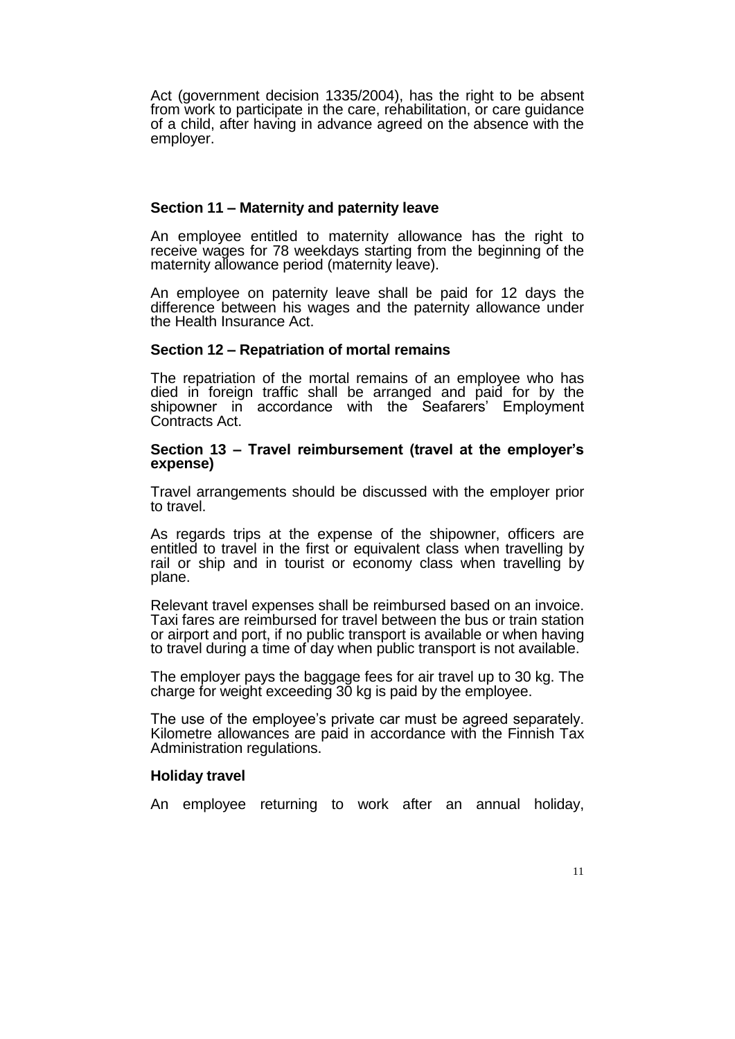Act (government decision 1335/2004), has the right to be absent from work to participate in the care, rehabilitation, or care guidance of a child, after having in advance agreed on the absence with the employer.

### Section 11 – Maternity and paternity leave

An employee entitled to maternity allowance has the right to receive wages for 78 weekdays starting from the beginning of the maternity allowance period (maternity leave).

An employee on paternity leave shall be paid for 12 days the difference between his wages and the paternity allowance under the Health Insurance Act.

### Section 12 – Repatriation of mortal remains

The repatriation of the mortal remains of an employee who has died in foreign traffic shall be arranged and paid for by the shipowner in accordance with the Seafarers' Employment Contracts Act.

### Section 13 – Travel reimbursement (travel at the employer's expense)

Travel arrangements should be discussed with the employer prior to travel.

As regards trips at the expense of the shipowner, officers are entitled to travel in the first or equivalent class when travelling by rail or ship and in tourist or economy class when travelling by plane.

Relevant travel expenses shall be reimbursed based on an invoice. Taxi fares are reimbursed for travel between the bus or train station or airport and port, if no public transport is available or when having to travel during a time of day when public transport is not available.

The employer pays the baggage fees for air travel up to 30 kg. The charge for weight exceeding 30 kg is paid by the employee.

The use of the employee's private car must be agreed separately. Kilometre allowances are paid in accordance with the Finnish Tax Administration regulations.

#### Holiday travel

An employee returning to work after an annual holiday,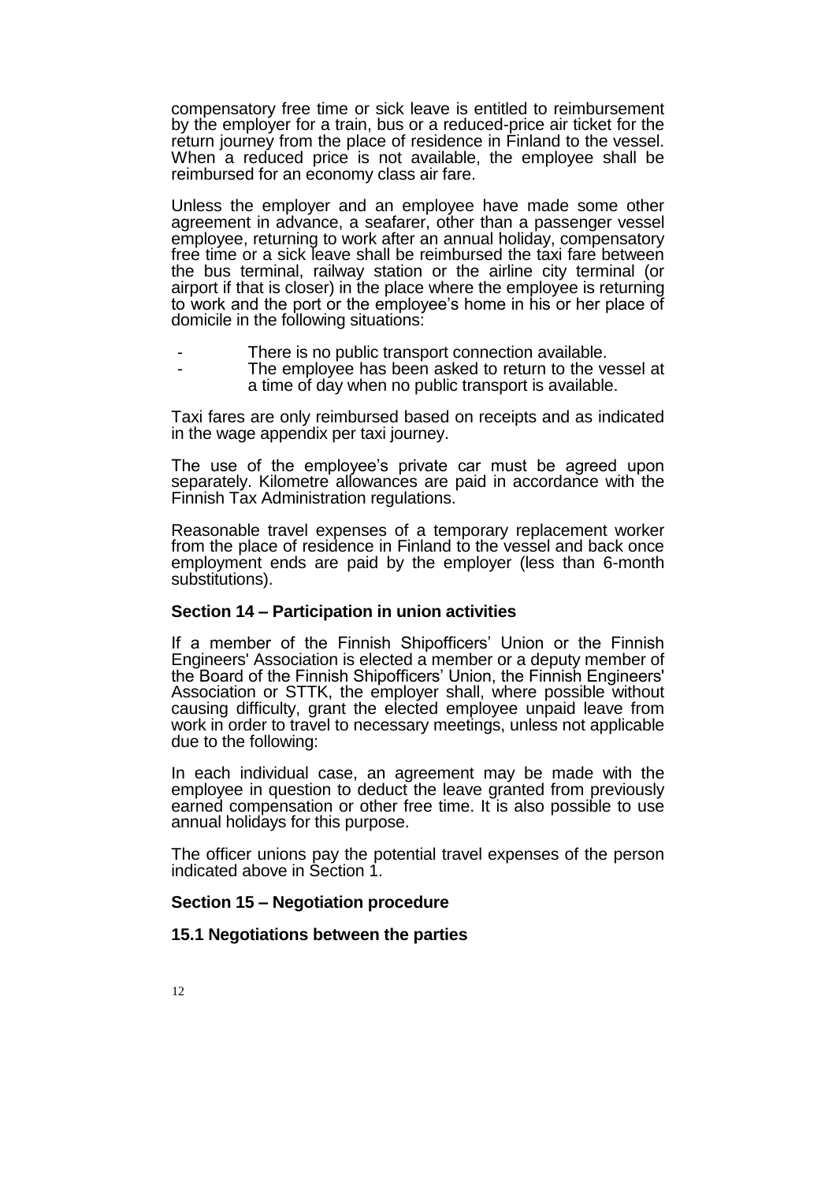compensatory free time or sick leave is entitled to reimbursement by the employer for a train, bus or a reduced-price air ticket for the return journey from the place of residence in Finland to the vessel. When a reduced price is not available, the employee shall be reimbursed for an economy class air fare.

Unless the employer and an employee have made some other agreement in advance, a seafarer, other than a passenger vessel employee, returning to work after an annual holiday, compensatory free time or a sick leave shall be reimbursed the taxi fare between the bus terminal, railway station or the airline city terminal (or airport if that is closer) in the place where the employee is returning to work and the port or the employee's home in his or her place of domicile in the following situations:

- There is no public transport connection available.
- The employee has been asked to return to the vessel at a time of day when no public transport is available.

Taxi fares are only reimbursed based on receipts and as indicated in the wage appendix per taxi journey.

The use of the employee's private car must be agreed upon separately. Kilometre allowances are paid in accordance with the Finnish Tax Administration regulations.

Reasonable travel expenses of a temporary replacement worker from the place of residence in Finland to the vessel and back once employment ends are paid by the employer (less than 6-month substitutions).

## Section 14 – Participation in union activities

If a member of the Finnish Shipofficers' Union or the Finnish Engineers' Association is elected a member or a deputy member of the Board of the Finnish Shipofficers' Union, the Finnish Engineers' Association or STTK, the employer shall, where possible without causing difficulty, grant the elected employee unpaid leave from work in order to travel to necessary meetings, unless not applicable due to the following:

In each individual case, an agreement may be made with the employee in question to deduct the leave granted from previously earned compensation or other free time. It is also possible to use annual holidays for this purpose.

The officer unions pay the potential travel expenses of the person indicated above in Section 1.

## Section 15 – Negotiation procedure

### 15.1 Negotiations between the parties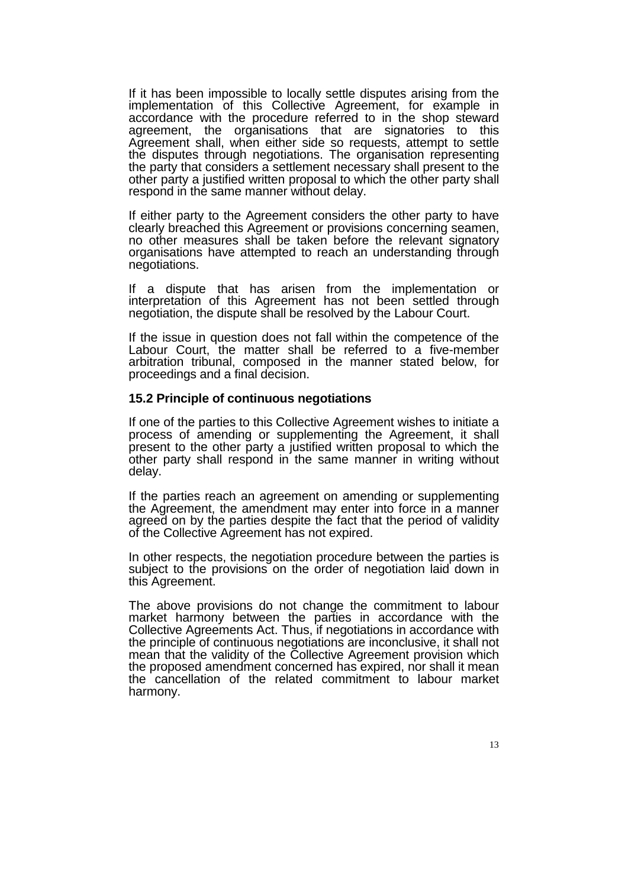If it has been impossible to locally settle disputes arising from the implementation of this Collective Agreement, for example in accordance with the procedure referred to in the shop steward agreement, the organisations that are signatories to this Agreement shall, when either side so requests, attempt to settle the disputes through negotiations. The organisation representing the party that considers a settlement necessary shall present to the other party a justified written proposal to which the other party shall respond in the same manner without delay.

If either party to the Agreement considers the other party to have clearly breached this Agreement or provisions concerning seamen, no other measures shall be taken before the relevant signatory organisations have attempted to reach an understanding through negotiations.

If a dispute that has arisen from the implementation or interpretation of this Agreement has not been settled through negotiation, the dispute shall be resolved by the Labour Court.

If the issue in question does not fall within the competence of the Labour Court, the matter shall be referred to a five-member arbitration tribunal, composed in the manner stated below, for proceedings and a final decision.

### 15.2 Principle of continuous negotiations

If one of the parties to this Collective Agreement wishes to initiate a process of amending or supplementing the Agreement, it shall present to the other party a justified written proposal to which the other party shall respond in the same manner in writing without delay.

If the parties reach an agreement on amending or supplementing the Agreement, the amendment may enter into force in a manner agreed on by the parties despite the fact that the period of validity of the Collective Agreement has not expired.

In other respects, the negotiation procedure between the parties is subject to the provisions on the order of negotiation laid down in this Agreement.

The above provisions do not change the commitment to labour market harmony between the parties in accordance with the Collective Agreements Act. Thus, if negotiations in accordance with the principle of continuous negotiations are inconclusive, it shall not mean that the validity of the Collective Agreement provision which the proposed amendment concerned has expired, nor shall it mean the cancellation of the related commitment to labour market harmony.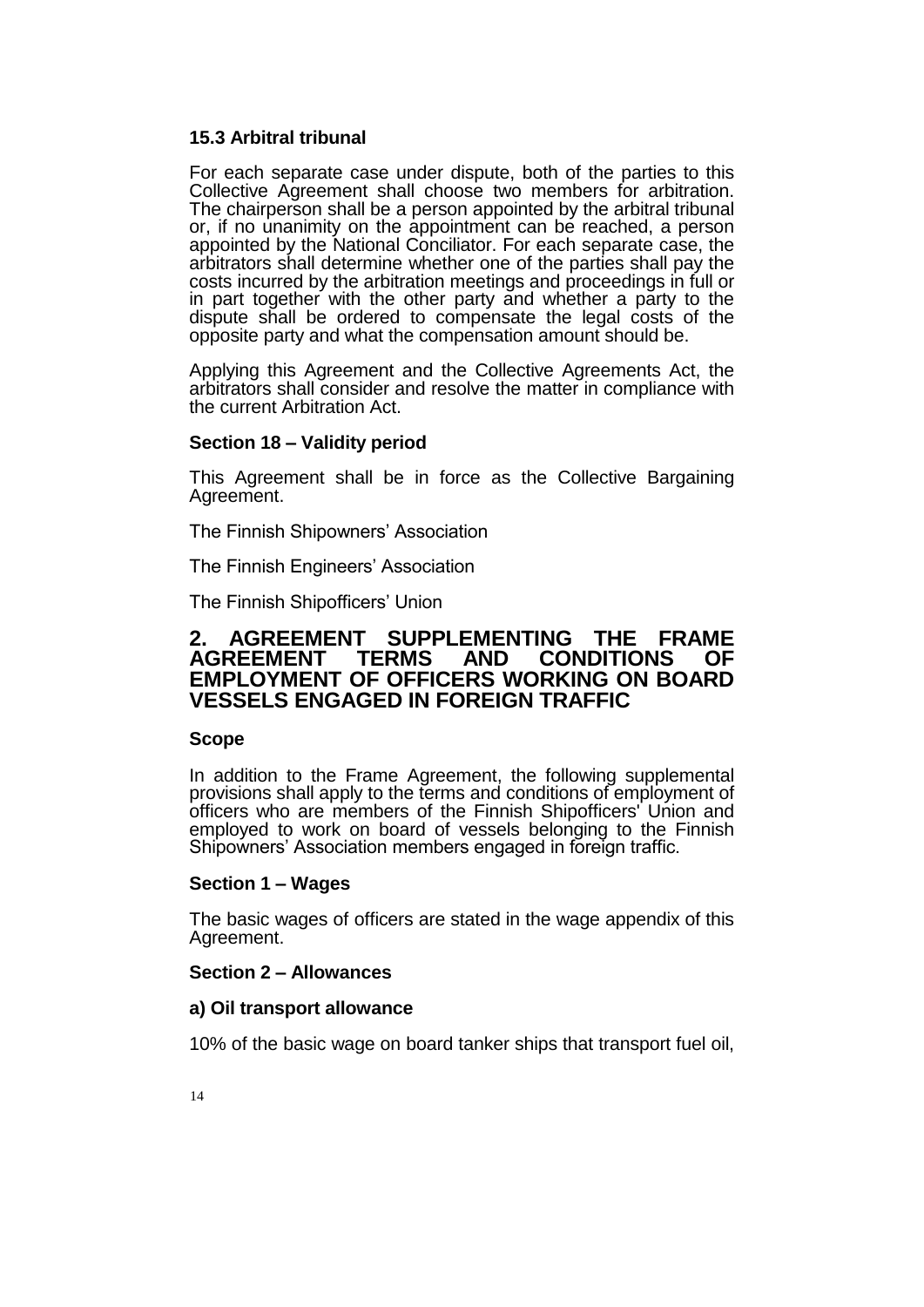### 15.3 Arbitral tribunal

For each separate case under dispute, both of the parties to this Collective Agreement shall choose two members for arbitration. The chairperson shall be a person appointed by the arbitral tribunal or, if no unanimity on the appointment can be reached, a person appointed by the National Conciliator. For each separate case, the arbitrators shall determine whether one of the parties shall pay the costs incurred by the arbitration meetings and proceedings in full or in part together with the other party and whether a party to the dispute shall be ordered to compensate the legal costs of the opposite party and what the compensation amount should be.

Applying this Agreement and the Collective Agreements Act, the arbitrators shall consider and resolve the matter in compliance with the current Arbitration Act.

### Section 18 – Validity period

This Agreement shall be in force as the Collective Bargaining Agreement.

The Finnish Shipowners' Association

The Finnish Engineers' Association

The Finnish Shipofficers' Union

## 2. AGREEMENT SUPPLEMENTING THE FRAME AGREEMENT TERMS AND CONDITIONS OF EMPLOYMENT OF OFFICERS WORKING ON BOARD VESSELS ENGAGED IN FOREIGN TRAFFIC

### Scope

In addition to the Frame Agreement, the following supplemental provisions shall apply to the terms and conditions of employment of officers who are members of the Finnish Shipofficers' Union and employed to work on board of vessels belonging to the Finnish Shipowners' Association members engaged in foreign traffic.

### Section 1 – Wages

The basic wages of officers are stated in the wage appendix of this Agreement.

### Section 2 – Allowances

#### a) Oil transport allowance

10% of the basic wage on board tanker ships that transport fuel oil,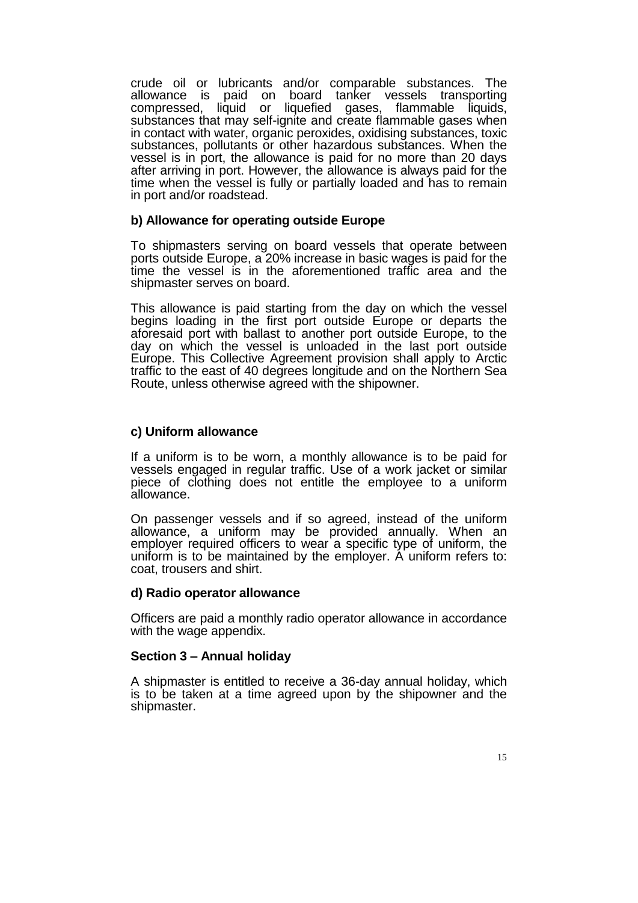crude oil or lubricants and/or comparable substances. The allowance is paid on board tanker vessels transporting compressed, liquid or liquefied gases, flammable liquids, substances that may self-ignite and create flammable gases when in contact with water, organic peroxides, oxidising substances, toxic substances, pollutants or other hazardous substances. When the vessel is in port, the allowance is paid for no more than 20 days after arriving in port. However, the allowance is always paid for the time when the vessel is fully or partially loaded and has to remain in port and/or roadstead.

**b) Allowance for operating outside Europe**

To shipmasters serving on board vessels that operate between ports outside Europe, a 20% increase in basic wages is paid for the time the vessel is in the aforementioned traffic area and the shipmaster serves on board.

This allowance is paid starting from the day on which the vessel begins loading in the first port outside Europe or departs the aforesaid port with ballast to another port outside Europe, to the day on which the vessel is unloaded in the last port outside Europe. This Collective Agreement provision shall apply to Arctic traffic to the east of 40 degrees longitude and on the Northern Sea Route, unless otherwise agreed with the shipowner.

**c) Uniform allowance**

If a uniform is to be worn, a monthly allowance is to be paid for vessels engaged in regular traffic. Use of a work jacket or similar piece of clothing does not entitle the employee to a uniform allowance.

On passenger vessels and if so agreed, instead of the uniform allowance, a uniform may be provided annually. When an employer required officers to wear a specific type of uniform, the uniform is to be maintained by the employer. A uniform refers to: coat, trousers and shirt.

**d) Radio operator allowance**

Officers are paid a monthly radio operator allowance in accordance with the wage appendix.

## Section 3 – Annual holiday

A shipmaster is entitled to receive a 36-day annual holiday, which is to be taken at a time agreed upon by the shipowner and the shipmaster.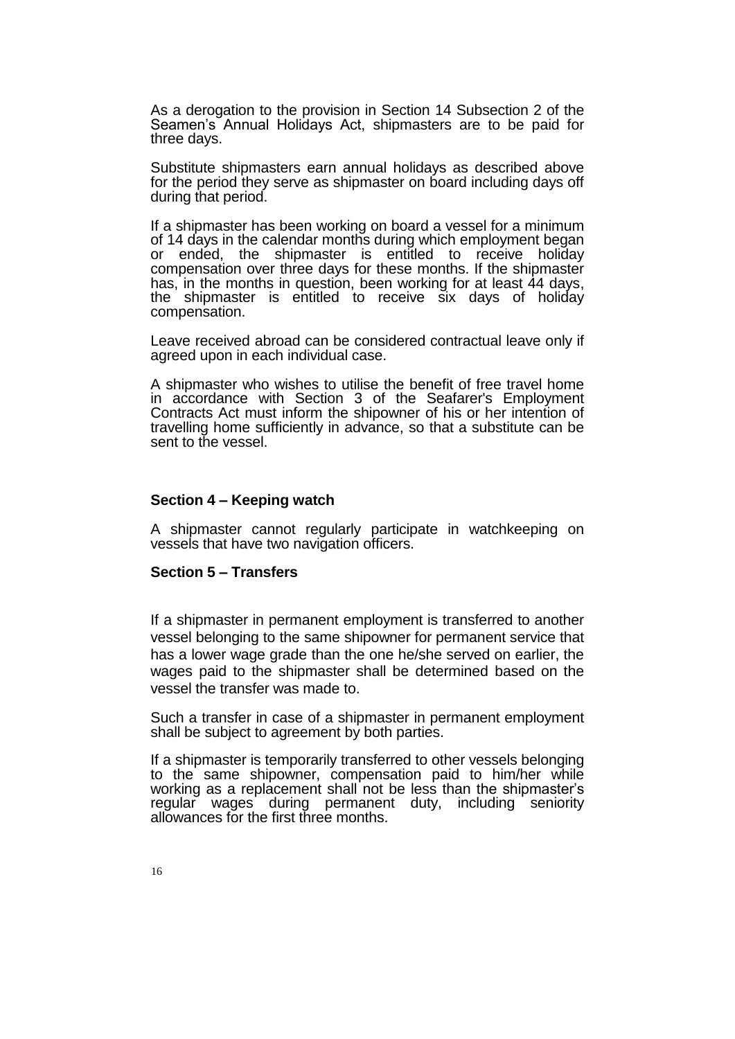As a derogation to the provision in Section 14 Subsection 2 of the Seamen's Annual Holidays Act, shipmasters are to be paid for three days.

Substitute shipmasters earn annual holidays as described above for the period they serve as shipmaster on board including days off during that period.

If a shipmaster has been working on board a vessel for a minimum of 14 days in the calendar months during which employment began or ended, the shipmaster is entitled to receive holiday compensation over three days for these months. If the shipmaster has, in the months in question, been working for at least 44 days, the shipmaster is entitled to receive six days of holiday compensation.

Leave received abroad can be considered contractual leave only if agreed upon in each individual case.

A shipmaster who wishes to utilise the benefit of free travel home in accordance with Section 3 of the Seafarer's Employment Contracts Act must inform the shipowner of his or her intention of travelling home sufficiently in advance, so that a substitute can be sent to the vessel.

## Section 4 – Keeping watch

A shipmaster cannot regularly participate in watchkeeping on vessels that have two navigation officers.

## Section 5 – Transfers

If a shipmaster in permanent employment is transferred to another vessel belonging to the same shipowner for permanent service that has a lower wage grade than the one he/she served on earlier, the wages paid to the shipmaster shall be determined based on the vessel the transfer was made to.

Such a transfer in case of a shipmaster in permanent employment shall be subject to agreement by both parties.

If a shipmaster is temporarily transferred to other vessels belonging to the same shipowner, compensation paid to him/her while working as a replacement shall not be less than the shipmaster's regular wages during permanent duty, including seniority allowances for the first three months.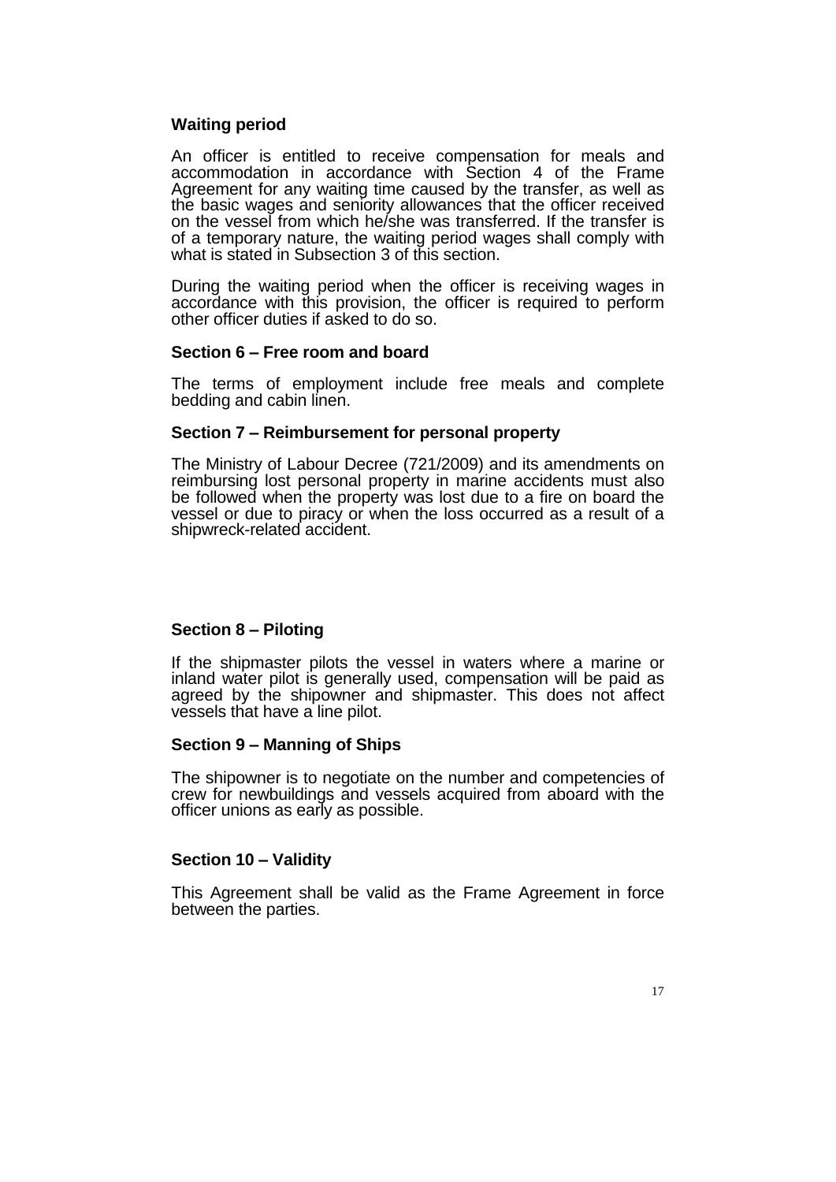**Waiting period**

An officer is entitled to receive compensation for meals and accommodation in accordance with Section 4 of the Frame Agreement for any waiting time caused by the transfer, as well as the basic wages and seniority allowances that the officer received on the vessel from which he/she was transferred. If the transfer is of a temporary nature, the waiting period wages shall comply with what is stated in Subsection 3 of this section.

During the waiting period when the officer is receiving wages in accordance with this provision, the officer is required to perform other officer duties if asked to do so.

**Section 6 – Free room and board**

The terms of employment include free meals and complete bedding and cabin linen.

**Section 7 – Reimbursement for personal property**

The Ministry of Labour Decree (721/2009) and its amendments on reimbursing lost personal property in marine accidents must also be followed when the property was lost due to a fire on board the vessel or due to piracy or when the loss occurred as a result of a shipwreck-related accident.

**Section 8 – Piloting**

If the shipmaster pilots the vessel in waters where a marine or inland water pilot is generally used, compensation will be paid as agreed by the shipowner and shipmaster. This does not affect vessels that have a line pilot.

**Section 9 – Manning of Ships**

The shipowner is to negotiate on the number and competencies of crew for newbuildings and vessels acquired from aboard with the officer unions as early as possible.

**Section 10 – Validity**

This Agreement shall be valid as the Frame Agreement in force between the parties.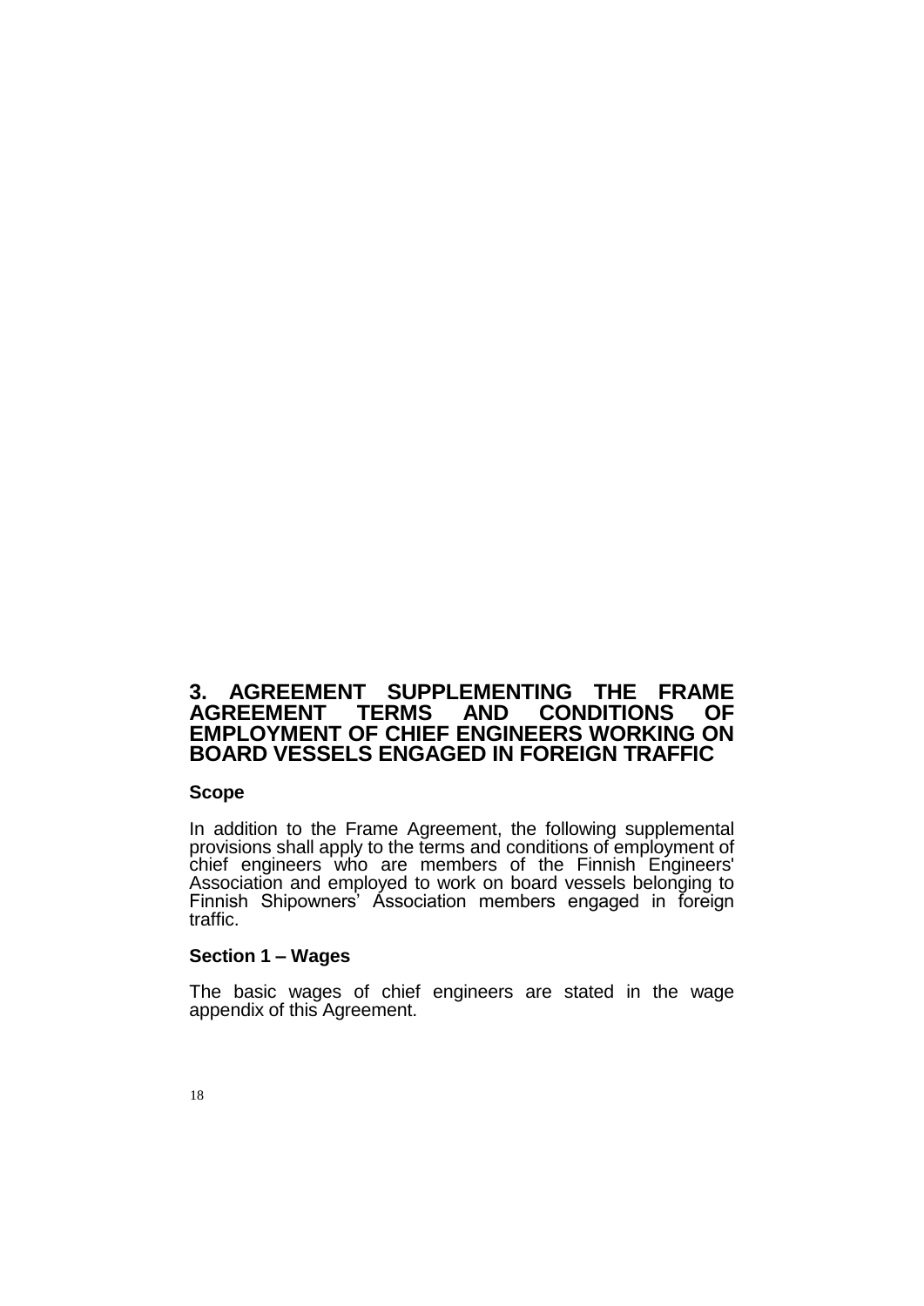# 3. AGREEMENT SUPPLEMENTING THE FRAME AGREEMENT TERMS AND CONDITIONS OF EMPLOYMENT OF CHIEF ENGINEERS WORKING ON BOARD VESSELS ENGAGED IN FOREIGN TRAFFIC

### Scope

In addition to the Frame Agreement, the following supplemental provisions shall apply to the terms and conditions of employment of chief engineers who are members of the Finnish Engineers' Association and employed to work on board vessels belonging to Finnish Shipowners' Association members engaged in foreign traffic.

### Section 1 – Wages

The basic wages of chief engineers are stated in the wage appendix of this Agreement.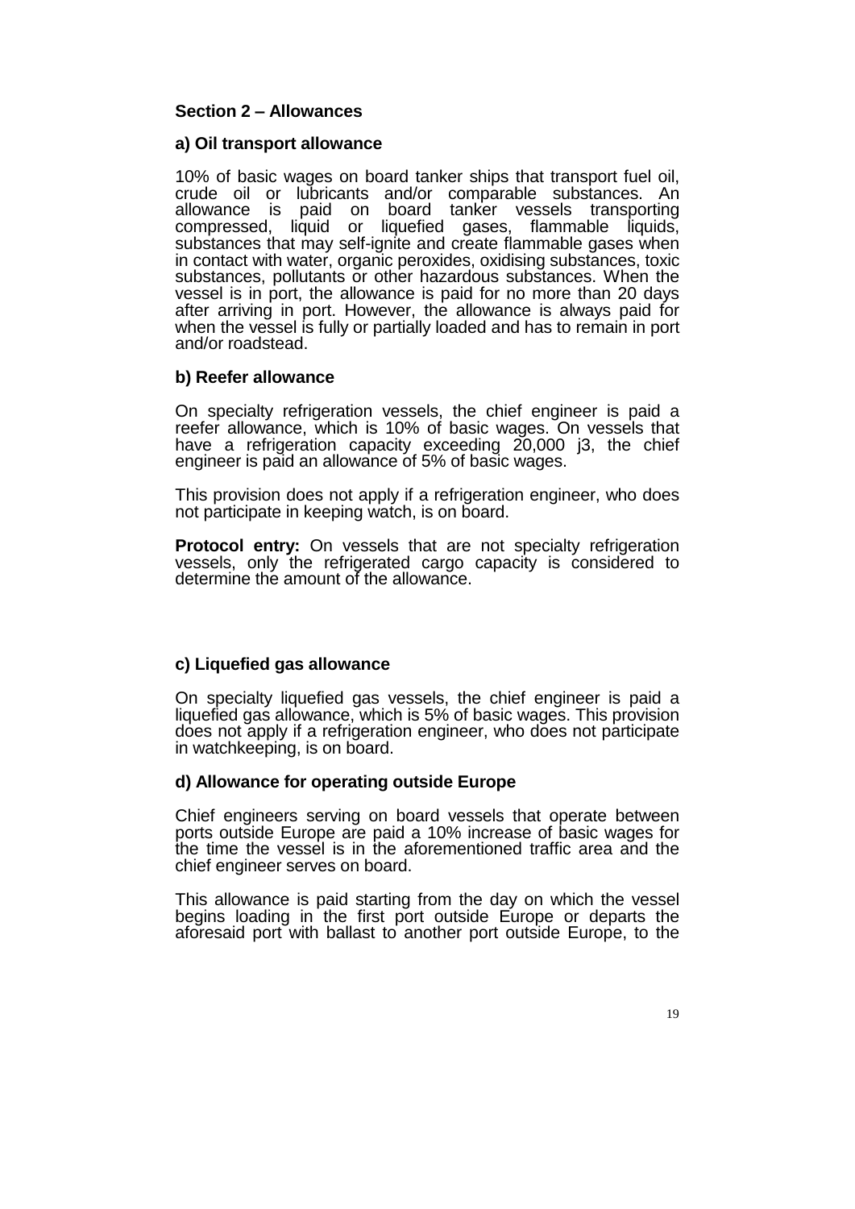## Section 2 – Allowances

### a) Oil transport allowance

10% of basic wages on board tanker ships that transport fuel oil, crude oil or lubricants and/or comparable substances. An allowance is paid on board tanker vessels transporting compressed, liquid or liquefied gases, flammable liquids, substances that may self-ignite and create flammable gases when in contact with water, organic peroxides, oxidising substances, toxic substances, pollutants or other hazardous substances. When the vessel is in port, the allowance is paid for no more than 20 days after arriving in port. However, the allowance is always paid for when the vessel is fully or partially loaded and has to remain in port and/or roadstead.

### b) Reefer allowance

On specialty refrigeration vessels, the chief engineer is paid a reefer allowance, which is 10% of basic wages. On vessels that have a refrigeration capacity exceeding 20,000 j3, the chief engineer is paid an allowance of 5% of basic wages.

This provision does not apply if a refrigeration engineer, who does not participate in keeping watch, is on board.

**Protocol entry:** On vessels that are not specialty refrigeration vessels, only the refrigerated cargo capacity is considered to determine the amount of the allowance.

### c) Liquefied gas allowance

On specialty liquefied gas vessels, the chief engineer is paid a liquefied gas allowance, which is 5% of basic wages. This provision does not apply if a refrigeration engineer, who does not participate in watchkeeping, is on board.

### d) Allowance for operating outside Europe

Chief engineers serving on board vessels that operate between ports outside Europe are paid a 10% increase of basic wages for the time the vessel is in the aforementioned traffic area and the chief engineer serves on board.

This allowance is paid starting from the day on which the vessel begins loading in the first port outside Europe or departs the aforesaid port with ballast to another port outside Europe, to the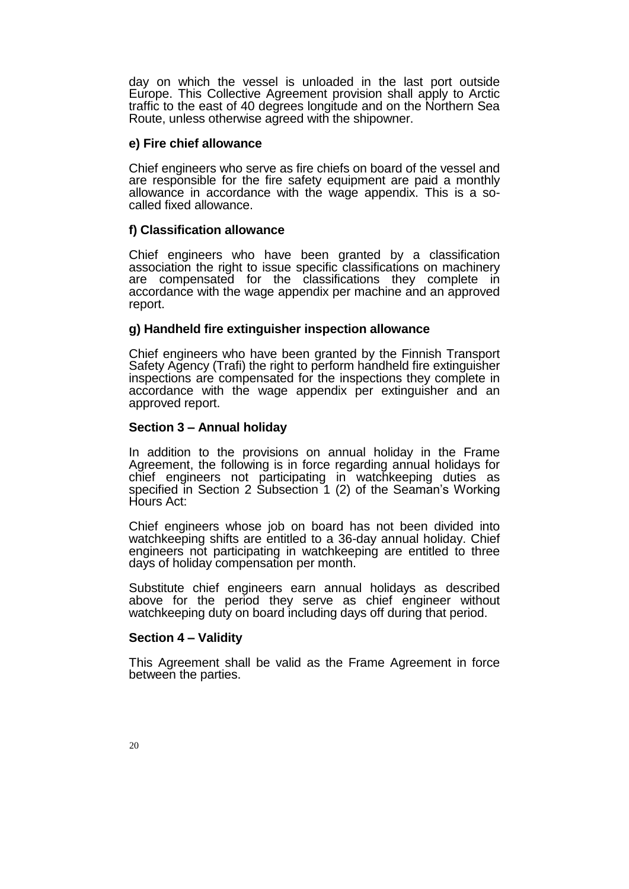day on which the vessel is unloaded in the last port outside Europe. This Collective Agreement provision shall apply to Arctic traffic to the east of 40 degrees longitude and on the Northern Sea Route, unless otherwise agreed with the shipowner.

**e) Fire chief allowance**

Chief engineers who serve as fire chiefs on board of the vessel and are responsible for the fire safety equipment are paid a monthly allowance in accordance with the wage appendix. This is a so-called fixed allowance.

**f) Classification allowance**

Chief engineers who have been granted by a classification association the right to issue specific classifications on machinery are compensated for the classifications they complete in accordance with the wage appendix per machine and an approved report.

**g) Handheld fire extinguisher inspection allowance**

Chief engineers who have been granted by the Finnish Transport Safety Agency (Trafi) the right to perform handheld fire extinguisher inspections are compensated for the inspections they complete in accordance with the wage appendix per extinguisher and an approved report.

## Section 3 – Annual holiday

In addition to the provisions on annual holiday in the Frame Agreement, the following is in force regarding annual holidays for chief engineers not participating in watchkeeping duties as specified in Section 2 Subsection 1 (2) of the Seaman's Working Hours Act:

Chief engineers whose job on board has not been divided into watchkeeping shifts are entitled to a 36-day annual holiday. Chief engineers not participating in watchkeeping are entitled to three days of holiday compensation per month.

Substitute chief engineers earn annual holidays as described above for the period they serve as chief engineer without watchkeeping duty on board including days off during that period.

## Section 4 – Validity

This Agreement shall be valid as the Frame Agreement in force between the parties.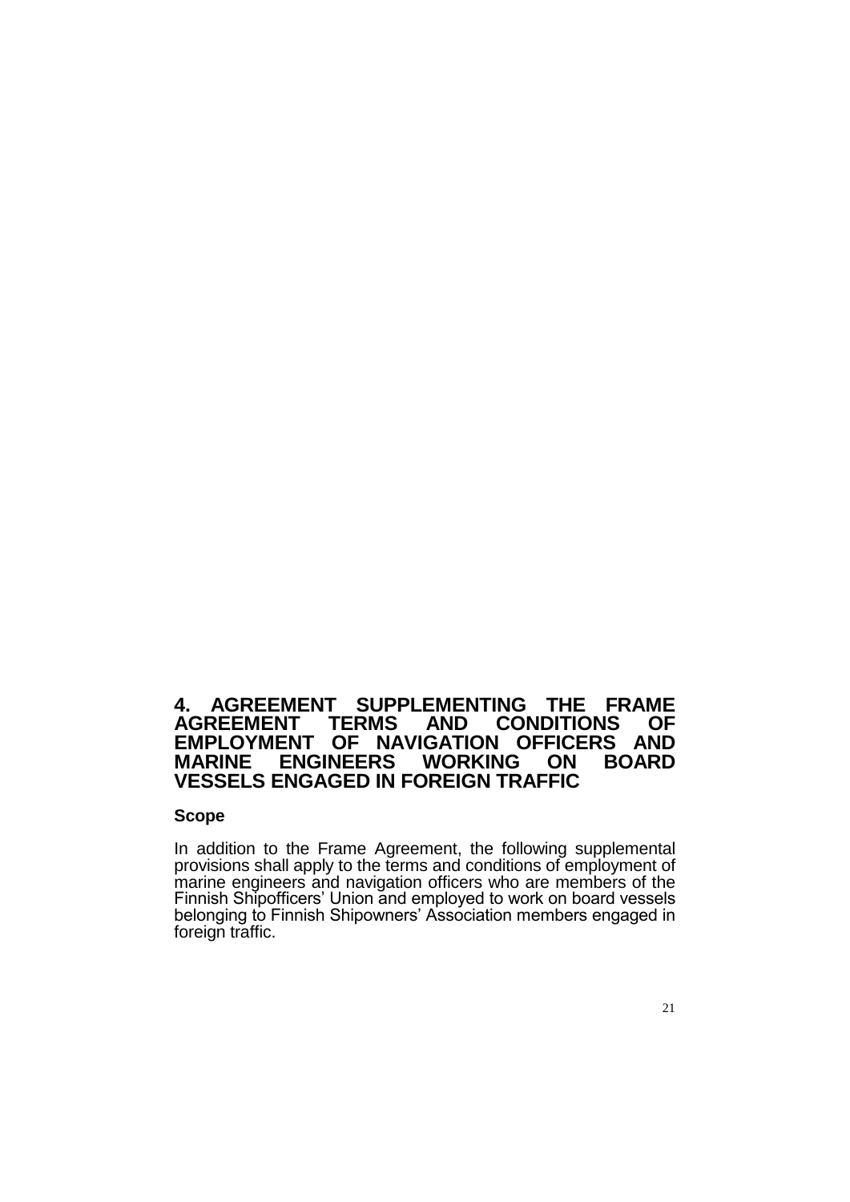# 4. AGREEMENT SUPPLEMENTING THE FRAME AGREEMENT TERMS AND CONDITIONS OF EMPLOYMENT OF NAVIGATION OFFICERS AND MARINE ENGINEERS WORKING ON BOARD VESSELS ENGAGED IN FOREIGN TRAFFIC

## Scope

In addition to the Frame Agreement, the following supplemental provisions shall apply to the terms and conditions of employment of marine engineers and navigation officers who are members of the Finnish Shipofficers' Union and employed to work on board vessels belonging to Finnish Shipowners' Association members engaged in foreign traffic.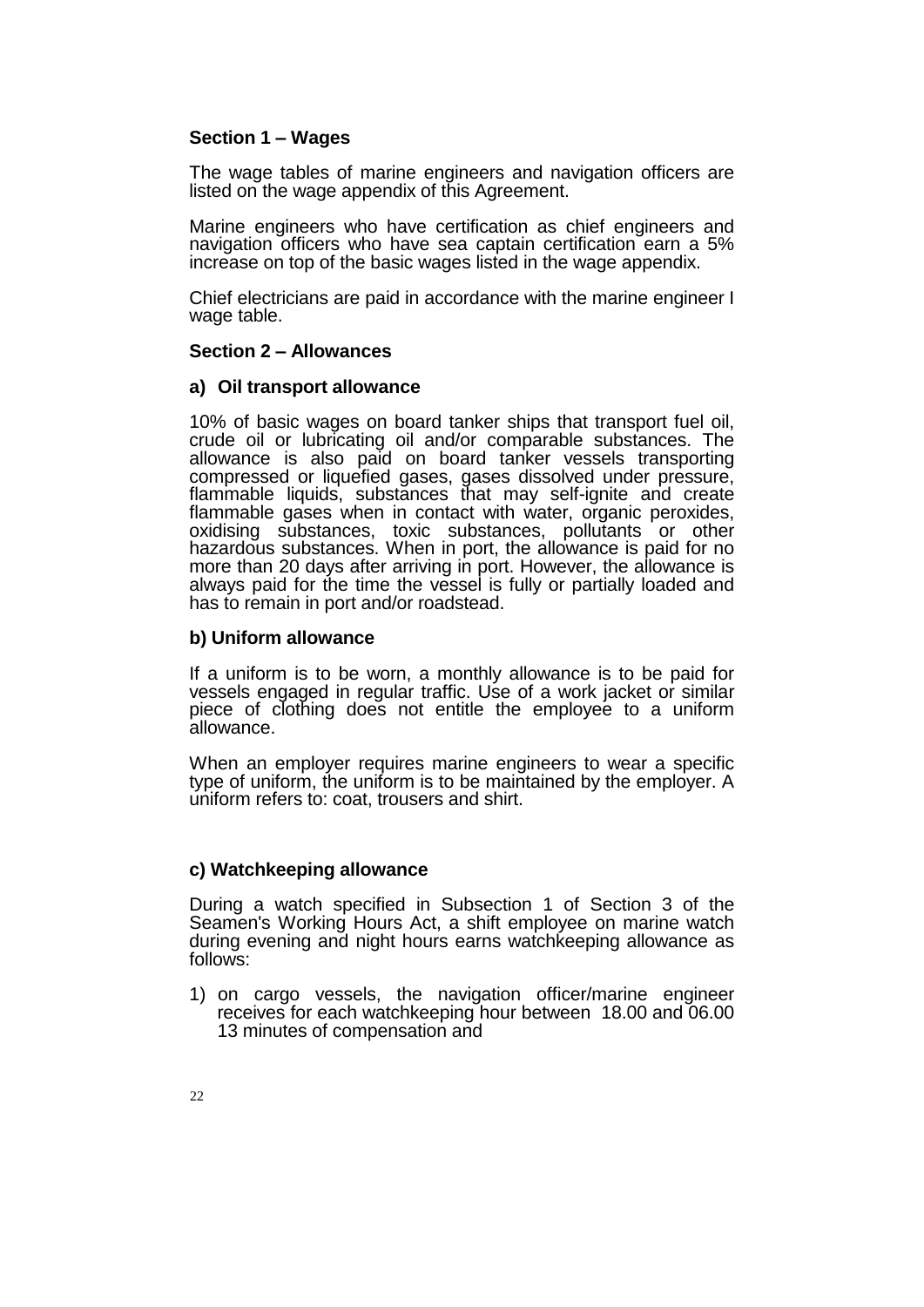## Section 1 – Wages

The wage tables of marine engineers and navigation officers are listed on the wage appendix of this Agreement.

Marine engineers who have certification as chief engineers and navigation officers who have sea captain certification earn a 5% increase on top of the basic wages listed in the wage appendix.

Chief electricians are paid in accordance with the marine engineer I wage table.

## Section 2 – Allowances

### a) Oil transport allowance

10% of basic wages on board tanker ships that transport fuel oil, crude oil or lubricating oil and/or comparable substances. The allowance is also paid on board tanker vessels transporting compressed or liquefied gases, gases dissolved under pressure, flammable liquids, substances that may self-ignite and create flammable gases when in contact with water, organic peroxides, oxidising substances, toxic substances, pollutants or other hazardous substances. When in port, the allowance is paid for no more than 20 days after arriving in port. However, the allowance is always paid for the time the vessel is fully or partially loaded and has to remain in port and/or roadstead.

### b) Uniform allowance

If a uniform is to be worn, a monthly allowance is to be paid for vessels engaged in regular traffic. Use of a work jacket or similar piece of clothing does not entitle the employee to a uniform allowance.

When an employer requires marine engineers to wear a specific type of uniform, the uniform is to be maintained by the employer. A uniform refers to: coat, trousers and shirt.

### c) Watchkeeping allowance

During a watch specified in Subsection 1 of Section 3 of the Seamen's Working Hours Act, a shift employee on marine watch during evening and night hours earns watchkeeping allowance as follows:

1) on cargo vessels, the navigation officer/marine engineer receives for each watchkeeping hour between 18.00 and 06.00 13 minutes of compensation and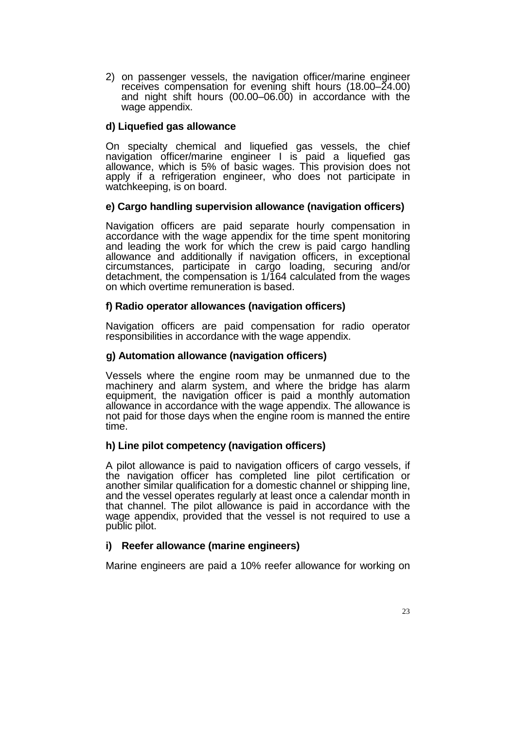2) on passenger vessels, the navigation officer/marine engineer receives compensation for evening shift hours (18.00–24.00) and night shift hours (00.00–06.00) in accordance with the wage appendix.

**d) Liquefied gas allowance**

On specialty chemical and liquefied gas vessels, the chief navigation officer/marine engineer I is paid a liquefied gas allowance, which is 5% of basic wages. This provision does not apply if a refrigeration engineer, who does not participate in watchkeeping, is on board.

**e) Cargo handling supervision allowance (navigation officers)**

Navigation officers are paid separate hourly compensation in accordance with the wage appendix for the time spent monitoring and leading the work for which the crew is paid cargo handling allowance and additionally if navigation officers, in exceptional circumstances, participate in cargo loading, securing and/or detachment, the compensation is 1/164 calculated from the wages on which overtime remuneration is based.

**f) Radio operator allowances (navigation officers)**

Navigation officers are paid compensation for radio operator responsibilities in accordance with the wage appendix.

**g) Automation allowance (navigation officers)**

Vessels where the engine room may be unmanned due to the machinery and alarm system, and where the bridge has alarm equipment, the navigation officer is paid a monthly automation allowance in accordance with the wage appendix. The allowance is not paid for those days when the engine room is manned the entire time.

**h) Line pilot competency (navigation officers)**

A pilot allowance is paid to navigation officers of cargo vessels, if the navigation officer has completed line pilot certification or another similar qualification for a domestic channel or shipping line, and the vessel operates regularly at least once a calendar month in that channel. The pilot allowance is paid in accordance with the wage appendix, provided that the vessel is not required to use a public pilot.

**i) Reefer allowance (marine engineers)**

Marine engineers are paid a 10% reefer allowance for working on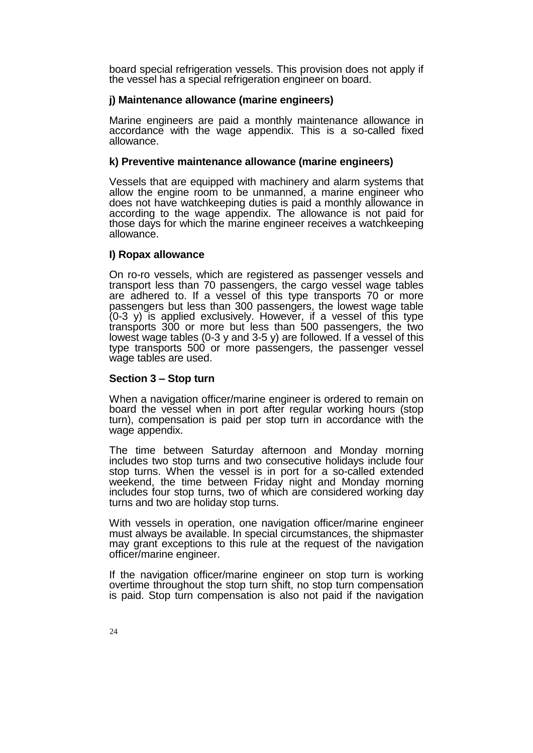board special refrigeration vessels. This provision does not apply if the vessel has a special refrigeration engineer on board.

**j) Maintenance allowance (marine engineers)**

Marine engineers are paid a monthly maintenance allowance in accordance with the wage appendix. This is a so-called fixed allowance.

**k) Preventive maintenance allowance (marine engineers)**

Vessels that are equipped with machinery and alarm systems that allow the engine room to be unmanned, a marine engineer who does not have watchkeeping duties is paid a monthly allowance in according to the wage appendix. The allowance is not paid for those days for which the marine engineer receives a watchkeeping allowance.

**l) Ropax allowance**

On ro-ro vessels, which are registered as passenger vessels and transport less than 70 passengers, the cargo vessel wage tables are adhered to. If a vessel of this type transports 70 or more passengers but less than 300 passengers, the lowest wage table (0-3 y) is applied exclusively. However, if a vessel of this type transports 300 or more but less than 500 passengers, the two lowest wage tables (0-3 y and 3-5 y) are followed. If a vessel of this type transports 500 or more passengers, the passenger vessel wage tables are used.

## Section 3 – Stop turn

When a navigation officer/marine engineer is ordered to remain on board the vessel when in port after regular working hours (stop turn), compensation is paid per stop turn in accordance with the wage appendix.

The time between Saturday afternoon and Monday morning includes two stop turns and two consecutive holidays include four stop turns. When the vessel is in port for a so-called extended weekend, the time between Friday night and Monday morning includes four stop turns, two of which are considered working day turns and two are holiday stop turns.

With vessels in operation, one navigation officer/marine engineer must always be available. In special circumstances, the shipmaster may grant exceptions to this rule at the request of the navigation officer/marine engineer.

If the navigation officer/marine engineer on stop turn is working overtime throughout the stop turn shift, no stop turn compensation is paid. Stop turn compensation is also not paid if the navigation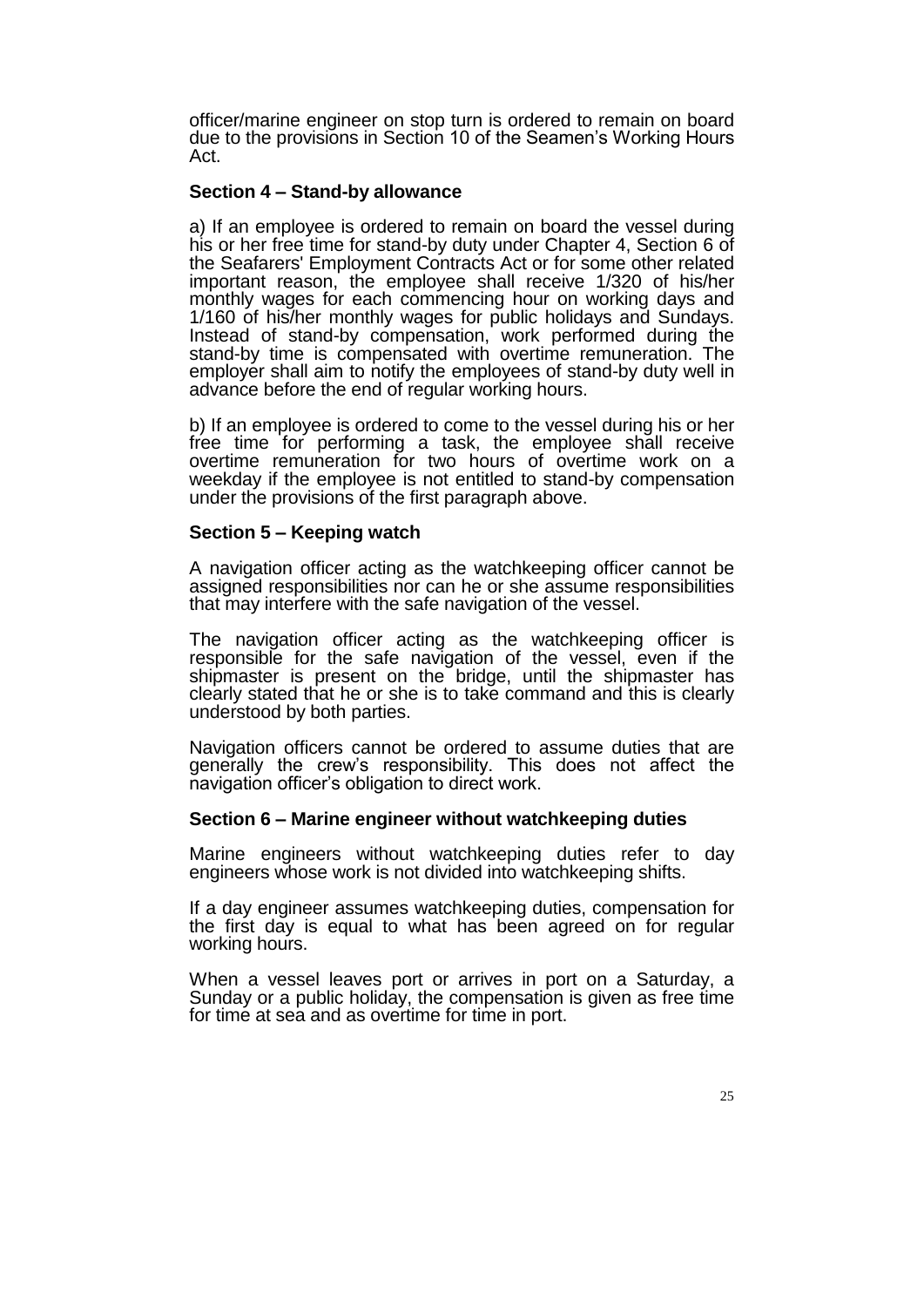officer/marine engineer on stop turn is ordered to remain on board due to the provisions in Section 10 of the Seamen's Working Hours Act.

### Section 4 – Stand-by allowance

a) If an employee is ordered to remain on board the vessel during his or her free time for stand-by duty under Chapter 4, Section 6 of the Seafarers' Employment Contracts Act or for some other related important reason, the employee shall receive 1/320 of his/her monthly wages for each commencing hour on working days and 1/160 of his/her monthly wages for public holidays and Sundays. Instead of stand-by compensation, work performed during the stand-by time is compensated with overtime remuneration. The employer shall aim to notify the employees of stand-by duty well in advance before the end of regular working hours.

b) If an employee is ordered to come to the vessel during his or her free time for performing a task, the employee shall receive overtime remuneration for two hours of overtime work on a weekday if the employee is not entitled to stand-by compensation under the provisions of the first paragraph above.

### Section 5 – Keeping watch

A navigation officer acting as the watchkeeping officer cannot be assigned responsibilities nor can he or she assume responsibilities that may interfere with the safe navigation of the vessel.

The navigation officer acting as the watchkeeping officer is responsible for the safe navigation of the vessel, even if the shipmaster is present on the bridge, until the shipmaster has clearly stated that he or she is to take command and this is clearly understood by both parties.

Navigation officers cannot be ordered to assume duties that are generally the crew's responsibility. This does not affect the navigation officer's obligation to direct work.

### Section 6 – Marine engineer without watchkeeping duties

Marine engineers without watchkeeping duties refer to day engineers whose work is not divided into watchkeeping shifts.

If a day engineer assumes watchkeeping duties, compensation for the first day is equal to what has been agreed on for regular working hours.

When a vessel leaves port or arrives in port on a Saturday, a Sunday or a public holiday, the compensation is given as free time for time at sea and as overtime for time in port.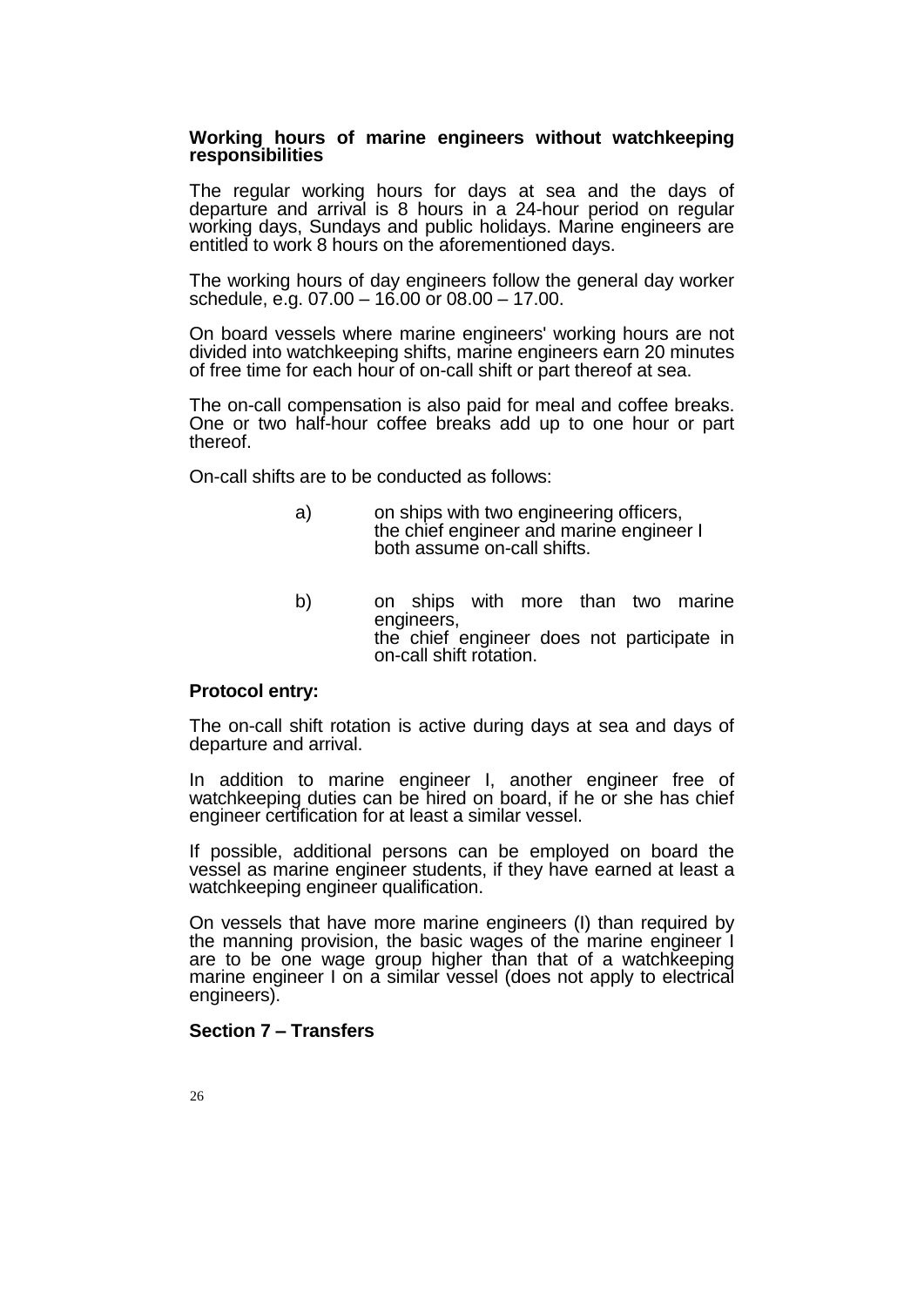**Working hours of marine engineers without watchkeeping responsibilities**

The regular working hours for days at sea and the days of departure and arrival is 8 hours in a 24-hour period on regular working days, Sundays and public holidays. Marine engineers are entitled to work 8 hours on the aforementioned days.

The working hours of day engineers follow the general day worker schedule, e.g. 07.00 – 16.00 or 08.00 – 17.00.

On board vessels where marine engineers' working hours are not divided into watchkeeping shifts, marine engineers earn 20 minutes of free time for each hour of on-call shift or part thereof at sea.

The on-call compensation is also paid for meal and coffee breaks. One or two half-hour coffee breaks add up to one hour or part thereof.

On-call shifts are to be conducted as follows:

a) on ships with two engineering officers, the chief engineer and marine engineer I both assume on-call shifts.

b) on ships with more than two marine engineers, the chief engineer does not participate in on-call shift rotation.

**Protocol entry:**

The on-call shift rotation is active during days at sea and days of departure and arrival.

In addition to marine engineer I, another engineer free of watchkeeping duties can be hired on board, if he or she has chief engineer certification for at least a similar vessel.

If possible, additional persons can be employed on board the vessel as marine engineer students, if they have earned at least a watchkeeping engineer qualification.

On vessels that have more marine engineers (I) than required by the manning provision, the basic wages of the marine engineer I are to be one wage group higher than that of a watchkeeping marine engineer I on a similar vessel (does not apply to electrical engineers).

**Section 7 – Transfers**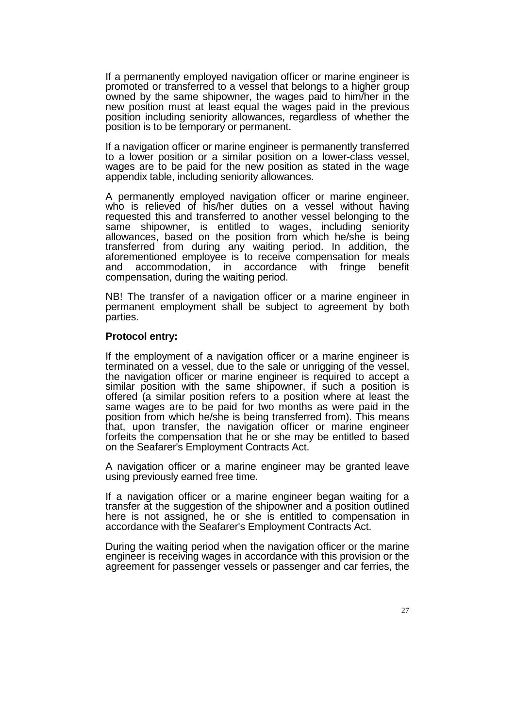If a permanently employed navigation officer or marine engineer is promoted or transferred to a vessel that belongs to a higher group owned by the same shipowner, the wages paid to him/her in the new position must at least equal the wages paid in the previous position including seniority allowances, regardless of whether the position is to be temporary or permanent.

If a navigation officer or marine engineer is permanently transferred to a lower position or a similar position on a lower-class vessel, wages are to be paid for the new position as stated in the wage appendix table, including seniority allowances.

A permanently employed navigation officer or marine engineer, who is relieved of his/her duties on a vessel without having requested this and transferred to another vessel belonging to the same shipowner, is entitled to wages, including seniority allowances, based on the position from which he/she is being transferred from during any waiting period. In addition, the aforementioned employee is to receive compensation for meals and accommodation, in accordance with fringe benefit compensation, during the waiting period.

NB! The transfer of a navigation officer or a marine engineer in permanent employment shall be subject to agreement by both parties.

**Protocol entry:**

If the employment of a navigation officer or a marine engineer is terminated on a vessel, due to the sale or unrigging of the vessel, the navigation officer or marine engineer is required to accept a similar position with the same shipowner, if such a position is offered (a similar position refers to a position where at least the same wages are to be paid for two months as were paid in the position from which he/she is being transferred from). This means that, upon transfer, the navigation officer or marine engineer forfeits the compensation that he or she may be entitled to based on the Seafarer's Employment Contracts Act.

A navigation officer or a marine engineer may be granted leave using previously earned free time.

If a navigation officer or a marine engineer began waiting for a transfer at the suggestion of the shipowner and a position outlined here is not assigned, he or she is entitled to compensation in accordance with the Seafarer's Employment Contracts Act.

During the waiting period when the navigation officer or the marine engineer is receiving wages in accordance with this provision or the agreement for passenger vessels or passenger and car ferries, the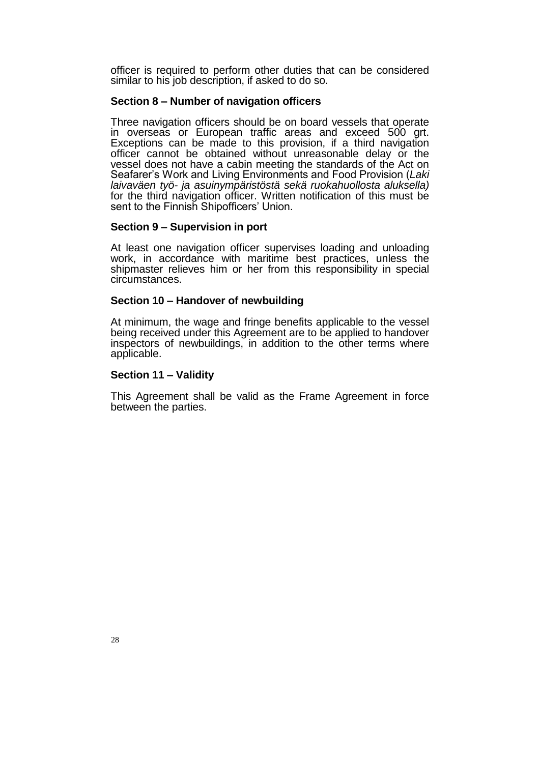officer is required to perform other duties that can be considered similar to his job description, if asked to do so.

### Section 8 – Number of navigation officers

Three navigation officers should be on board vessels that operate in overseas or European traffic areas and exceed 500 grt. Exceptions can be made to this provision, if a third navigation officer cannot be obtained without unreasonable delay or the vessel does not have a cabin meeting the standards of the Act on Seafarer's Work and Living Environments and Food Provision (*Laki laivaväen työ- ja asuinympäristöstä sekä ruokahuollosta aluksella)* for the third navigation officer. Written notification of this must be sent to the Finnish Shipofficers' Union.

### Section 9 – Supervision in port

At least one navigation officer supervises loading and unloading work, in accordance with maritime best practices, unless the shipmaster relieves him or her from this responsibility in special circumstances.

### Section 10 – Handover of newbuilding

At minimum, the wage and fringe benefits applicable to the vessel being received under this Agreement are to be applied to handover inspectors of newbuildings, in addition to the other terms where applicable.

### Section 11 – Validity

This Agreement shall be valid as the Frame Agreement in force between the parties.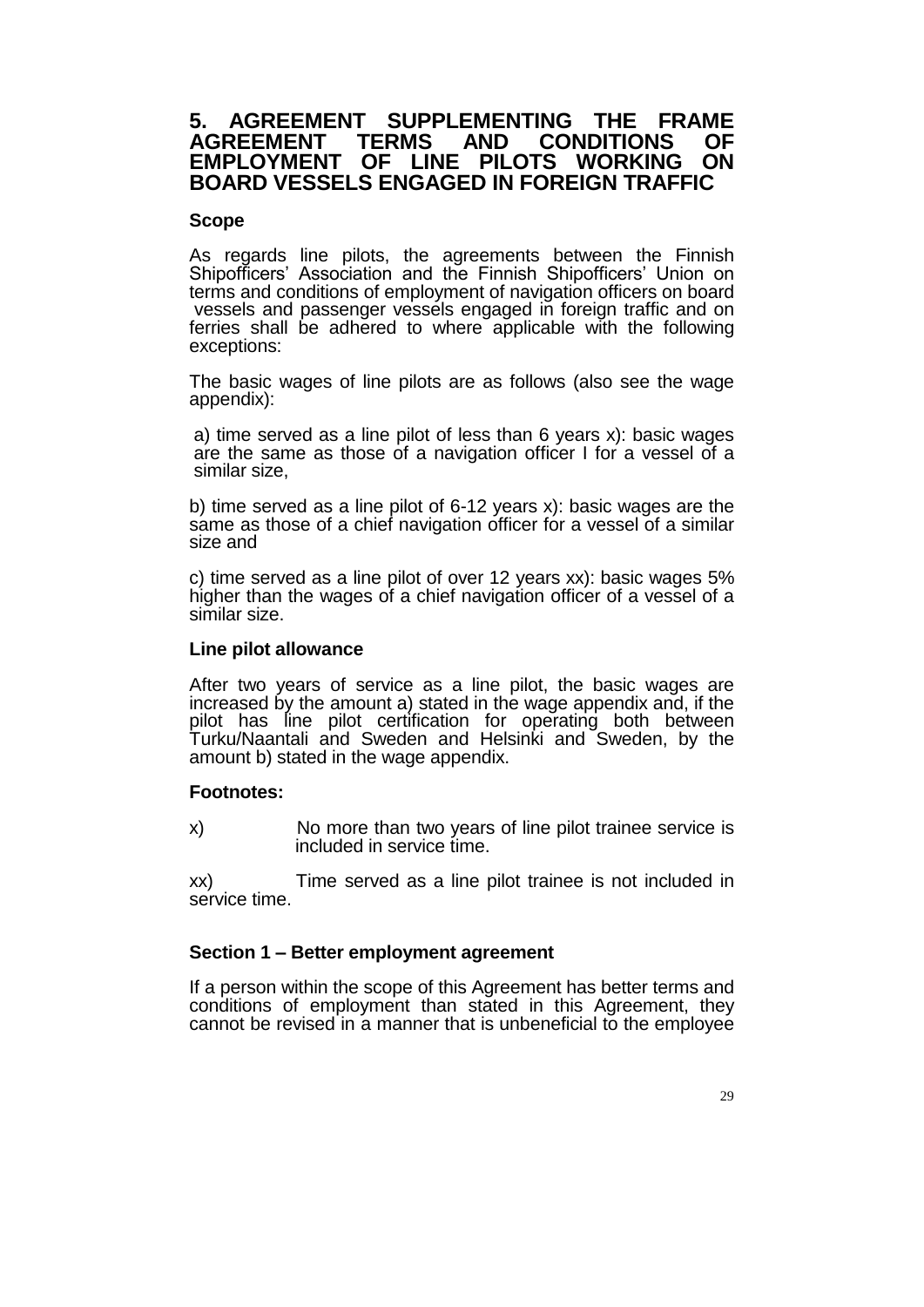# 5. AGREEMENT SUPPLEMENTING THE FRAME AGREEMENT TERMS AND CONDITIONS OF EMPLOYMENT OF LINE PILOTS WORKING ON BOARD VESSELS ENGAGED IN FOREIGN TRAFFIC

**Scope**

As regards line pilots, the agreements between the Finnish Shipofficers' Association and the Finnish Shipofficers' Union on terms and conditions of employment of navigation officers on board vessels and passenger vessels engaged in foreign traffic and on ferries shall be adhered to where applicable with the following exceptions:

The basic wages of line pilots are as follows (also see the wage appendix):

a) time served as a line pilot of less than 6 years x): basic wages are the same as those of a navigation officer I for a vessel of a similar size,

b) time served as a line pilot of 6-12 years x): basic wages are the same as those of a chief navigation officer for a vessel of a similar size and

c) time served as a line pilot of over 12 years xx): basic wages 5% higher than the wages of a chief navigation officer of a vessel of a similar size.

**Line pilot allowance**

After two years of service as a line pilot, the basic wages are increased by the amount a) stated in the wage appendix and, if the pilot has line pilot certification for operating both between Turku/Naantali and Sweden and Helsinki and Sweden, by the amount b) stated in the wage appendix.

**Footnotes:**

x) No more than two years of line pilot trainee service is included in service time.

xx) Time served as a line pilot trainee is not included in service time.

**Section 1 – Better employment agreement**

If a person within the scope of this Agreement has better terms and conditions of employment than stated in this Agreement, they cannot be revised in a manner that is unbeneficial to the employee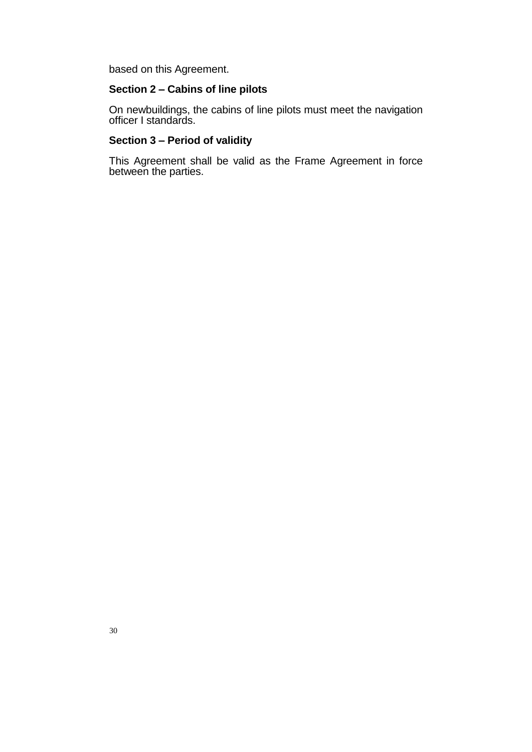based on this Agreement.

**Section 2 – Cabins of line pilots**

On newbuildings, the cabins of line pilots must meet the navigation officer I standards.

**Section 3 – Period of validity**

This Agreement shall be valid as the Frame Agreement in force between the parties.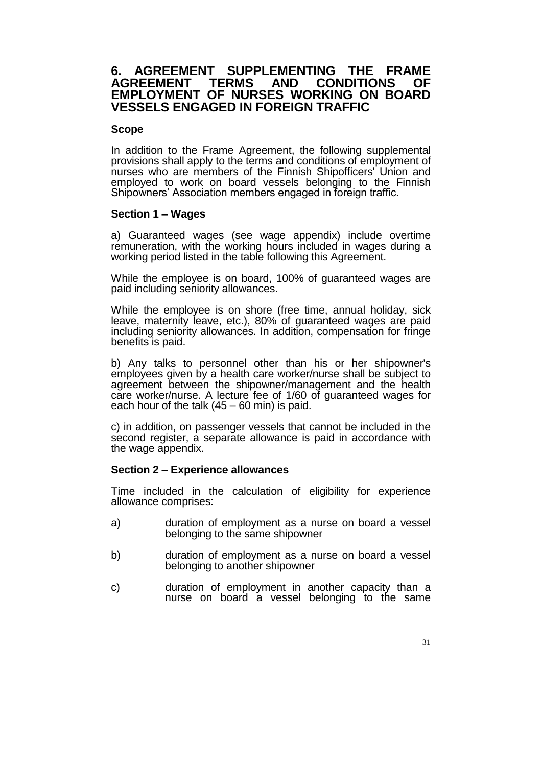# 6. AGREEMENT SUPPLEMENTING THE FRAME AGREEMENT TERMS AND CONDITIONS OF EMPLOYMENT OF NURSES WORKING ON BOARD VESSELS ENGAGED IN FOREIGN TRAFFIC

### Scope

In addition to the Frame Agreement, the following supplemental provisions shall apply to the terms and conditions of employment of nurses who are members of the Finnish Shipofficers' Union and employed to work on board vessels belonging to the Finnish Shipowners' Association members engaged in foreign traffic.

### Section 1 – Wages

a) Guaranteed wages (see wage appendix) include overtime remuneration, with the working hours included in wages during a working period listed in the table following this Agreement.

While the employee is on board, 100% of guaranteed wages are paid including seniority allowances.

While the employee is on shore (free time, annual holiday, sick leave, maternity leave, etc.), 80% of guaranteed wages are paid including seniority allowances. In addition, compensation for fringe benefits is paid.

b) Any talks to personnel other than his or her shipowner's employees given by a health care worker/nurse shall be subject to agreement between the shipowner/management and the health care worker/nurse. A lecture fee of 1/60 of guaranteed wages for each hour of the talk (45 – 60 min) is paid.

c) in addition, on passenger vessels that cannot be included in the second register, a separate allowance is paid in accordance with the wage appendix.

### Section 2 – Experience allowances

Time included in the calculation of eligibility for experience allowance comprises:

a) duration of employment as a nurse on board a vessel belonging to the same shipowner

b) duration of employment as a nurse on board a vessel belonging to another shipowner

c) duration of employment in another capacity than a nurse on board a vessel belonging to the same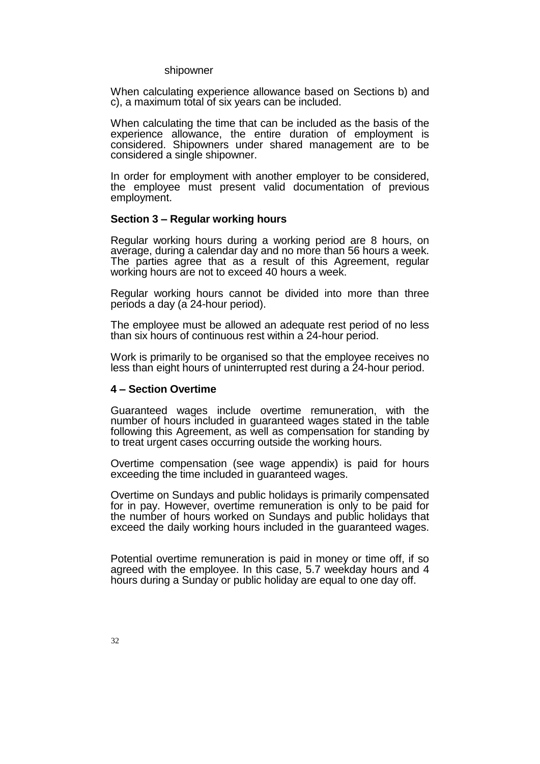shipowner

When calculating experience allowance based on Sections b) and c), a maximum total of six years can be included.

When calculating the time that can be included as the basis of the experience allowance, the entire duration of employment is considered. Shipowners under shared management are to be considered a single shipowner.

In order for employment with another employer to be considered, the employee must present valid documentation of previous employment.

### Section 3 – Regular working hours

Regular working hours during a working period are 8 hours, on average, during a calendar day and no more than 56 hours a week. The parties agree that as a result of this Agreement, regular working hours are not to exceed 40 hours a week.

Regular working hours cannot be divided into more than three periods a day (a 24-hour period).

The employee must be allowed an adequate rest period of no less than six hours of continuous rest within a 24-hour period.

Work is primarily to be organised so that the employee receives no less than eight hours of uninterrupted rest during a 24-hour period.

### 4 – Section Overtime

Guaranteed wages include overtime remuneration, with the number of hours included in guaranteed wages stated in the table following this Agreement, as well as compensation for standing by to treat urgent cases occurring outside the working hours.

Overtime compensation (see wage appendix) is paid for hours exceeding the time included in guaranteed wages.

Overtime on Sundays and public holidays is primarily compensated for in pay. However, overtime remuneration is only to be paid for the number of hours worked on Sundays and public holidays that exceed the daily working hours included in the guaranteed wages.

Potential overtime remuneration is paid in money or time off, if so agreed with the employee. In this case, 5.7 weekday hours and 4 hours during a Sunday or public holiday are equal to one day off.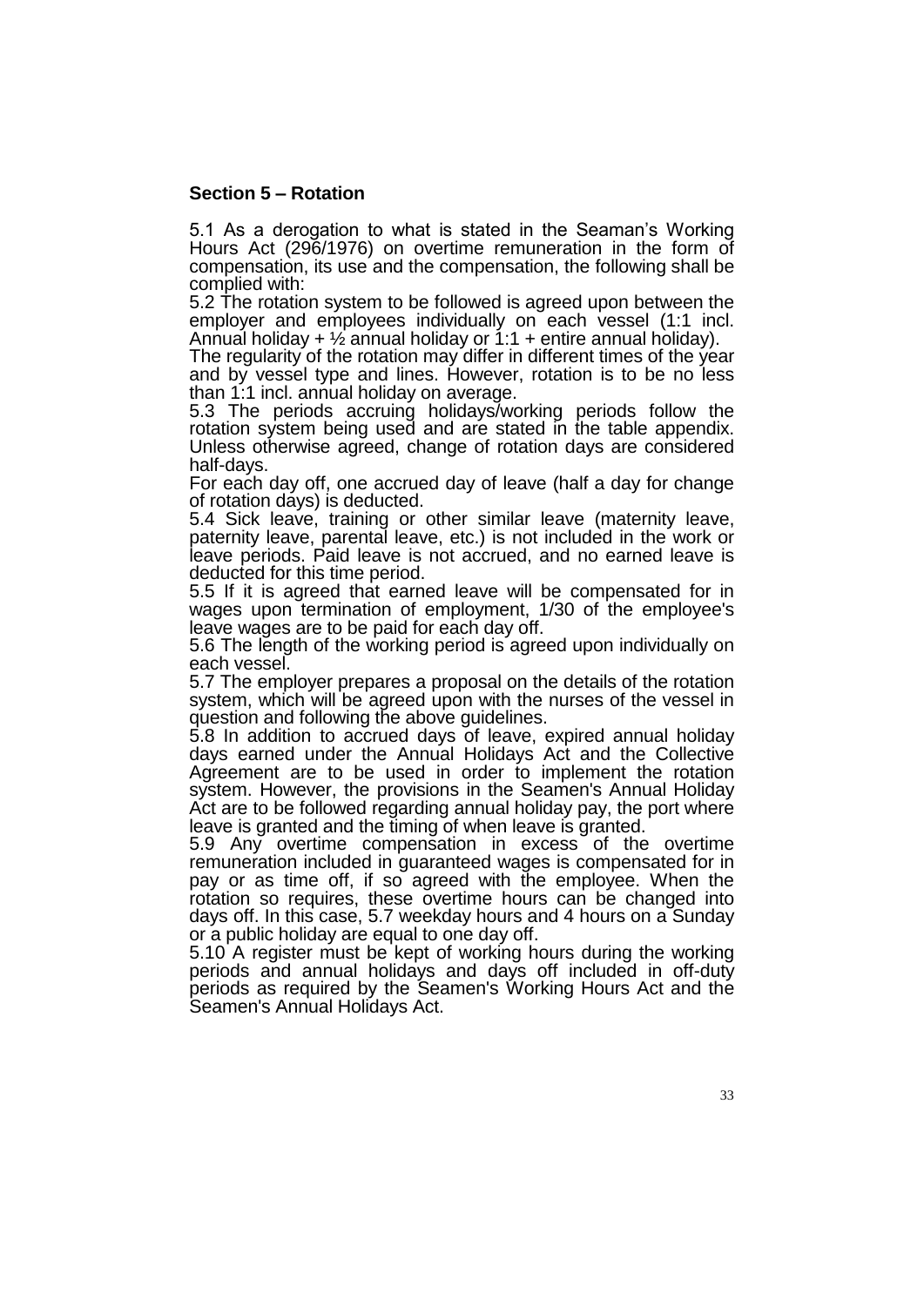## Section 5 – Rotation

5.1 As a derogation to what is stated in the Seaman's Working Hours Act (296/1976) on overtime remuneration in the form of compensation, its use and the compensation, the following shall be complied with:

5.2 The rotation system to be followed is agreed upon between the employer and employees individually on each vessel (1:1 incl. Annual holiday + ½ annual holiday or 1:1 + entire annual holiday).

The regularity of the rotation may differ in different times of the year and by vessel type and lines. However, rotation is to be no less than 1:1 incl. annual holiday on average.

5.3 The periods accruing holidays/working periods follow the rotation system being used and are stated in the table appendix. Unless otherwise agreed, change of rotation days are considered half-days.

For each day off, one accrued day of leave (half a day for change of rotation days) is deducted.

5.4 Sick leave, training or other similar leave (maternity leave, paternity leave, parental leave, etc.) is not included in the work or leave periods. Paid leave is not accrued, and no earned leave is deducted for this time period.

5.5 If it is agreed that earned leave will be compensated for in wages upon termination of employment, 1/30 of the employee's leave wages are to be paid for each day off.

5.6 The length of the working period is agreed upon individually on each vessel.

5.7 The employer prepares a proposal on the details of the rotation system, which will be agreed upon with the nurses of the vessel in question and following the above guidelines.

5.8 In addition to accrued days of leave, expired annual holiday days earned under the Annual Holidays Act and the Collective Agreement are to be used in order to implement the rotation system. However, the provisions in the Seamen's Annual Holiday Act are to be followed regarding annual holiday pay, the port where leave is granted and the timing of when leave is granted.

5.9 Any overtime compensation in excess of the overtime remuneration included in guaranteed wages is compensated for in pay or as time off, if so agreed with the employee. When the rotation so requires, these overtime hours can be changed into days off. In this case, 5.7 weekday hours and 4 hours on a Sunday or a public holiday are equal to one day off.

5.10 A register must be kept of working hours during the working periods and annual holidays and days off included in off-duty periods as required by the Seamen's Working Hours Act and the Seamen's Annual Holidays Act.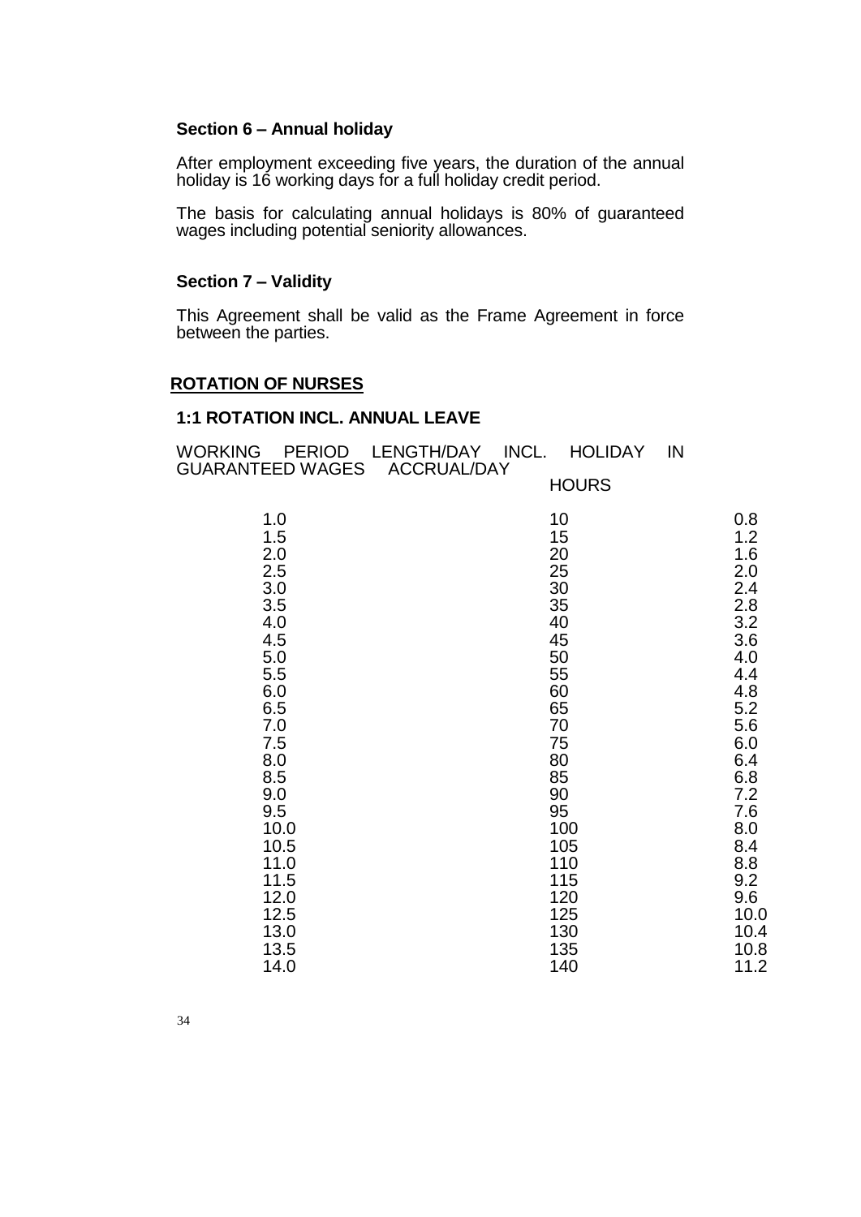### Section 6 – Annual holiday

After employment exceeding five years, the duration of the annual holiday is 16 working days for a full holiday credit period.

The basis for calculating annual holidays is 80% of guaranteed wages including potential seniority allowances.

### Section 7 – Validity

This Agreement shall be valid as the Frame Agreement in force between the parties.

## ROTATION OF NURSES

### 1:1 ROTATION INCL. ANNUAL LEAVE

| WORKING PERIOD | LENGTH/DAY INCL. GUARANTEED WAGES HOURS | HOLIDAY IN ACCRUAL/DAY |
|---|---|---|
| 1.0 | 10 | 0.8 |
| 1.5 | 15 | 1.2 |
| 2.0 | 20 | 1.6 |
| 2.5 | 25 | 2.0 |
| 3.0 | 30 | 2.4 |
| 3.5 | 35 | 2.8 |
| 4.0 | 40 | 3.2 |
| 4.5 | 45 | 3.6 |
| 5.0 | 50 | 4.0 |
| 5.5 | 55 | 4.4 |
| 6.0 | 60 | 4.8 |
| 6.5 | 65 | 5.2 |
| 7.0 | 70 | 5.6 |
| 7.5 | 75 | 6.0 |
| 8.0 | 80 | 6.4 |
| 8.5 | 85 | 6.8 |
| 9.0 | 90 | 7.2 |
| 9.5 | 95 | 7.6 |
| 10.0 | 100 | 8.0 |
| 10.5 | 105 | 8.4 |
| 11.0 | 110 | 8.8 |
| 11.5 | 115 | 9.2 |
| 12.0 | 120 | 9.6 |
| 12.5 | 125 | 10.0 |
| 13.0 | 130 | 10.4 |
| 13.5 | 135 | 10.8 |
| 14.0 | 140 | 11.2 |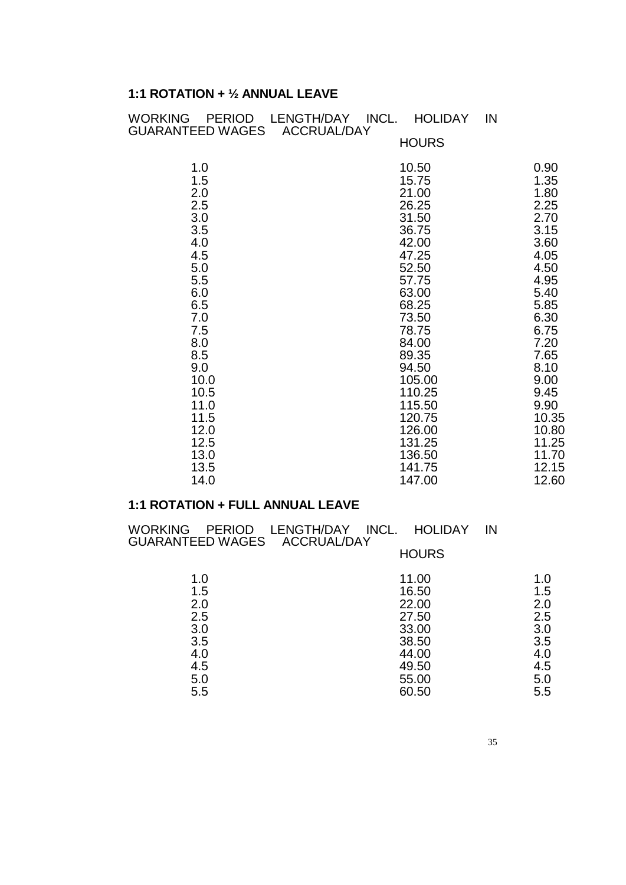**1:1 ROTATION + ½ ANNUAL LEAVE**

| WORKING PERIOD GUARANTEED WAGES | LENGTH/DAY INCL. HOLIDAY IN ACCRUAL/DAY HOURS | |
|---|---|---|
| 1.0 | 10.50 | 0.90 |
| 1.5 | 15.75 | 1.35 |
| 2.0 | 21.00 | 1.80 |
| 2.5 | 26.25 | 2.25 |
| 3.0 | 31.50 | 2.70 |
| 3.5 | 36.75 | 3.15 |
| 4.0 | 42.00 | 3.60 |
| 4.5 | 47.25 | 4.05 |
| 5.0 | 52.50 | 4.50 |
| 5.5 | 57.75 | 4.95 |
| 6.0 | 63.00 | 5.40 |
| 6.5 | 68.25 | 5.85 |
| 7.0 | 73.50 | 6.30 |
| 7.5 | 78.75 | 6.75 |
| 8.0 | 84.00 | 7.20 |
| 8.5 | 89.35 | 7.65 |
| 9.0 | 94.50 | 8.10 |
| 10.0 | 105.00 | 9.00 |
| 10.5 | 110.25 | 9.45 |
| 11.0 | 115.50 | 9.90 |
| 11.5 | 120.75 | 10.35 |
| 12.0 | 126.00 | 10.80 |
| 12.5 | 131.25 | 11.25 |
| 13.0 | 136.50 | 11.70 |
| 13.5 | 141.75 | 12.15 |
| 14.0 | 147.00 | 12.60 |

**1:1 ROTATION + FULL ANNUAL LEAVE**

| WORKING PERIOD GUARANTEED WAGES | LENGTH/DAY INCL. HOLIDAY IN ACCRUAL/DAY HOURS | |
|---|---|---|
| 1.0 | 11.00 | 1.0 |
| 1.5 | 16.50 | 1.5 |
| 2.0 | 22.00 | 2.0 |
| 2.5 | 27.50 | 2.5 |
| 3.0 | 33.00 | 3.0 |
| 3.5 | 38.50 | 3.5 |
| 4.0 | 44.00 | 4.0 |
| 4.5 | 49.50 | 4.5 |
| 5.0 | 55.00 | 5.0 |
| 5.5 | 60.50 | 5.5 |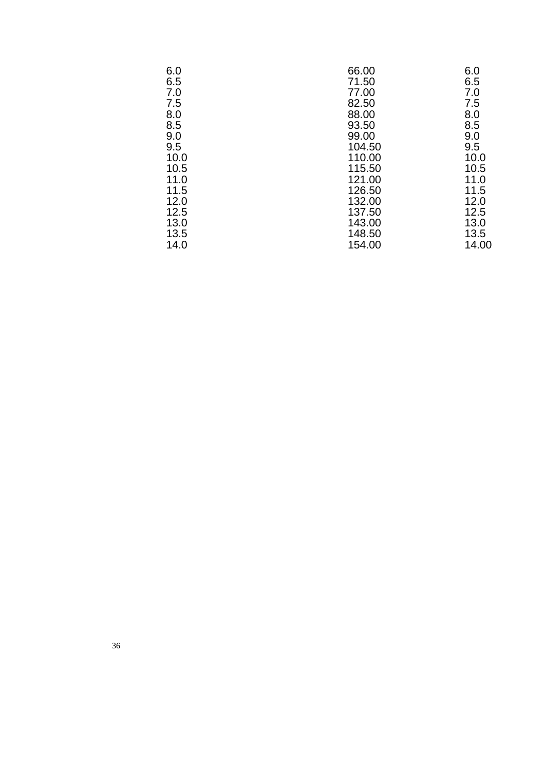| | | |
|---|---|---|
| 6.0 | 66.00 | 6.0 |
| 6.5 | 71.50 | 6.5 |
| 7.0 | 77.00 | 7.0 |
| 7.5 | 82.50 | 7.5 |
| 8.0 | 88.00 | 8.0 |
| 8.5 | 93.50 | 8.5 |
| 9.0 | 99.00 | 9.0 |
| 9.5 | 104.50 | 9.5 |
| 10.0 | 110.00 | 10.0 |
| 10.5 | 115.50 | 10.5 |
| 11.0 | 121.00 | 11.0 |
| 11.5 | 126.50 | 11.5 |
| 12.0 | 132.00 | 12.0 |
| 12.5 | 137.50 | 12.5 |
| 13.0 | 143.00 | 13.0 |
| 13.5 | 148.50 | 13.5 |
| 14.0 | 154.00 | 14.00 |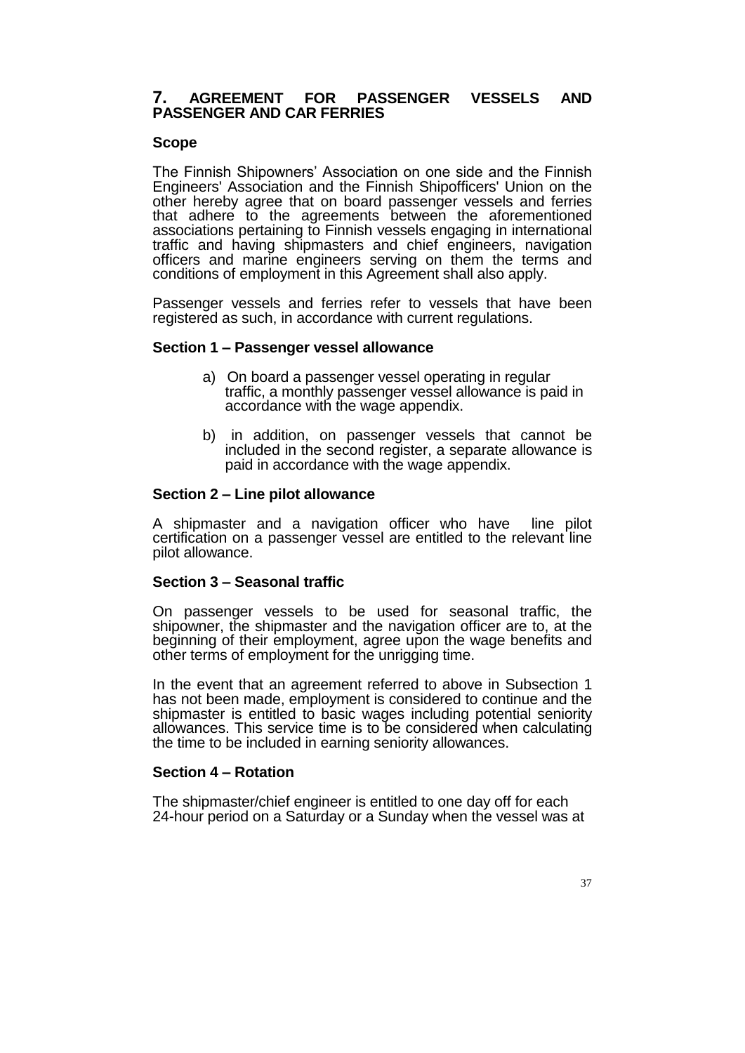## 7. AGREEMENT FOR PASSENGER VESSELS AND PASSENGER AND CAR FERRIES

### Scope

The Finnish Shipowners' Association on one side and the Finnish Engineers' Association and the Finnish Shipofficers' Union on the other hereby agree that on board passenger vessels and ferries that adhere to the agreements between the aforementioned associations pertaining to Finnish vessels engaging in international traffic and having shipmasters and chief engineers, navigation officers and marine engineers serving on them the terms and conditions of employment in this Agreement shall also apply.

Passenger vessels and ferries refer to vessels that have been registered as such, in accordance with current regulations.

### Section 1 – Passenger vessel allowance

a) On board a passenger vessel operating in regular traffic, a monthly passenger vessel allowance is paid in accordance with the wage appendix.

b) in addition, on passenger vessels that cannot be included in the second register, a separate allowance is paid in accordance with the wage appendix.

### Section 2 – Line pilot allowance

A shipmaster and a navigation officer who have line pilot certification on a passenger vessel are entitled to the relevant line pilot allowance.

### Section 3 – Seasonal traffic

On passenger vessels to be used for seasonal traffic, the shipowner, the shipmaster and the navigation officer are to, at the beginning of their employment, agree upon the wage benefits and other terms of employment for the unrigging time.

In the event that an agreement referred to above in Subsection 1 has not been made, employment is considered to continue and the shipmaster is entitled to basic wages including potential seniority allowances. This service time is to be considered when calculating the time to be included in earning seniority allowances.

### Section 4 – Rotation

The shipmaster/chief engineer is entitled to one day off for each 24-hour period on a Saturday or a Sunday when the vessel was at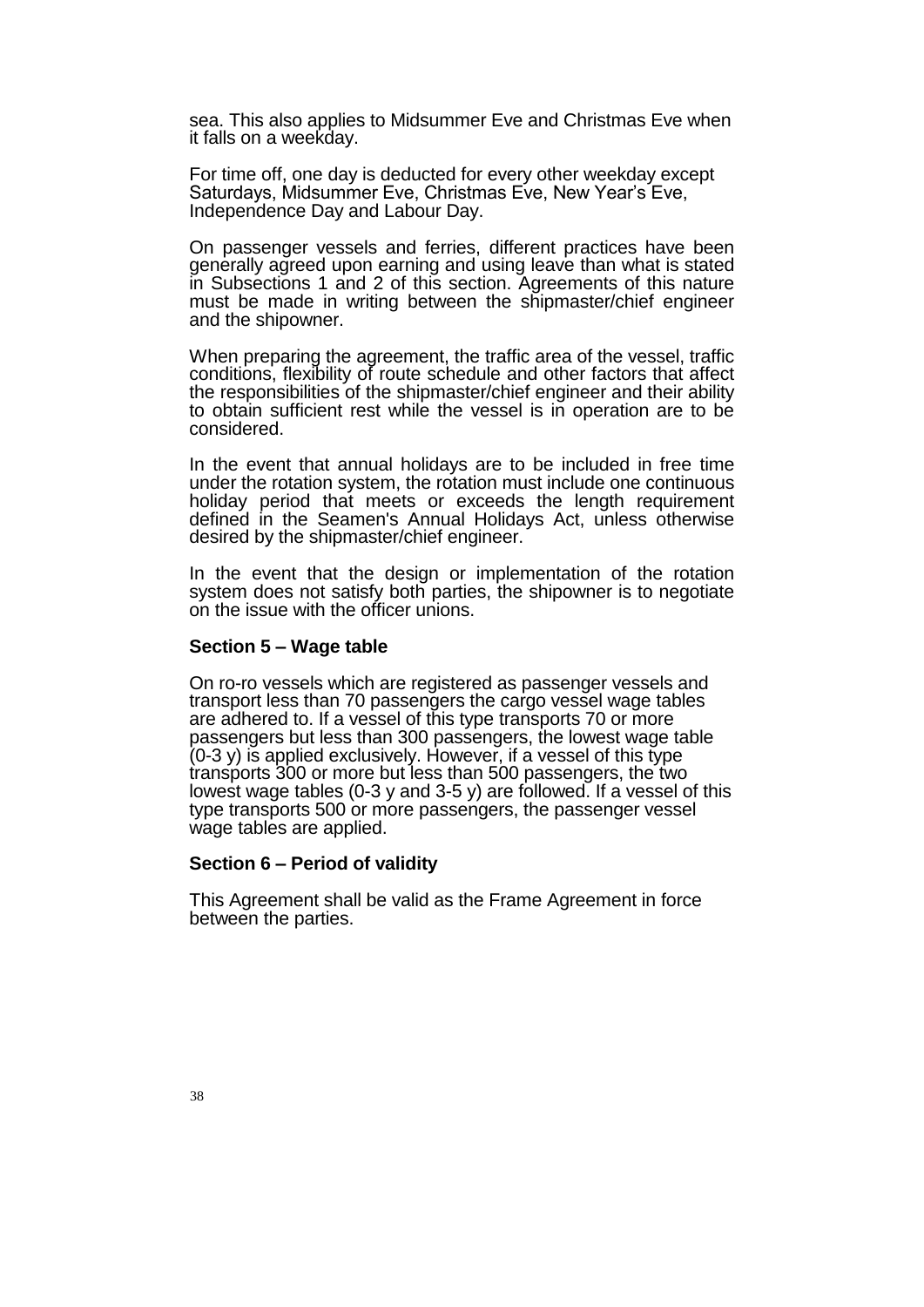sea. This also applies to Midsummer Eve and Christmas Eve when it falls on a weekday.

For time off, one day is deducted for every other weekday except Saturdays, Midsummer Eve, Christmas Eve, New Year's Eve, Independence Day and Labour Day.

On passenger vessels and ferries, different practices have been generally agreed upon earning and using leave than what is stated in Subsections 1 and 2 of this section. Agreements of this nature must be made in writing between the shipmaster/chief engineer and the shipowner.

When preparing the agreement, the traffic area of the vessel, traffic conditions, flexibility of route schedule and other factors that affect the responsibilities of the shipmaster/chief engineer and their ability to obtain sufficient rest while the vessel is in operation are to be considered.

In the event that annual holidays are to be included in free time under the rotation system, the rotation must include one continuous holiday period that meets or exceeds the length requirement defined in the Seamen's Annual Holidays Act, unless otherwise desired by the shipmaster/chief engineer.

In the event that the design or implementation of the rotation system does not satisfy both parties, the shipowner is to negotiate on the issue with the officer unions.

### Section 5 – Wage table

On ro-ro vessels which are registered as passenger vessels and transport less than 70 passengers the cargo vessel wage tables are adhered to. If a vessel of this type transports 70 or more passengers but less than 300 passengers, the lowest wage table (0-3 y) is applied exclusively. However, if a vessel of this type transports 300 or more but less than 500 passengers, the two lowest wage tables (0-3 y and 3-5 y) are followed. If a vessel of this type transports 500 or more passengers, the passenger vessel wage tables are applied.

### Section 6 – Period of validity

This Agreement shall be valid as the Frame Agreement in force between the parties.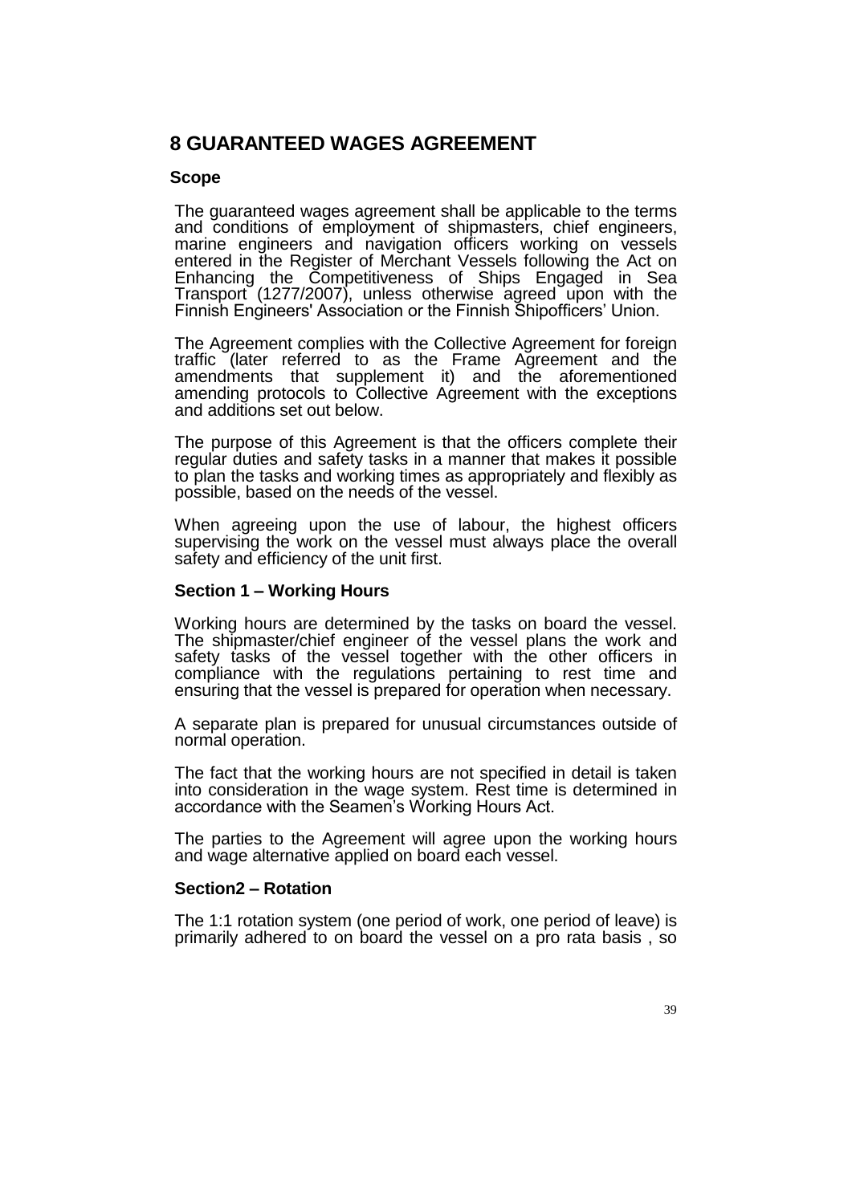## 8 GUARANTEED WAGES AGREEMENT

### Scope

The guaranteed wages agreement shall be applicable to the terms and conditions of employment of shipmasters, chief engineers, marine engineers and navigation officers working on vessels entered in the Register of Merchant Vessels following the Act on Enhancing the Competitiveness of Ships Engaged in Sea Transport (1277/2007), unless otherwise agreed upon with the Finnish Engineers' Association or the Finnish Shipofficers' Union.

The Agreement complies with the Collective Agreement for foreign traffic (later referred to as the Frame Agreement and the amendments that supplement it) and the aforementioned amending protocols to Collective Agreement with the exceptions and additions set out below.

The purpose of this Agreement is that the officers complete their regular duties and safety tasks in a manner that makes it possible to plan the tasks and working times as appropriately and flexibly as possible, based on the needs of the vessel.

When agreeing upon the use of labour, the highest officers supervising the work on the vessel must always place the overall safety and efficiency of the unit first.

### Section 1 – Working Hours

Working hours are determined by the tasks on board the vessel. The shipmaster/chief engineer of the vessel plans the work and safety tasks of the vessel together with the other officers in compliance with the regulations pertaining to rest time and ensuring that the vessel is prepared for operation when necessary.

A separate plan is prepared for unusual circumstances outside of normal operation.

The fact that the working hours are not specified in detail is taken into consideration in the wage system. Rest time is determined in accordance with the Seamen's Working Hours Act.

The parties to the Agreement will agree upon the working hours and wage alternative applied on board each vessel.

### Section2 – Rotation

The 1:1 rotation system (one period of work, one period of leave) is primarily adhered to on board the vessel on a pro rata basis , so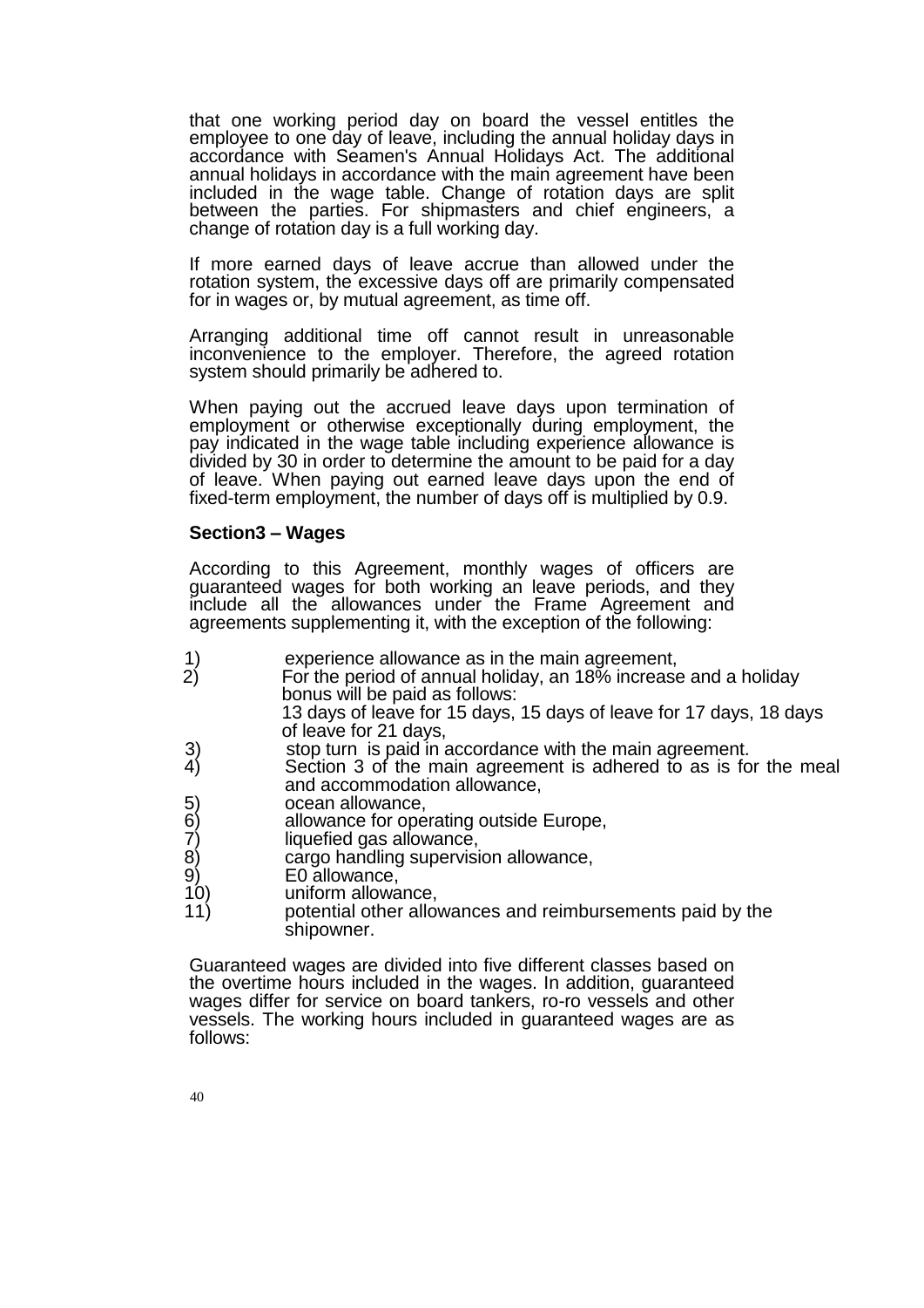that one working period day on board the vessel entitles the employee to one day of leave, including the annual holiday days in accordance with Seamen's Annual Holidays Act. The additional annual holidays in accordance with the main agreement have been included in the wage table. Change of rotation days are split between the parties. For shipmasters and chief engineers, a change of rotation day is a full working day.

If more earned days of leave accrue than allowed under the rotation system, the excessive days off are primarily compensated for in wages or, by mutual agreement, as time off.

Arranging additional time off cannot result in unreasonable inconvenience to the employer. Therefore, the agreed rotation system should primarily be adhered to.

When paying out the accrued leave days upon termination of employment or otherwise exceptionally during employment, the pay indicated in the wage table including experience allowance is divided by 30 in order to determine the amount to be paid for a day of leave. When paying out earned leave days upon the end of fixed-term employment, the number of days off is multiplied by 0.9.

**Section3 – Wages**

According to this Agreement, monthly wages of officers are guaranteed wages for both working an leave periods, and they include all the allowances under the Frame Agreement and agreements supplementing it, with the exception of the following:

1) experience allowance as in the main agreement,
2) For the period of annual holiday, an 18% increase and a holiday bonus will be paid as follows:
   13 days of leave for 15 days, 15 days of leave for 17 days, 18 days of leave for 21 days,
3) stop turn is paid in accordance with the main agreement.
4) Section 3 of the main agreement is adhered to as is for the meal and accommodation allowance,
5) ocean allowance,
6) allowance for operating outside Europe,
7) liquefied gas allowance,
8) cargo handling supervision allowance,
9) E0 allowance,
10) uniform allowance,
11) potential other allowances and reimbursements paid by the shipowner.

Guaranteed wages are divided into five different classes based on the overtime hours included in the wages. In addition, guaranteed wages differ for service on board tankers, ro-ro vessels and other vessels. The working hours included in guaranteed wages are as follows: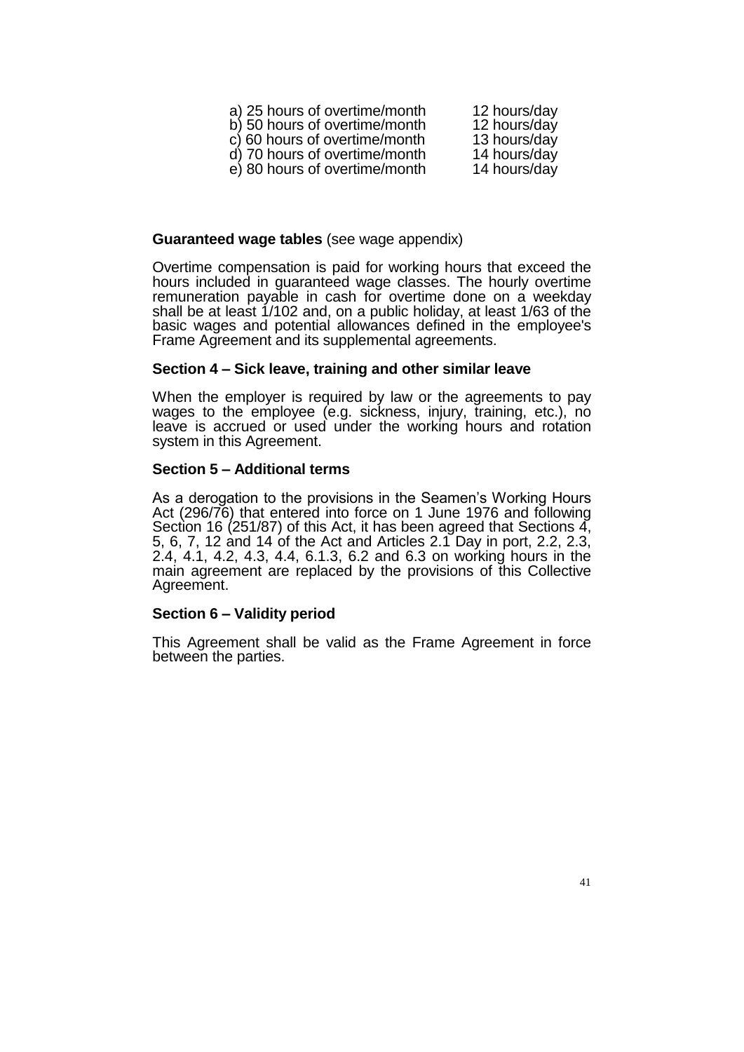| | |
|---|---|
| a) 25 hours of overtime/month | 12 hours/day |
| b) 50 hours of overtime/month | 12 hours/day |
| c) 60 hours of overtime/month | 13 hours/day |
| d) 70 hours of overtime/month | 14 hours/day |
| e) 80 hours of overtime/month | 14 hours/day |

**Guaranteed wage tables** (see wage appendix)

Overtime compensation is paid for working hours that exceed the hours included in guaranteed wage classes. The hourly overtime remuneration payable in cash for overtime done on a weekday shall be at least 1/102 and, on a public holiday, at least 1/63 of the basic wages and potential allowances defined in the employee's Frame Agreement and its supplemental agreements.

**Section 4 – Sick leave, training and other similar leave**

When the employer is required by law or the agreements to pay wages to the employee (e.g. sickness, injury, training, etc.), no leave is accrued or used under the working hours and rotation system in this Agreement.

**Section 5 – Additional terms**

As a derogation to the provisions in the Seamen's Working Hours Act (296/76) that entered into force on 1 June 1976 and following Section 16 (251/87) of this Act, it has been agreed that Sections 4, 5, 6, 7, 12 and 14 of the Act and Articles 2.1 Day in port, 2.2, 2.3, 2.4, 4.1, 4.2, 4.3, 4.4, 6.1.3, 6.2 and 6.3 on working hours in the main agreement are replaced by the provisions of this Collective Agreement.

**Section 6 – Validity period**

This Agreement shall be valid as the Frame Agreement in force between the parties.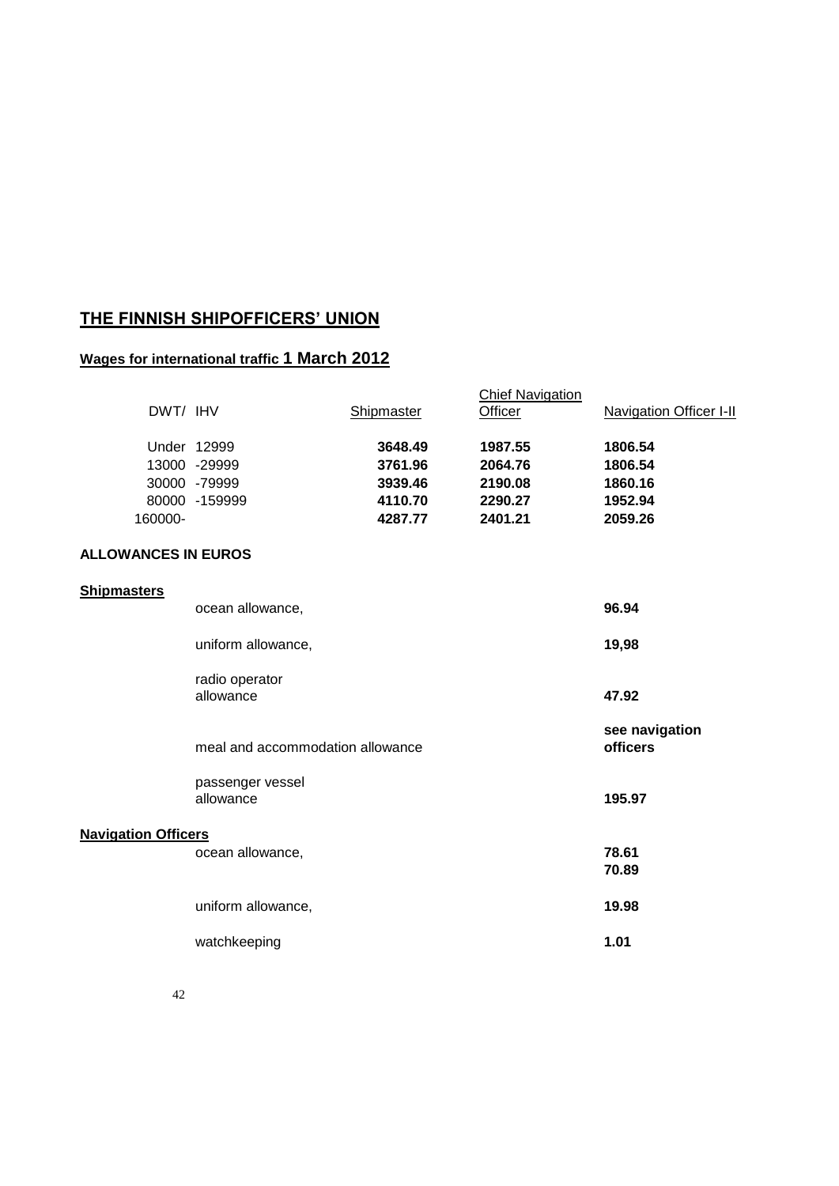## THE FINNISH SHIPOFFICERS' UNION

### Wages for international traffic 1 March 2012

| DWT/ IHV | Shipmaster | Chief Navigation Officer | Navigation Officer I-II |
|---|---|---|---|
| Under 12999 | **3648.49** | **1987.55** | **1806.54** |
| 13000 -29999 | **3761.96** | **2064.76** | **1806.54** |
| 30000 -79999 | **3939.46** | **2190.08** | **1860.16** |
| 80000 -159999 | **4110.70** | **2290.27** | **1952.94** |
| 160000- | **4287.77** | **2401.21** | **2059.26** |

**ALLOWANCES IN EUROS**

| | | |
|---|---|---|
| **Shipmasters** | ocean allowance, | **96.94** |
| | uniform allowance, | **19,98** |
| | radio operator allowance | **47.92** |
| | meal and accommodation allowance | **see navigation officers** |
| | passenger vessel allowance | **195.97** |
| **Navigation Officers** | ocean allowance, | **78.61**<br>**70.89** |
| | uniform allowance, | **19.98** |
| | watchkeeping | **1.01** |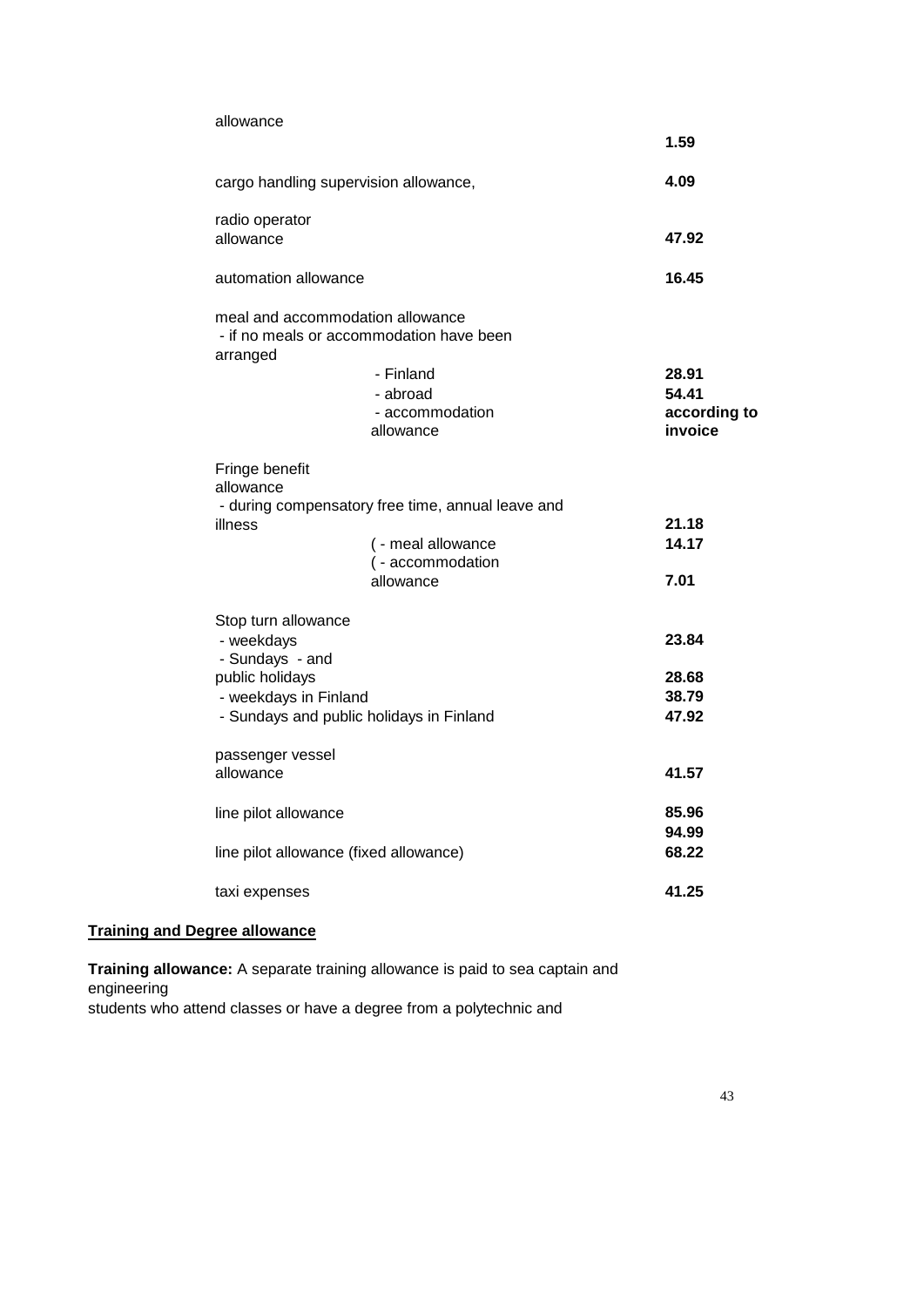| | |
|---|---|
| allowance | **1.59** |
| cargo handling supervision allowance, | **4.09** |
| radio operator allowance | **47.92** |
| automation allowance | **16.45** |
| meal and accommodation allowance<br>- if no meals or accommodation have been arranged | |
| - Finland | **28.91** |
| - abroad | **54.41** |
| - accommodation allowance | **according to invoice** |
| Fringe benefit allowance<br>- during compensatory free time, annual leave and illness | **21.18** |
| ( - meal allowance | **14.17** |
| ( - accommodation allowance | **7.01** |
| Stop turn allowance | |
| - weekdays | **23.84** |
| - Sundays - and public holidays | **28.68** |
| - weekdays in Finland | **38.79** |
| - Sundays and public holidays in Finland | **47.92** |
| passenger vessel allowance | **41.57** |
| line pilot allowance | **85.96**<br>**94.99** |
| line pilot allowance (fixed allowance) | **68.22** |
| taxi expenses | **41.25** |

## Training and Degree allowance

**Training allowance:** A separate training allowance is paid to sea captain and engineering students who attend classes or have a degree from a polytechnic and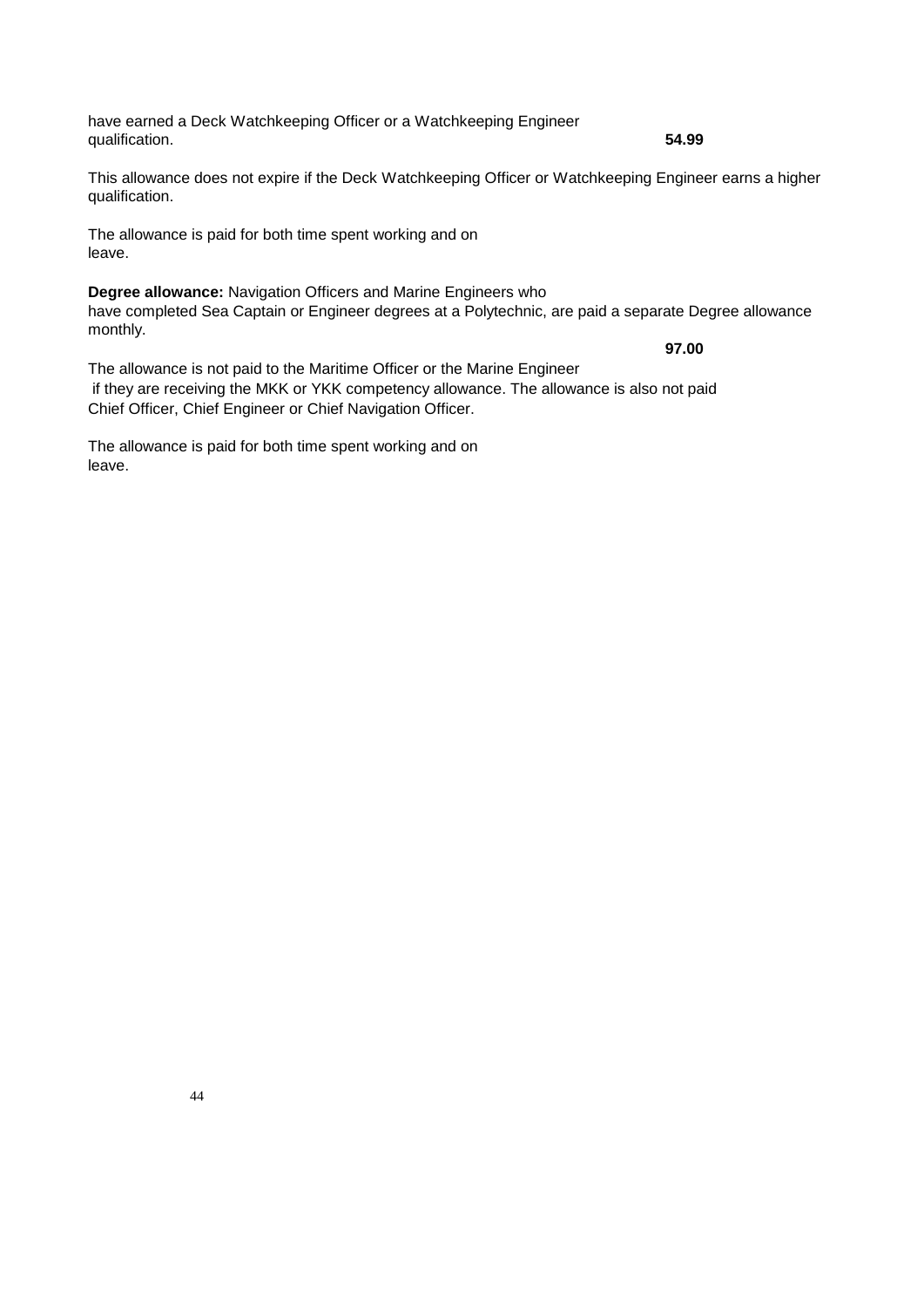have earned a Deck Watchkeeping Officer or a Watchkeeping Engineer qualification. **54.99**

This allowance does not expire if the Deck Watchkeeping Officer or Watchkeeping Engineer earns a higher qualification.

The allowance is paid for both time spent working and on leave.

**Degree allowance:** Navigation Officers and Marine Engineers who have completed Sea Captain or Engineer degrees at a Polytechnic, are paid a separate Degree allowance monthly. **97.00**

The allowance is not paid to the Maritime Officer or the Marine Engineer if they are receiving the MKK or YKK competency allowance. The allowance is also not paid Chief Officer, Chief Engineer or Chief Navigation Officer.

The allowance is paid for both time spent working and on leave.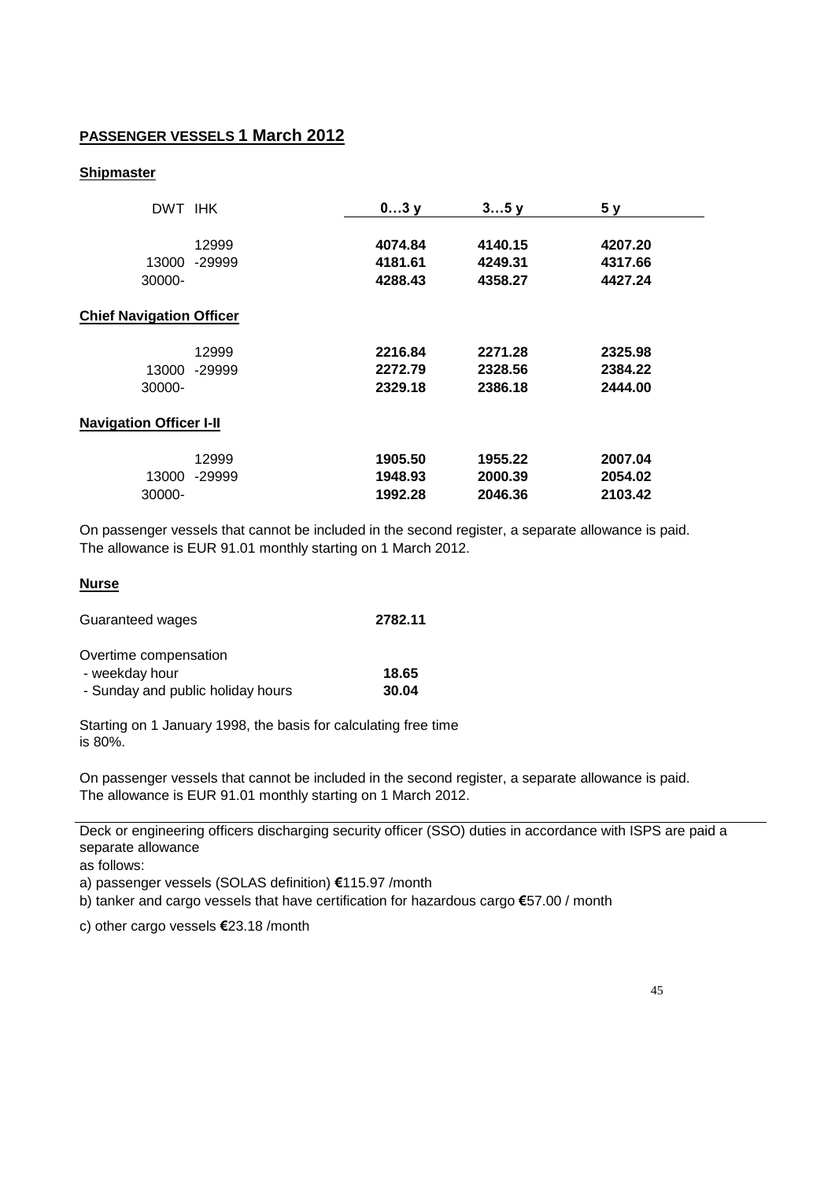## **PASSENGER VESSELS 1 March 2012**

### **Shipmaster**

| DWT IHK | 0…3 y | 3…5 y | 5 y |
|---|---|---|---|
| 12999 | **4074.84** | **4140.15** | **4207.20** |
| 13000 -29999 | **4181.61** | **4249.31** | **4317.66** |
| 30000- | **4288.43** | **4358.27** | **4427.24** |

### **Chief Navigation Officer**

| DWT IHK | 0…3 y | 3…5 y | 5 y |
|---|---|---|---|
| 12999 | **2216.84** | **2271.28** | **2325.98** |
| 13000 -29999 | **2272.79** | **2328.56** | **2384.22** |
| 30000- | **2329.18** | **2386.18** | **2444.00** |

### **Navigation Officer I-II**

| DWT IHK | 0…3 y | 3…5 y | 5 y |
|---|---|---|---|
| 12999 | **1905.50** | **1955.22** | **2007.04** |
| 13000 -29999 | **1948.93** | **2000.39** | **2054.02** |
| 30000- | **1992.28** | **2046.36** | **2103.42** |

On passenger vessels that cannot be included in the second register, a separate allowance is paid. The allowance is EUR 91.01 monthly starting on 1 March 2012.

### **Nurse**

| | |
|---|---|
| Guaranteed wages | **2782.11** |
| Overtime compensation | |
| - weekday hour | **18.65** |
| - Sunday and public holiday hours | **30.04** |

Starting on 1 January 1998, the basis for calculating free time is 80%.

On passenger vessels that cannot be included in the second register, a separate allowance is paid. The allowance is EUR 91.01 monthly starting on 1 March 2012.

---

Deck or engineering officers discharging security officer (SSO) duties in accordance with ISPS are paid a separate allowance
as follows:

a) passenger vessels (SOLAS definition) **€**115.97 /month

b) tanker and cargo vessels that have certification for hazardous cargo **€**57.00 / month

c) other cargo vessels **€**23.18 /month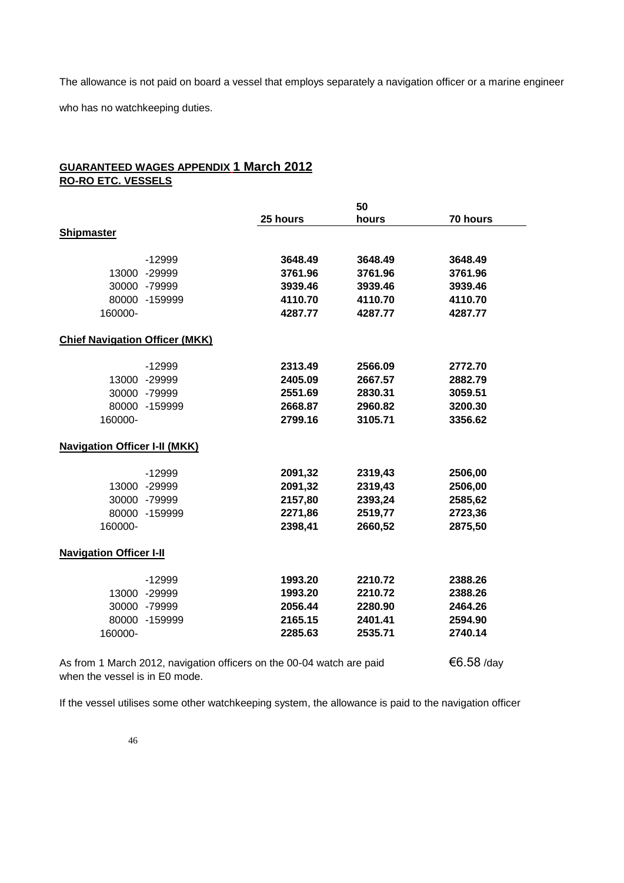The allowance is not paid on board a vessel that employs separately a navigation officer or a marine engineer who has no watchkeeping duties.

**GUARANTEED WAGES APPENDIX 1 March 2012**
**RO-RO ETC. VESSELS**

| | 25 hours | 50 hours | 70 hours |
|---|---|---|---|
| **Shipmaster** | | | |
| -12999 | **3648.49** | **3648.49** | **3648.49** |
| 13000 -29999 | **3761.96** | **3761.96** | **3761.96** |
| 30000 -79999 | **3939.46** | **3939.46** | **3939.46** |
| 80000 -159999 | **4110.70** | **4110.70** | **4110.70** |
| 160000- | **4287.77** | **4287.77** | **4287.77** |
| **Chief Navigation Officer (MKK)** | | | |
| -12999 | **2313.49** | **2566.09** | **2772.70** |
| 13000 -29999 | **2405.09** | **2667.57** | **2882.79** |
| 30000 -79999 | **2551.69** | **2830.31** | **3059.51** |
| 80000 -159999 | **2668.87** | **2960.82** | **3200.30** |
| 160000- | **2799.16** | **3105.71** | **3356.62** |
| **Navigation Officer I-II (MKK)** | | | |
| -12999 | **2091,32** | **2319,43** | **2506,00** |
| 13000 -29999 | **2091,32** | **2319,43** | **2506,00** |
| 30000 -79999 | **2157,80** | **2393,24** | **2585,62** |
| 80000 -159999 | **2271,86** | **2519,77** | **2723,36** |
| 160000- | **2398,41** | **2660,52** | **2875,50** |
| **Navigation Officer I-II** | | | |
| -12999 | **1993.20** | **2210.72** | **2388.26** |
| 13000 -29999 | **1993.20** | **2210.72** | **2388.26** |
| 30000 -79999 | **2056.44** | **2280.90** | **2464.26** |
| 80000 -159999 | **2165.15** | **2401.41** | **2594.90** |
| 160000- | **2285.63** | **2535.71** | **2740.14** |

As from 1 March 2012, navigation officers on the 00-04 watch are paid when the vessel is in E0 mode. €6.58 /day

If the vessel utilises some other watchkeeping system, the allowance is paid to the navigation officer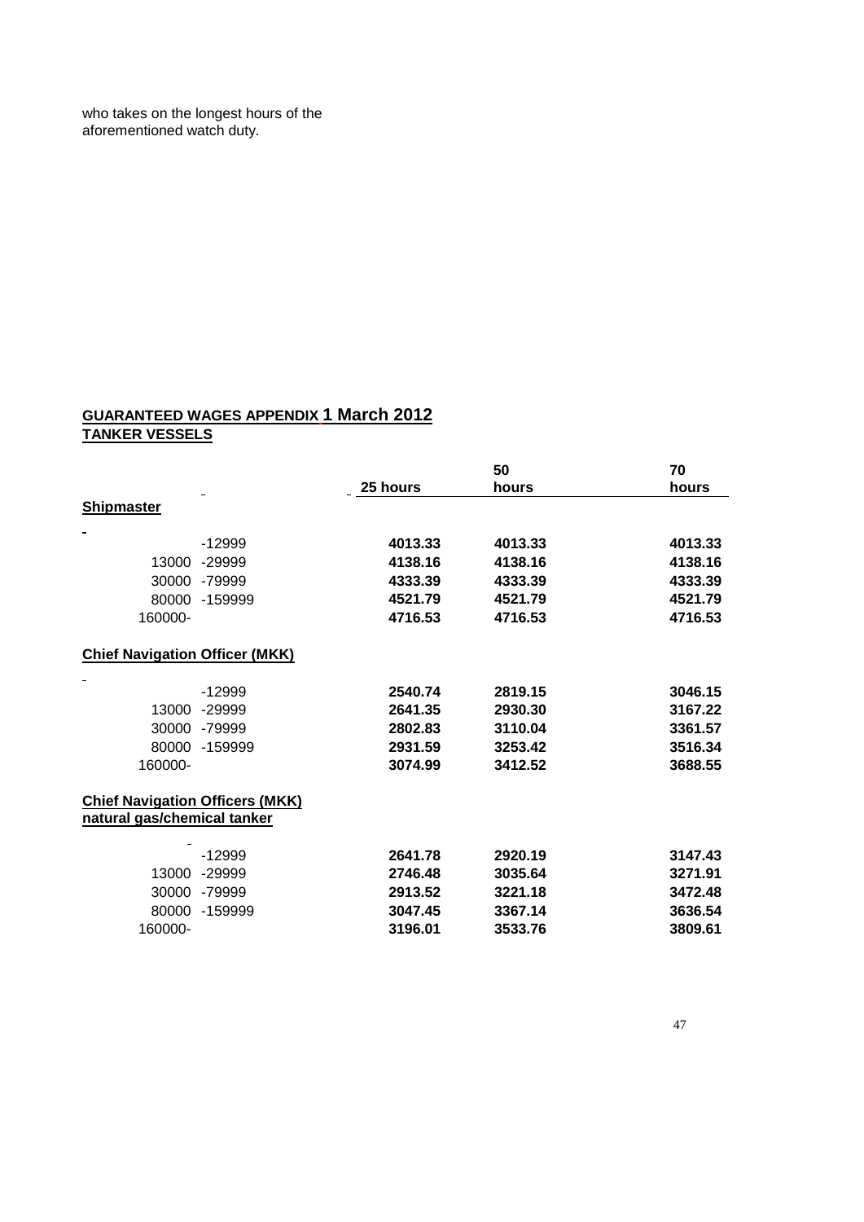who takes on the longest hours of the aforementioned watch duty.

**GUARANTEED WAGES APPENDIX 1 March 2012**
**TANKER VESSELS**

| | 25 hours | 50 hours | 70 hours |
|---|---|---|---|
| **Shipmaster** | | | |
| -12999 | **4013.33** | **4013.33** | **4013.33** |
| 13000 -29999 | **4138.16** | **4138.16** | **4138.16** |
| 30000 -79999 | **4333.39** | **4333.39** | **4333.39** |
| 80000 -159999 | **4521.79** | **4521.79** | **4521.79** |
| 160000- | **4716.53** | **4716.53** | **4716.53** |
| **Chief Navigation Officer (MKK)** | | | |
| -12999 | **2540.74** | **2819.15** | **3046.15** |
| 13000 -29999 | **2641.35** | **2930.30** | **3167.22** |
| 30000 -79999 | **2802.83** | **3110.04** | **3361.57** |
| 80000 -159999 | **2931.59** | **3253.42** | **3516.34** |
| 160000- | **3074.99** | **3412.52** | **3688.55** |
| **Chief Navigation Officers (MKK) natural gas/chemical tanker** | | | |
| -12999 | **2641.78** | **2920.19** | **3147.43** |
| 13000 -29999 | **2746.48** | **3035.64** | **3271.91** |
| 30000 -79999 | **2913.52** | **3221.18** | **3472.48** |
| 80000 -159999 | **3047.45** | **3367.14** | **3636.54** |
| 160000- | **3196.01** | **3533.76** | **3809.61** |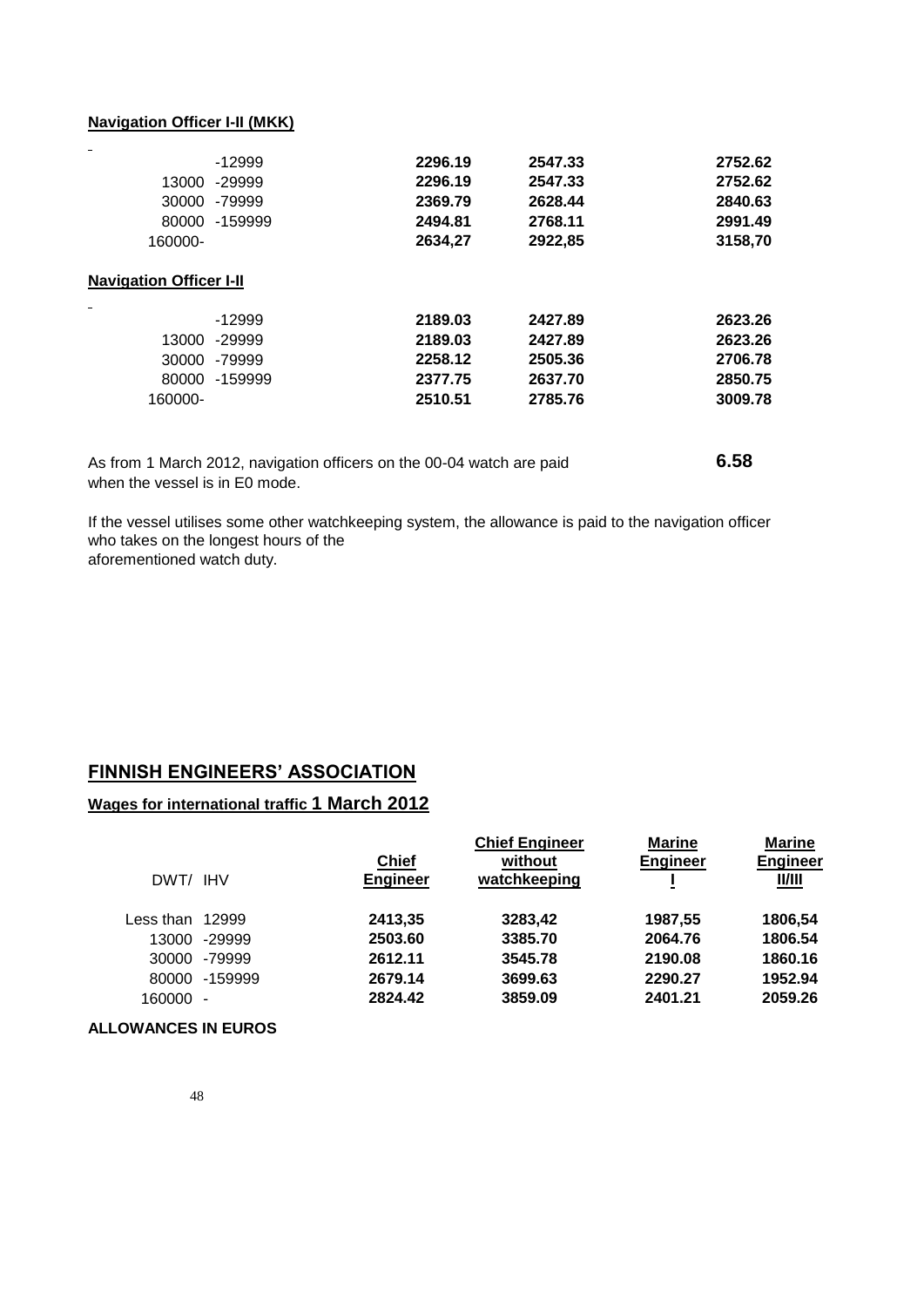**Navigation Officer I-II (MKK)**

| | | | |
|---|---|---|---|
| -12999 | 2296.19 | 2547.33 | 2752.62 |
| 13000 -29999 | 2296.19 | 2547.33 | 2752.62 |
| 30000 -79999 | 2369.79 | 2628.44 | 2840.63 |
| 80000 -159999 | 2494.81 | 2768.11 | 2991.49 |
| 160000- | 2634,27 | 2922,85 | 3158,70 |

**Navigation Officer I-II**

| | | | |
|---|---|---|---|
| -12999 | 2189.03 | 2427.89 | 2623.26 |
| 13000 -29999 | 2189.03 | 2427.89 | 2623.26 |
| 30000 -79999 | 2258.12 | 2505.36 | 2706.78 |
| 80000 -159999 | 2377.75 | 2637.70 | 2850.75 |
| 160000- | 2510.51 | 2785.76 | 3009.78 |

As from 1 March 2012, navigation officers on the 00-04 watch are paid when the vessel is in E0 mode. **6.58**

If the vessel utilises some other watchkeeping system, the allowance is paid to the navigation officer who takes on the longest hours of the aforementioned watch duty.

## FINNISH ENGINEERS' ASSOCIATION

**Wages for international traffic 1 March 2012**

| DWT/ IHV | Chief Engineer | Chief Engineer without watchkeeping | Marine Engineer I | Marine Engineer II/III |
|---|---|---|---|---|
| Less than 12999 | 2413,35 | 3283,42 | 1987,55 | 1806,54 |
| 13000 -29999 | 2503.60 | 3385.70 | 2064.76 | 1806.54 |
| 30000 -79999 | 2612.11 | 3545.78 | 2190.08 | 1860.16 |
| 80000 -159999 | 2679.14 | 3699.63 | 2290.27 | 1952.94 |
| 160000 - | 2824.42 | 3859.09 | 2401.21 | 2059.26 |

**ALLOWANCES IN EUROS**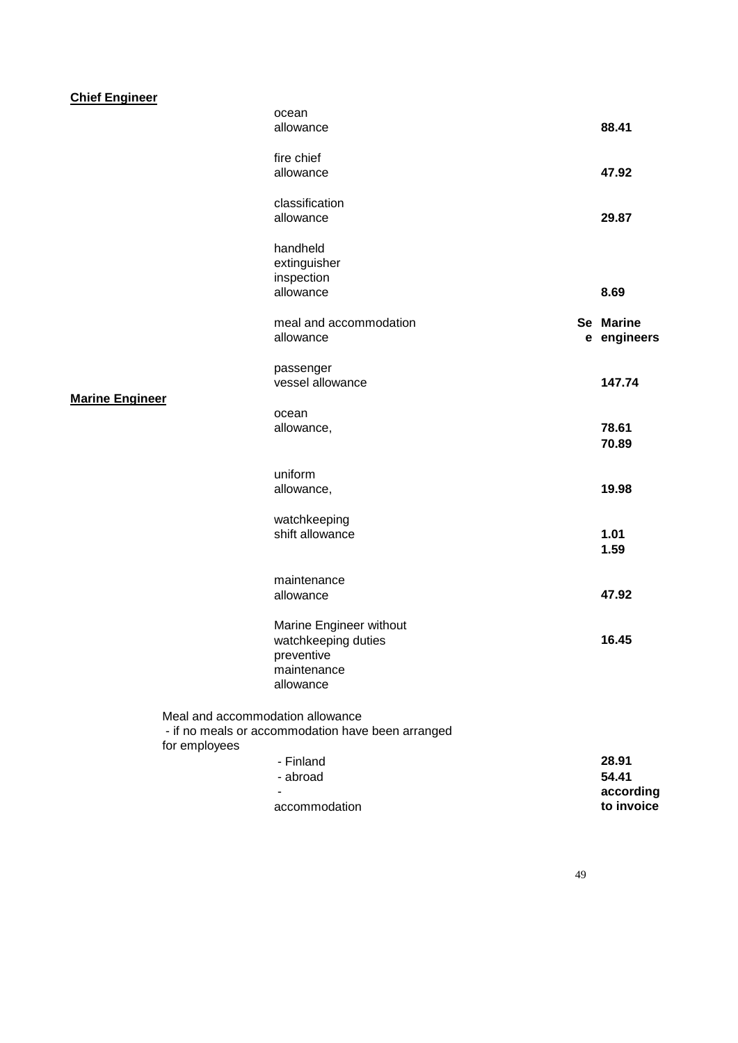**Chief Engineer**

| | | |
|---|---|---|
| ocean allowance | | **88.41** |
| fire chief allowance | | **47.92** |
| classification allowance | | **29.87** |
| handheld extinguisher inspection allowance | | **8.69** |
| meal and accommodation allowance | **See** | **Marine engineers** |
| passenger vessel allowance | | **147.74** |

**Marine Engineer**

| | |
|---|---|
| ocean allowance, | **78.61** **70.89** |
| uniform allowance, | **19.98** |
| watchkeeping shift allowance | **1.01** **1.59** |
| maintenance allowance | **47.92** |
| Marine Engineer without watchkeeping duties preventive maintenance allowance | **16.45** |

Meal and accommodation allowance
- if no meals or accommodation have been arranged for employees

| | |
|---|---|
| - Finland | **28.91** |
| - abroad | **54.41** |
| - accommodation | **according to invoice** |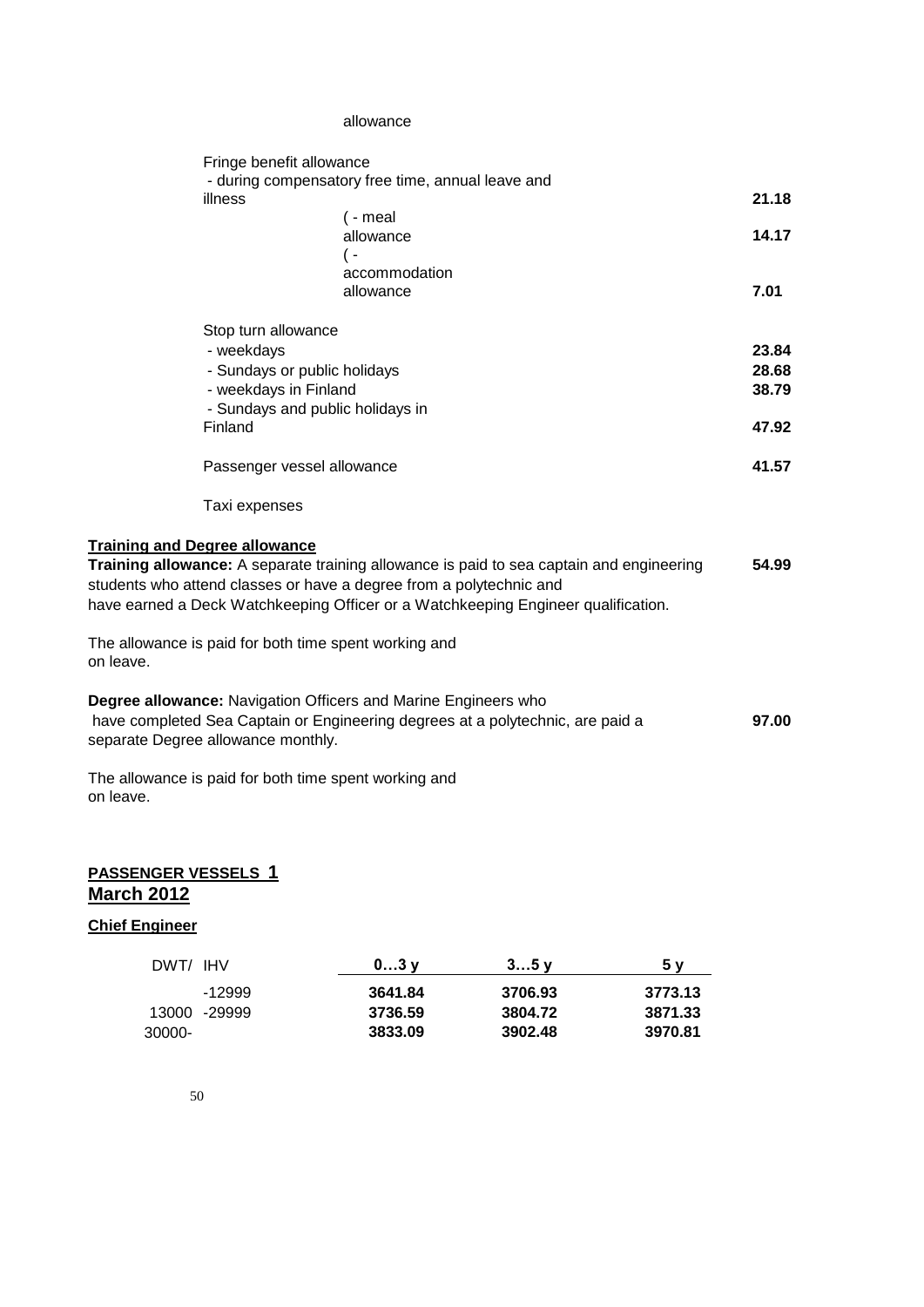allowance

| | |
|---|---|
| Fringe benefit allowance<br>- during compensatory free time, annual leave and illness | **21.18** |
| ( - meal allowance | **14.17** |
| ( - accommodation allowance | **7.01** |
| Stop turn allowance | |
| - weekdays | **23.84** |
| - Sundays or public holidays | **28.68** |
| - weekdays in Finland | **38.79** |
| - Sundays and public holidays in Finland | **47.92** |
| Passenger vessel allowance | **41.57** |
| Taxi expenses | |

**Training and Degree allowance**

**Training allowance:** A separate training allowance is paid to sea captain and engineering students who attend classes or have a degree from a polytechnic and have earned a Deck Watchkeeping Officer or a Watchkeeping Engineer qualification. **54.99**

The allowance is paid for both time spent working and on leave.

**Degree allowance:** Navigation Officers and Marine Engineers who have completed Sea Captain or Engineering degrees at a polytechnic, are paid a separate Degree allowance monthly. **97.00**

The allowance is paid for both time spent working and on leave.

## PASSENGER VESSELS 1
## March 2012

### Chief Engineer

| DWT/ IHV | 0…3 y | 3…5 y | 5 y |
|---|---|---|---|
| -12999 | **3641.84** | **3706.93** | **3773.13** |
| 13000 -29999 | **3736.59** | **3804.72** | **3871.33** |
| 30000- | **3833.09** | **3902.48** | **3970.81** |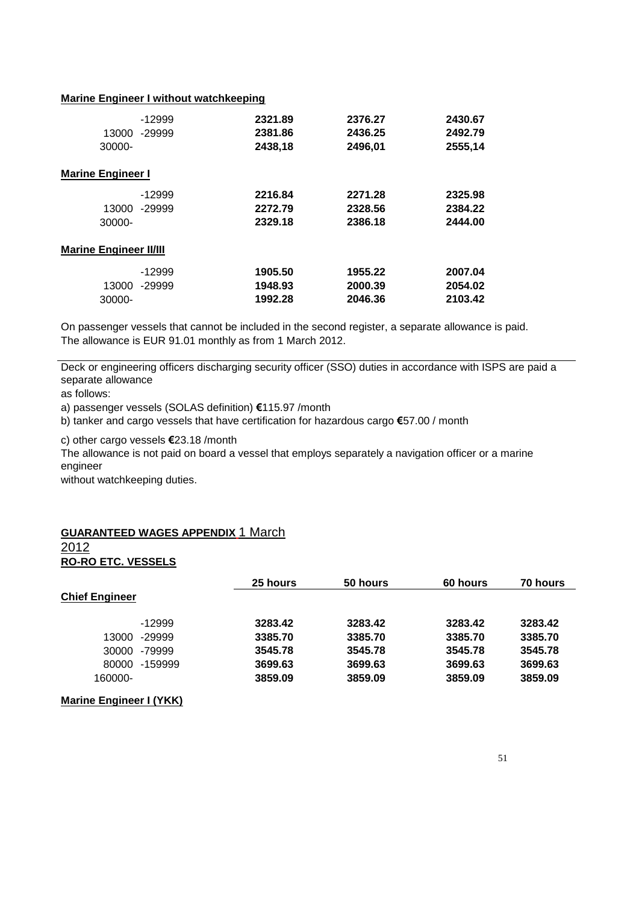**Marine Engineer I without watchkeeping**

| | | | |
|---|---|---|---|
| -12999 | **2321.89** | **2376.27** | **2430.67** |
| 13000 -29999 | **2381.86** | **2436.25** | **2492.79** |
| 30000- | **2438,18** | **2496,01** | **2555,14** |

**Marine Engineer I**

| | | | |
|---|---|---|---|
| -12999 | **2216.84** | **2271.28** | **2325.98** |
| 13000 -29999 | **2272.79** | **2328.56** | **2384.22** |
| 30000- | **2329.18** | **2386.18** | **2444.00** |

**Marine Engineer II/III**

| | | | |
|---|---|---|---|
| -12999 | **1905.50** | **1955.22** | **2007.04** |
| 13000 -29999 | **1948.93** | **2000.39** | **2054.02** |
| 30000- | **1992.28** | **2046.36** | **2103.42** |

On passenger vessels that cannot be included in the second register, a separate allowance is paid. The allowance is EUR 91.01 monthly as from 1 March 2012.

---

Deck or engineering officers discharging security officer (SSO) duties in accordance with ISPS are paid a separate allowance
as follows:

a) passenger vessels (SOLAS definition) **€**115.97 /month

b) tanker and cargo vessels that have certification for hazardous cargo **€**57.00 / month

c) other cargo vessels **€**23.18 /month

The allowance is not paid on board a vessel that employs separately a navigation officer or a marine engineer
without watchkeeping duties.

**GUARANTEED WAGES APPENDIX** 1 March 2012
**RO-RO ETC. VESSELS**

| | 25 hours | 50 hours | 60 hours | 70 hours |
|---|---|---|---|---|
| **Chief Engineer** | | | | |
| -12999 | **3283.42** | **3283.42** | **3283.42** | **3283.42** |
| 13000 -29999 | **3385.70** | **3385.70** | **3385.70** | **3385.70** |
| 30000 -79999 | **3545.78** | **3545.78** | **3545.78** | **3545.78** |
| 80000 -159999 | **3699.63** | **3699.63** | **3699.63** | **3699.63** |
| 160000- | **3859.09** | **3859.09** | **3859.09** | **3859.09** |

**Marine Engineer I (YKK)**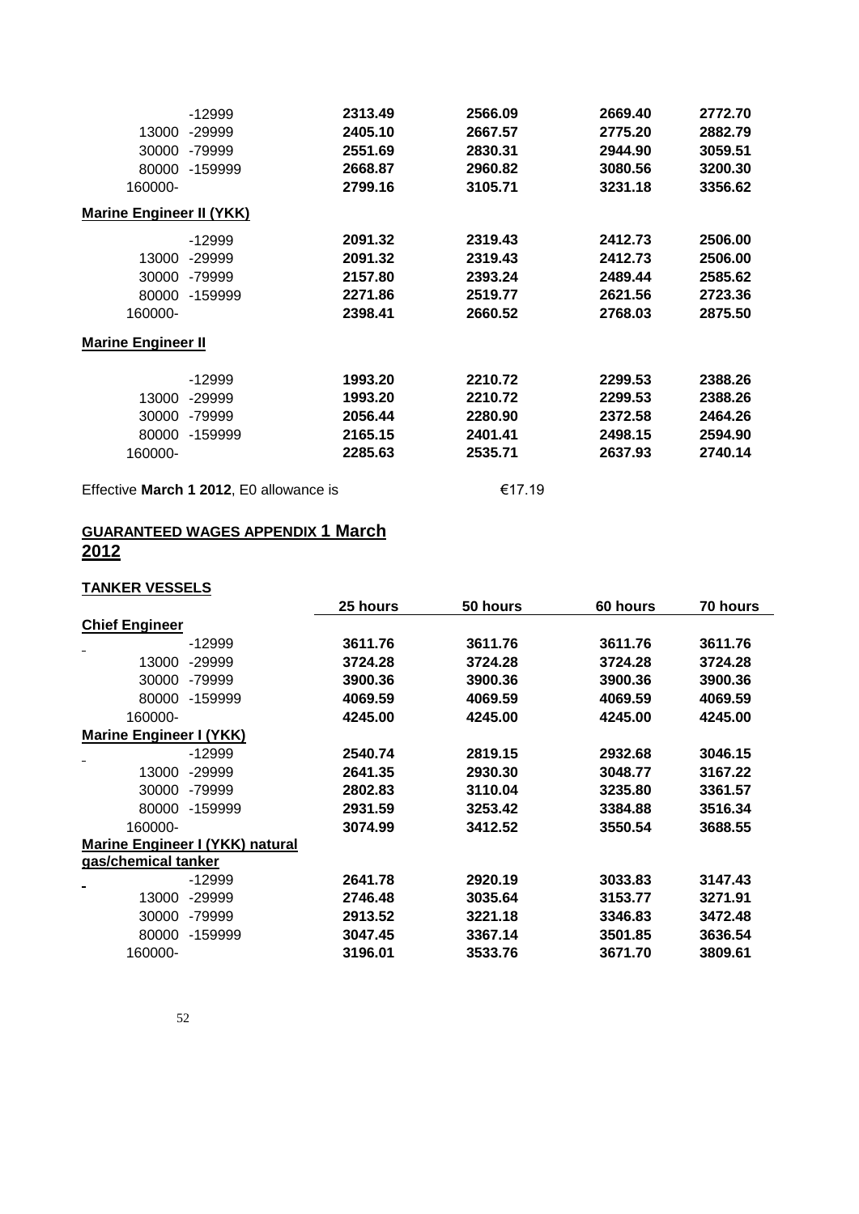| | | | | |
|---|---|---|---|---|
| -12999 | 2313.49 | 2566.09 | 2669.40 | 2772.70 |
| 13000 -29999 | 2405.10 | 2667.57 | 2775.20 | 2882.79 |
| 30000 -79999 | 2551.69 | 2830.31 | 2944.90 | 3059.51 |
| 80000 -159999 | 2668.87 | 2960.82 | 3080.56 | 3200.30 |
| 160000- | 2799.16 | 3105.71 | 3231.18 | 3356.62 |
| **Marine Engineer II (YKK)** | | | | |
| -12999 | 2091.32 | 2319.43 | 2412.73 | 2506.00 |
| 13000 -29999 | 2091.32 | 2319.43 | 2412.73 | 2506.00 |
| 30000 -79999 | 2157.80 | 2393.24 | 2489.44 | 2585.62 |
| 80000 -159999 | 2271.86 | 2519.77 | 2621.56 | 2723.36 |
| 160000- | 2398.41 | 2660.52 | 2768.03 | 2875.50 |
| **Marine Engineer II** | | | | |
| -12999 | 1993.20 | 2210.72 | 2299.53 | 2388.26 |
| 13000 -29999 | 1993.20 | 2210.72 | 2299.53 | 2388.26 |
| 30000 -79999 | 2056.44 | 2280.90 | 2372.58 | 2464.26 |
| 80000 -159999 | 2165.15 | 2401.41 | 2498.15 | 2594.90 |
| 160000- | 2285.63 | 2535.71 | 2637.93 | 2740.14 |

Effective **March 1 2012**, E0 allowance is €17.19

## GUARANTEED WAGES APPENDIX 1 March 2012

### TANKER VESSELS

| | 25 hours | 50 hours | 60 hours | 70 hours |
|---|---|---|---|---|
| **Chief Engineer** | | | | |
| -12999 | 3611.76 | 3611.76 | 3611.76 | 3611.76 |
| 13000 -29999 | 3724.28 | 3724.28 | 3724.28 | 3724.28 |
| 30000 -79999 | 3900.36 | 3900.36 | 3900.36 | 3900.36 |
| 80000 -159999 | 4069.59 | 4069.59 | 4069.59 | 4069.59 |
| 160000- | 4245.00 | 4245.00 | 4245.00 | 4245.00 |
| **Marine Engineer I (YKK)** | | | | |
| -12999 | 2540.74 | 2819.15 | 2932.68 | 3046.15 |
| 13000 -29999 | 2641.35 | 2930.30 | 3048.77 | 3167.22 |
| 30000 -79999 | 2802.83 | 3110.04 | 3235.80 | 3361.57 |
| 80000 -159999 | 2931.59 | 3253.42 | 3384.88 | 3516.34 |
| 160000- | 3074.99 | 3412.52 | 3550.54 | 3688.55 |
| **Marine Engineer I (YKK) natural gas/chemical tanker** | | | | |
| -12999 | 2641.78 | 2920.19 | 3033.83 | 3147.43 |
| 13000 -29999 | 2746.48 | 3035.64 | 3153.77 | 3271.91 |
| 30000 -79999 | 2913.52 | 3221.18 | 3346.83 | 3472.48 |
| 80000 -159999 | 3047.45 | 3367.14 | 3501.85 | 3636.54 |
| 160000- | 3196.01 | 3533.76 | 3671.70 | 3809.61 |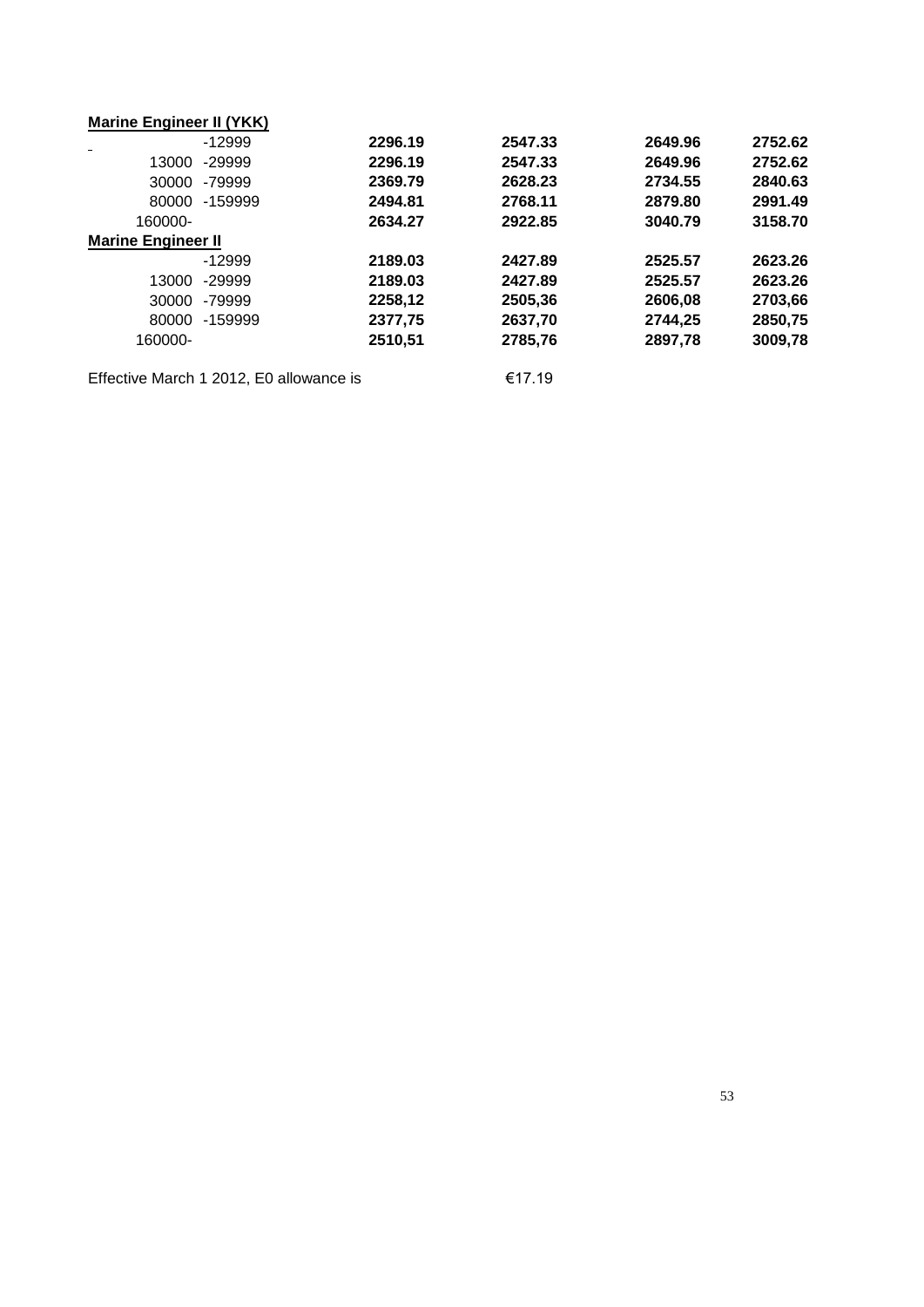**Marine Engineer II (YKK)**

| | | | | |
|---|---|---|---|---|
| -12999 | **2296.19** | **2547.33** | **2649.96** | **2752.62** |
| 13000 -29999 | **2296.19** | **2547.33** | **2649.96** | **2752.62** |
| 30000 -79999 | **2369.79** | **2628.23** | **2734.55** | **2840.63** |
| 80000 -159999 | **2494.81** | **2768.11** | **2879.80** | **2991.49** |
| 160000- | **2634.27** | **2922.85** | **3040.79** | **3158.70** |

**Marine Engineer II**

| | | | | |
|---|---|---|---|---|
| -12999 | **2189.03** | **2427.89** | **2525.57** | **2623.26** |
| 13000 -29999 | **2189.03** | **2427.89** | **2525.57** | **2623.26** |
| 30000 -79999 | **2258,12** | **2505,36** | **2606,08** | **2703,66** |
| 80000 -159999 | **2377,75** | **2637,70** | **2744,25** | **2850,75** |
| 160000- | **2510,51** | **2785,76** | **2897,78** | **3009,78** |

Effective March 1 2012, E0 allowance is €17.19